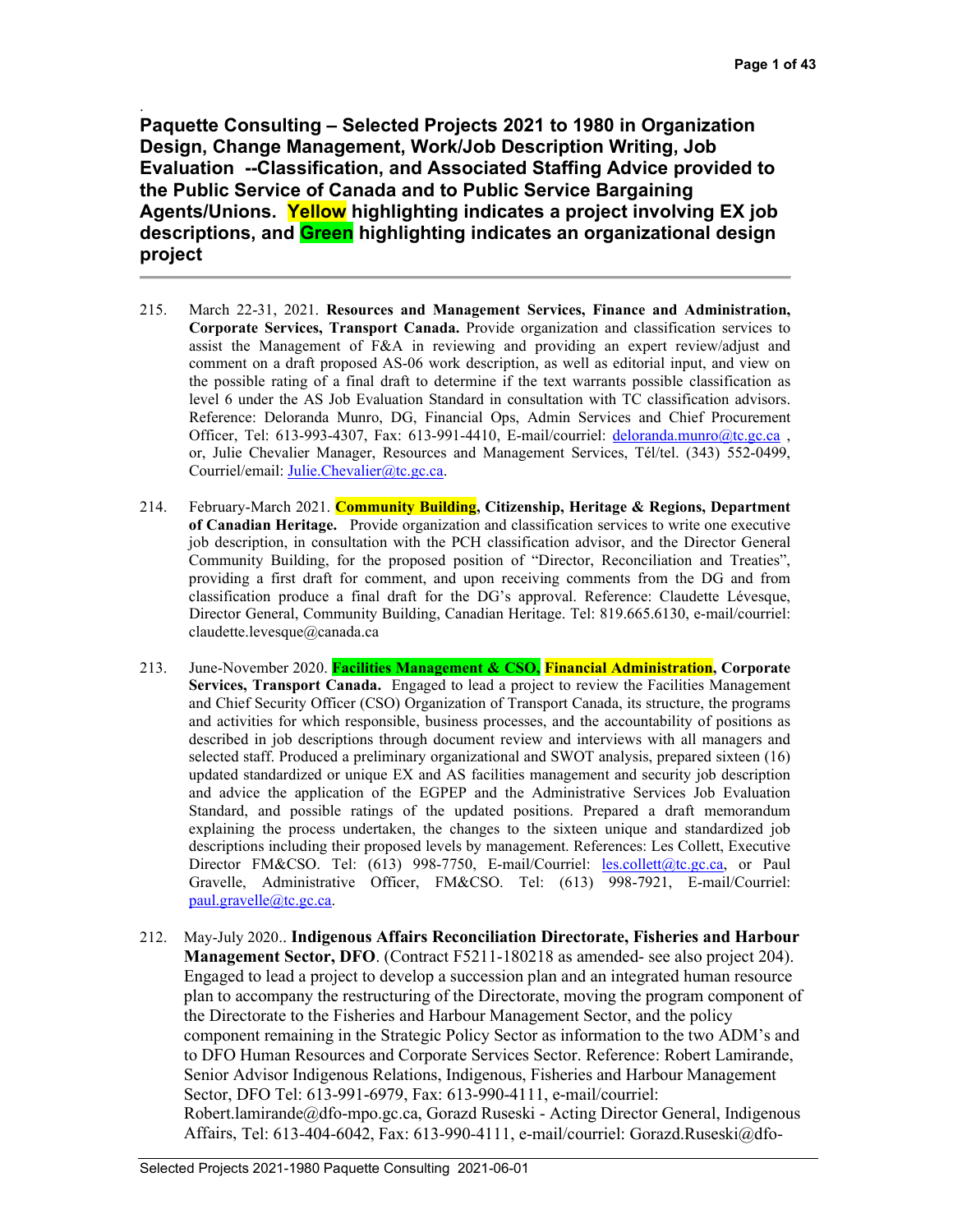.

# Paquette Consulting – Selected Projects 2021 to 1980 in Organization Design, Change Management, Work/Job Description Writing, Job Evaluation --Classification, and Associated Staffing Advice provided to the Public Service of Canada and to Public Service Bargaining Agents/Unions. Yellow highlighting indicates a project involving EX job descriptions, and Green highlighting indicates an organizational design project

215. March 22-31, 2021. **Resources and Management Services, Finance and Administration, Corporate Services, Transport Canada.** Provide organization and classification services to assist the Management of F&A in reviewing and providing an expert review/adjust and comment on a draft proposed AS-06 work description, as well as editorial input, and view on the possible rating of a final draft to determine if the text warrants possible classification as level 6 under the AS Job Evaluation Standard in consultation with TC classification advisors. Reference: Deloranda Munro, DG, Financial Ops, Admin Services and Chief Procurement Officer, Tel: 613-993-4307, Fax: 613-991-4410, E-mail/courriel: deloranda.munro@tc.gc.ca , or, Julie Chevalier Manager, Resources and Management Services, Tél/tel. (343) 552-0499, Courriel/email: Julie.Chevalier@tc.gc.ca.

214. February-March 2021. **Community Building, Citizenship, Heritage & Regions, Department of Canadian Heritage.** Provide organization and classification services to write one executive job description, in consultation with the PCH classification advisor, and the Director General Community Building, for the proposed position of "Director, Reconciliation and Treaties", providing a first draft for comment, and upon receiving comments from the DG and from classification produce a final draft for the DG's approval. Reference: Claudette Lévesque, Director General, Community Building, Canadian Heritage. Tel: 819.665.6130, e-mail/courriel: claudette.levesque@canada.ca

213. June-November 2020. **Facilities Management & CSO, Financial Administration, Corporate Services, Transport Canada.** Engaged to lead a project to review the Facilities Management and Chief Security Officer (CSO) Organization of Transport Canada, its structure, the programs and activities for which responsible, business processes, and the accountability of positions as described in job descriptions through document review and interviews with all managers and selected staff. Produced a preliminary organizational and SWOT analysis, prepared sixteen (16) updated standardized or unique EX and AS facilities management and security job description and advice the application of the EGPEP and the Administrative Services Job Evaluation Standard, and possible ratings of the updated positions. Prepared a draft memorandum explaining the process undertaken, the changes to the sixteen unique and standardized job descriptions including their proposed levels by management. References: Les Collett, Executive Director FM&CSO. Tel: (613) 998-7750, E-mail/Courriel: les.collett@tc.gc.ca, or Paul Gravelle, Administrative Officer, FM&CSO. Tel: (613) 998-7921, E-mail/Courriel: paul.gravelle@tc.gc.ca.

212. May-July 2020.. **Indigenous Affairs Reconciliation Directorate, Fisheries and Harbour Management Sector, DFO**. (Contract F5211-180218 as amended- see also project 204). Engaged to lead a project to develop a succession plan and an integrated human resource plan to accompany the restructuring of the Directorate, moving the program component of the Directorate to the Fisheries and Harbour Management Sector, and the policy component remaining in the Strategic Policy Sector as information to the two ADM's and to DFO Human Resources and Corporate Services Sector. Reference: Robert Lamirande, Senior Advisor Indigenous Relations, Indigenous, Fisheries and Harbour Management Sector, DFO Tel: 613-991-6979, Fax: 613-990-4111, e-mail/courriel: Robert.lamirande@dfo-mpo.gc.ca, Gorazd Ruseski - Acting Director General, Indigenous Affairs, Tel: 613-404-6042, Fax: 613-990-4111, e-mail/courriel: Gorazd.Ruseski@dfo-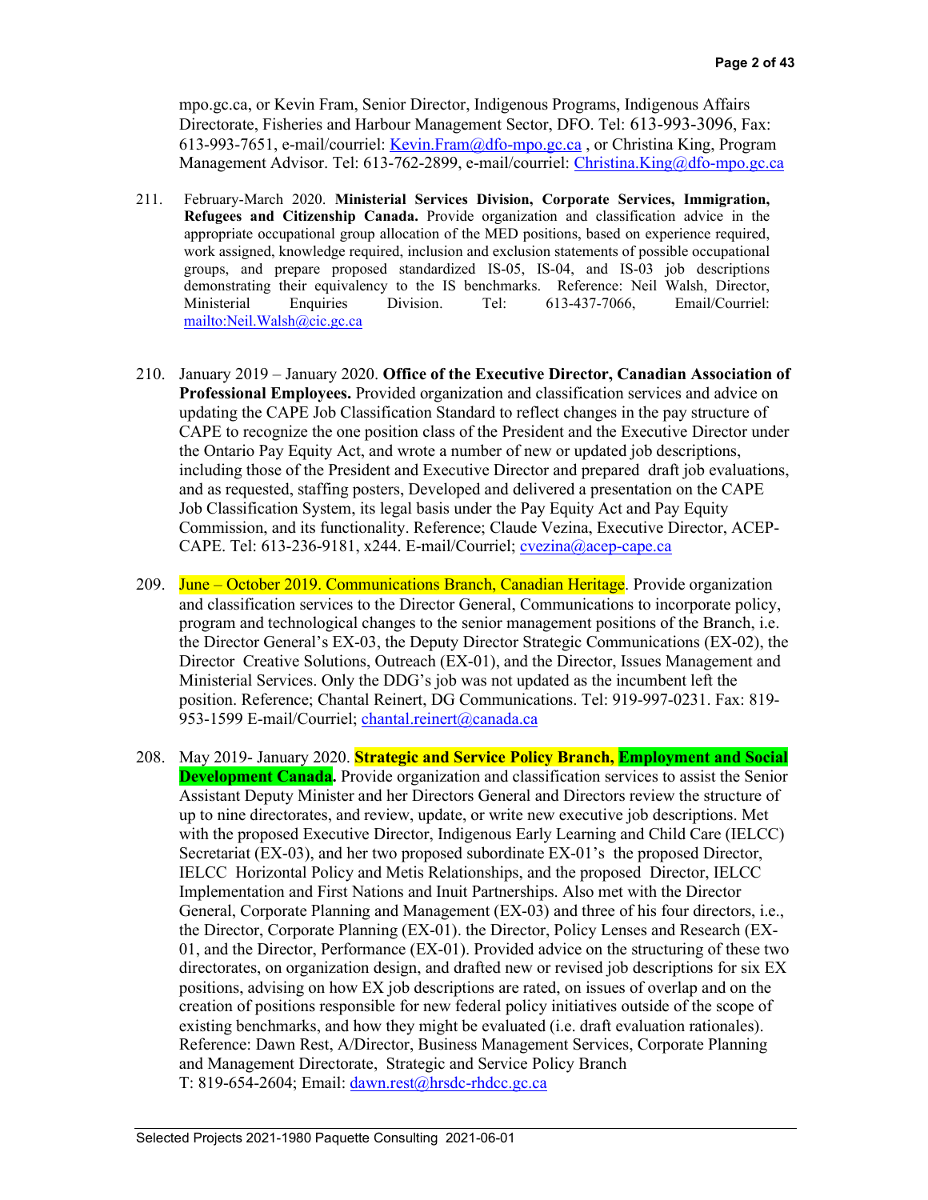mpo.gc.ca, or Kevin Fram, Senior Director, Indigenous Programs, Indigenous Affairs Directorate, Fisheries and Harbour Management Sector, DFO. Tel: 613-993-3096, Fax: 613-993-7651, e-mail/courriel: Kevin.Fram@dfo-mpo.gc.ca , or Christina King, Program Management Advisor. Tel: 613-762-2899, e-mail/courriel: Christina.King@dfo-mpo.gc.ca

211. February-March 2020. **Ministerial Services Division, Corporate Services, Immigration, Refugees and Citizenship Canada.** Provide organization and classification advice in the appropriate occupational group allocation of the MED positions, based on experience required, work assigned, knowledge required, inclusion and exclusion statements of possible occupational groups, and prepare proposed standardized IS-05, IS-04, and IS-03 job descriptions demonstrating their equivalency to the IS benchmarks. Reference: Neil Walsh, Director, Ministerial Enquiries Division. Tel: 613-437-7066, Email/Courriel: mailto:Neil.Walsh@cic.gc.ca

210. January 2019 – January 2020. **Office of the Executive Director, Canadian Association of Professional Employees.** Provided organization and classification services and advice on updating the CAPE Job Classification Standard to reflect changes in the pay structure of CAPE to recognize the one position class of the President and the Executive Director under the Ontario Pay Equity Act, and wrote a number of new or updated job descriptions, including those of the President and Executive Director and prepared draft job evaluations, and as requested, staffing posters, Developed and delivered a presentation on the CAPE Job Classification System, its legal basis under the Pay Equity Act and Pay Equity Commission, and its functionality. Reference; Claude Vezina, Executive Director, ACEP-CAPE. Tel: 613-236-9181, x244. E-mail/Courriel; cvezina@acep-cape.ca

209. June – October 2019. Communications Branch, Canadian Heritage. Provide organization and classification services to the Director General, Communications to incorporate policy, program and technological changes to the senior management positions of the Branch, i.e. the Director General's EX-03, the Deputy Director Strategic Communications (EX-02), the Director Creative Solutions, Outreach (EX-01), and the Director, Issues Management and Ministerial Services. Only the DDG's job was not updated as the incumbent left the position. Reference; Chantal Reinert, DG Communications. Tel: 919-997-0231. Fax: 819-953-1599 E-mail/Courriel; chantal.reinert@canada.ca

208. May 2019- January 2020. **Strategic and Service Policy Branch, Employment and Social Development Canada.** Provide organization and classification services to assist the Senior Assistant Deputy Minister and her Directors General and Directors review the structure of up to nine directorates, and review, update, or write new executive job descriptions. Met with the proposed Executive Director, Indigenous Early Learning and Child Care (IELCC) Secretariat (EX-03), and her two proposed subordinate EX-01's the proposed Director, IELCC Horizontal Policy and Metis Relationships, and the proposed Director, IELCC Implementation and First Nations and Inuit Partnerships. Also met with the Director General, Corporate Planning and Management (EX-03) and three of his four directors, i.e., the Director, Corporate Planning (EX-01). the Director, Policy Lenses and Research (EX-01, and the Director, Performance (EX-01). Provided advice on the structuring of these two directorates, on organization design, and drafted new or revised job descriptions for six EX positions, advising on how EX job descriptions are rated, on issues of overlap and on the creation of positions responsible for new federal policy initiatives outside of the scope of existing benchmarks, and how they might be evaluated (i.e. draft evaluation rationales). Reference: Dawn Rest, A/Director, Business Management Services, Corporate Planning and Management Directorate, Strategic and Service Policy Branch
T: 819-654-2604; Email: dawn.rest@hrsdc-rhdcc.gc.ca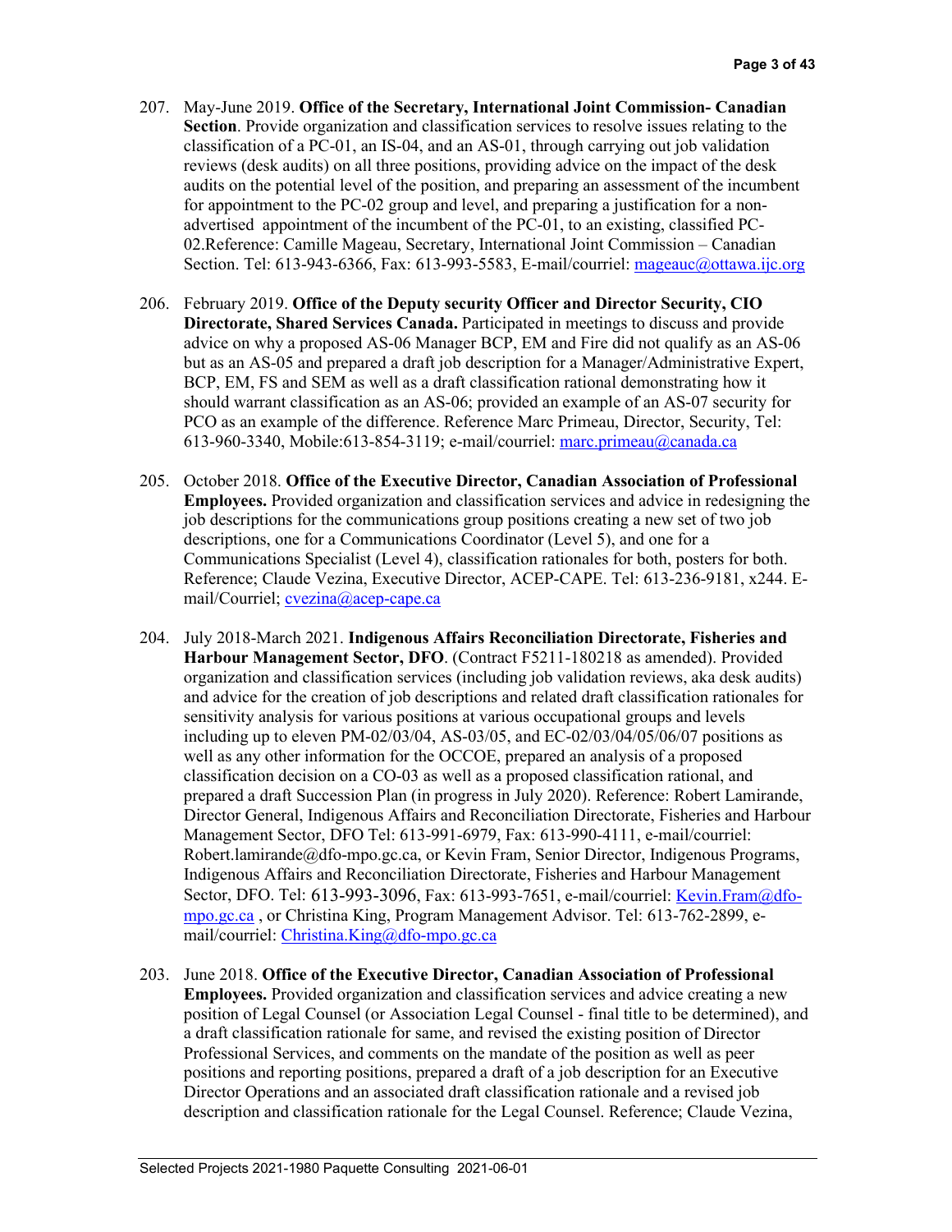207. May-June 2019. **Office of the Secretary, International Joint Commission- Canadian Section**. Provide organization and classification services to resolve issues relating to the classification of a PC-01, an IS-04, and an AS-01, through carrying out job validation reviews (desk audits) on all three positions, providing advice on the impact of the desk audits on the potential level of the position, and preparing an assessment of the incumbent for appointment to the PC-02 group and level, and preparing a justification for a non-advertised appointment of the incumbent of the PC-01, to an existing, classified PC-02.Reference: Camille Mageau, Secretary, International Joint Commission – Canadian Section. Tel: 613-943-6366, Fax: 613-993-5583, E-mail/courriel: mageauc@ottawa.ijc.org

206. February 2019. **Office of the Deputy security Officer and Director Security, CIO Directorate, Shared Services Canada.** Participated in meetings to discuss and provide advice on why a proposed AS-06 Manager BCP, EM and Fire did not qualify as an AS-06 but as an AS-05 and prepared a draft job description for a Manager/Administrative Expert, BCP, EM, FS and SEM as well as a draft classification rational demonstrating how it should warrant classification as an AS-06; provided an example of an AS-07 security for PCO as an example of the difference. Reference Marc Primeau, Director, Security, Tel: 613-960-3340, Mobile:613-854-3119; e-mail/courriel: marc.primeau@canada.ca

205. October 2018. **Office of the Executive Director, Canadian Association of Professional Employees.** Provided organization and classification services and advice in redesigning the job descriptions for the communications group positions creating a new set of two job descriptions, one for a Communications Coordinator (Level 5), and one for a Communications Specialist (Level 4), classification rationales for both, posters for both. Reference; Claude Vezina, Executive Director, ACEP-CAPE. Tel: 613-236-9181, x244. E-mail/Courriel; cvezina@acep-cape.ca

204. July 2018-March 2021. **Indigenous Affairs Reconciliation Directorate, Fisheries and Harbour Management Sector, DFO**. (Contract F5211-180218 as amended). Provided organization and classification services (including job validation reviews, aka desk audits) and advice for the creation of job descriptions and related draft classification rationales for sensitivity analysis for various positions at various occupational groups and levels including up to eleven PM-02/03/04, AS-03/05, and EC-02/03/04/05/06/07 positions as well as any other information for the OCCOE, prepared an analysis of a proposed classification decision on a CO-03 as well as a proposed classification rational, and prepared a draft Succession Plan (in progress in July 2020). Reference: Robert Lamirande, Director General, Indigenous Affairs and Reconciliation Directorate, Fisheries and Harbour Management Sector, DFO Tel: 613-991-6979, Fax: 613-990-4111, e-mail/courriel: Robert.lamirande@dfo-mpo.gc.ca, or Kevin Fram, Senior Director, Indigenous Programs, Indigenous Affairs and Reconciliation Directorate, Fisheries and Harbour Management Sector, DFO. Tel: 613-993-3096, Fax: 613-993-7651, e-mail/courriel: Kevin.Fram@dfo-mpo.gc.ca , or Christina King, Program Management Advisor. Tel: 613-762-2899, e-mail/courriel: Christina.King@dfo-mpo.gc.ca

203. June 2018. **Office of the Executive Director, Canadian Association of Professional Employees.** Provided organization and classification services and advice creating a new position of Legal Counsel (or Association Legal Counsel - final title to be determined), and a draft classification rationale for same, and revised the existing position of Director Professional Services, and comments on the mandate of the position as well as peer positions and reporting positions, prepared a draft of a job description for an Executive Director Operations and an associated draft classification rationale and a revised job description and classification rationale for the Legal Counsel. Reference; Claude Vezina,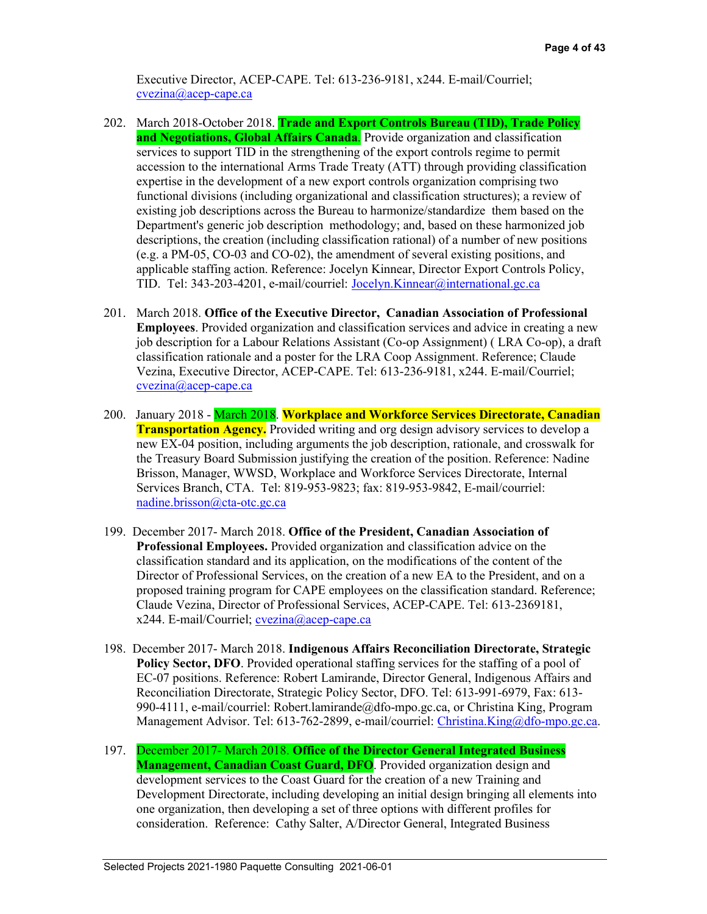Executive Director, ACEP-CAPE. Tel: 613-236-9181, x244. E-mail/Courriel; cvezina@acep-cape.ca

202. March 2018-October 2018. **Trade and Export Controls Bureau (TID), Trade Policy and Negotiations, Global Affairs Canada**. Provide organization and classification services to support TID in the strengthening of the export controls regime to permit accession to the international Arms Trade Treaty (ATT) through providing classification expertise in the development of a new export controls organization comprising two functional divisions (including organizational and classification structures); a review of existing job descriptions across the Bureau to harmonize/standardize them based on the Department's generic job description methodology; and, based on these harmonized job descriptions, the creation (including classification rational) of a number of new positions (e.g. a PM-05, CO-03 and CO-02), the amendment of several existing positions, and applicable staffing action. Reference: Jocelyn Kinnear, Director Export Controls Policy, TID. Tel: 343-203-4201, e-mail/courriel: Jocelyn.Kinnear@international.gc.ca

201. March 2018. **Office of the Executive Director, Canadian Association of Professional Employees**. Provided organization and classification services and advice in creating a new job description for a Labour Relations Assistant (Co-op Assignment) ( LRA Co-op), a draft classification rationale and a poster for the LRA Coop Assignment. Reference; Claude Vezina, Executive Director, ACEP-CAPE. Tel: 613-236-9181, x244. E-mail/Courriel; cvezina@acep-cape.ca

200. January 2018 - March 2018. **Workplace and Workforce Services Directorate, Canadian Transportation Agency.** Provided writing and org design advisory services to develop a new EX-04 position, including arguments the job description, rationale, and crosswalk for the Treasury Board Submission justifying the creation of the position. Reference: Nadine Brisson, Manager, WWSD, Workplace and Workforce Services Directorate, Internal Services Branch, CTA. Tel: 819-953-9823; fax: 819-953-9842, E-mail/courriel: nadine.brisson@cta-otc.gc.ca

199. December 2017- March 2018. **Office of the President, Canadian Association of Professional Employees.** Provided organization and classification advice on the classification standard and its application, on the modifications of the content of the Director of Professional Services, on the creation of a new EA to the President, and on a proposed training program for CAPE employees on the classification standard. Reference; Claude Vezina, Director of Professional Services, ACEP-CAPE. Tel: 613-2369181, x244. E-mail/Courriel; cvezina@acep-cape.ca

198. December 2017- March 2018. **Indigenous Affairs Reconciliation Directorate, Strategic Policy Sector, DFO**. Provided operational staffing services for the staffing of a pool of EC-07 positions. Reference: Robert Lamirande, Director General, Indigenous Affairs and Reconciliation Directorate, Strategic Policy Sector, DFO. Tel: 613-991-6979, Fax: 613-990-4111, e-mail/courriel: Robert.lamirande@dfo-mpo.gc.ca, or Christina King, Program Management Advisor. Tel: 613-762-2899, e-mail/courriel: Christina.King@dfo-mpo.gc.ca.

197. December 2017- March 2018. **Office of the Director General Integrated Business Management, Canadian Coast Guard, DFO**. Provided organization design and development services to the Coast Guard for the creation of a new Training and Development Directorate, including developing an initial design bringing all elements into one organization, then developing a set of three options with different profiles for consideration. Reference: Cathy Salter, A/Director General, Integrated Business

Selected Projects 2021-1980 Paquette Consulting 2021-06-01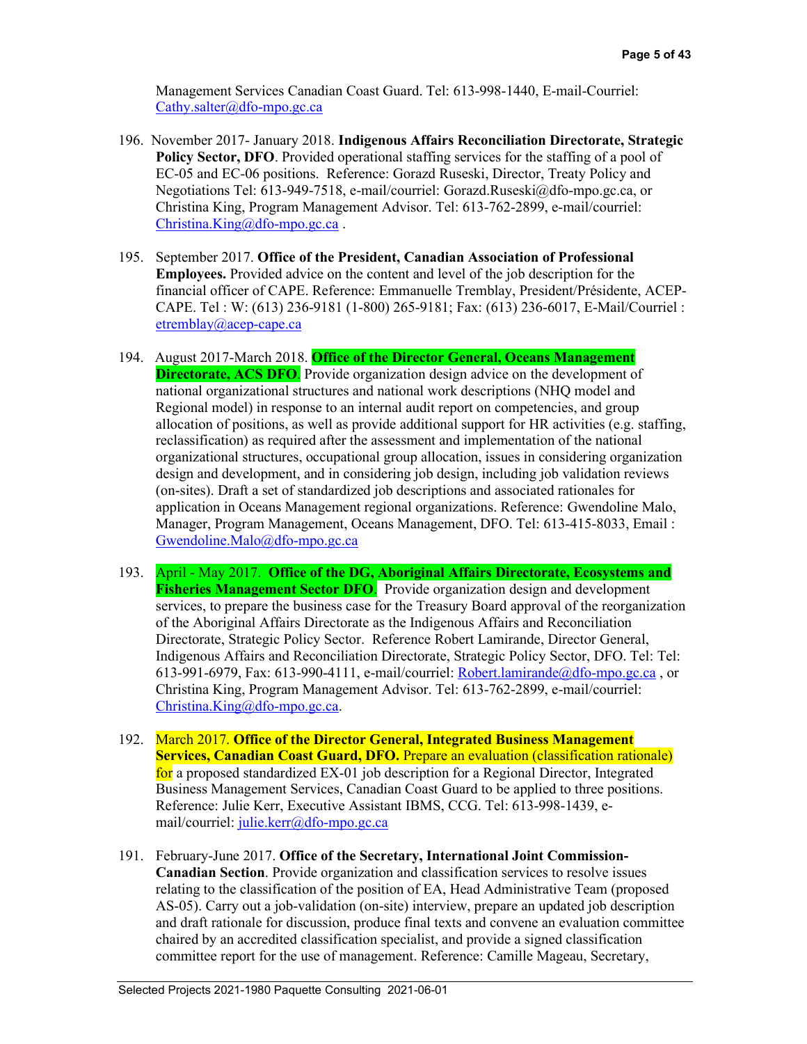Management Services Canadian Coast Guard. Tel: 613-998-1440, E-mail-Courriel: Cathy.salter@dfo-mpo.gc.ca

196. November 2017- January 2018. **Indigenous Affairs Reconciliation Directorate, Strategic Policy Sector, DFO**. Provided operational staffing services for the staffing of a pool of EC-05 and EC-06 positions. Reference: Gorazd Ruseski, Director, Treaty Policy and Negotiations Tel: 613-949-7518, e-mail/courriel: Gorazd.Ruseski@dfo-mpo.gc.ca, or Christina King, Program Management Advisor. Tel: 613-762-2899, e-mail/courriel: Christina.King@dfo-mpo.gc.ca .

195. September 2017. **Office of the President, Canadian Association of Professional Employees.** Provided advice on the content and level of the job description for the financial officer of CAPE. Reference: Emmanuelle Tremblay, President/Présidente, ACEP-CAPE. Tel : W: (613) 236-9181 (1-800) 265-9181; Fax: (613) 236-6017, E-Mail/Courriel : etremblay@acep-cape.ca

194. August 2017-March 2018. **Office of the Director General, Oceans Management Directorate, ACS DFO**. Provide organization design advice on the development of national organizational structures and national work descriptions (NHQ model and Regional model) in response to an internal audit report on competencies, and group allocation of positions, as well as provide additional support for HR activities (e.g. staffing, reclassification) as required after the assessment and implementation of the national organizational structures, occupational group allocation, issues in considering organization design and development, and in considering job design, including job validation reviews (on-sites). Draft a set of standardized job descriptions and associated rationales for application in Oceans Management regional organizations. Reference: Gwendoline Malo, Manager, Program Management, Oceans Management, DFO. Tel: 613-415-8033, Email : Gwendoline.Malo@dfo-mpo.gc.ca

193. April - May 2017. **Office of the DG, Aboriginal Affairs Directorate, Ecosystems and Fisheries Management Sector DFO**. Provide organization design and development services, to prepare the business case for the Treasury Board approval of the reorganization of the Aboriginal Affairs Directorate as the Indigenous Affairs and Reconciliation Directorate, Strategic Policy Sector. Reference Robert Lamirande, Director General, Indigenous Affairs and Reconciliation Directorate, Strategic Policy Sector, DFO. Tel: Tel: 613-991-6979, Fax: 613-990-4111, e-mail/courriel: Robert.lamirande@dfo-mpo.gc.ca , or Christina King, Program Management Advisor. Tel: 613-762-2899, e-mail/courriel: Christina.King@dfo-mpo.gc.ca.

192. March 2017. **Office of the Director General, Integrated Business Management Services, Canadian Coast Guard, DFO.** Prepare an evaluation (classification rationale) for a proposed standardized EX-01 job description for a Regional Director, Integrated Business Management Services, Canadian Coast Guard to be applied to three positions. Reference: Julie Kerr, Executive Assistant IBMS, CCG. Tel: 613-998-1439, e-mail/courriel: julie.kerr@dfo-mpo.gc.ca

191. February-June 2017. **Office of the Secretary, International Joint Commission-Canadian Section**. Provide organization and classification services to resolve issues relating to the classification of the position of EA, Head Administrative Team (proposed AS-05). Carry out a job-validation (on-site) interview, prepare an updated job description and draft rationale for discussion, produce final texts and convene an evaluation committee chaired by an accredited classification specialist, and provide a signed classification committee report for the use of management. Reference: Camille Mageau, Secretary,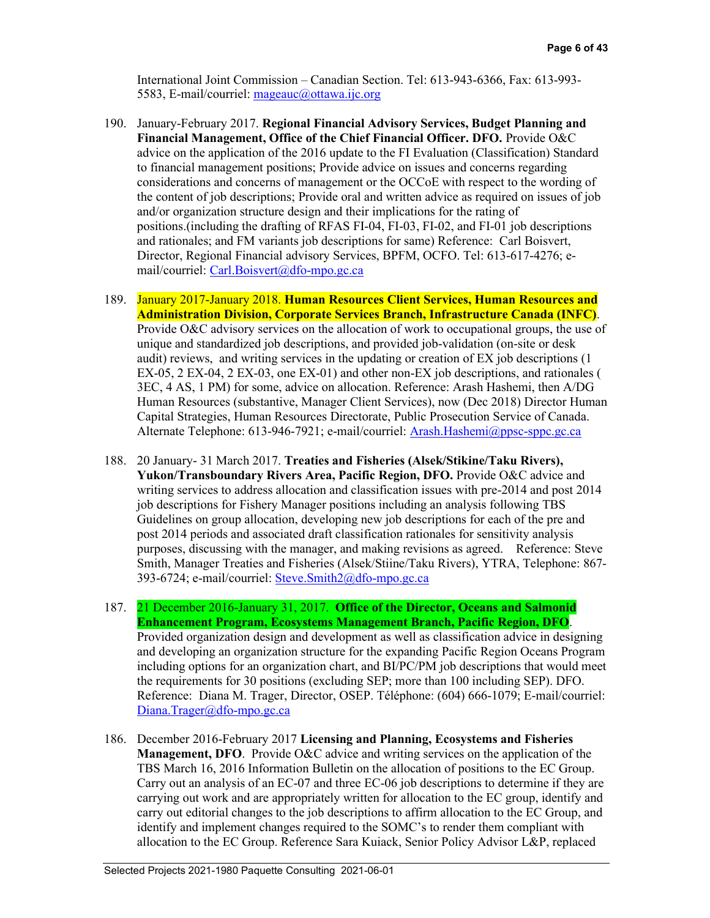International Joint Commission – Canadian Section. Tel: 613-943-6366, Fax: 613-993-5583, E-mail/courriel: mageauc@ottawa.ijc.org

190. January-February 2017. **Regional Financial Advisory Services, Budget Planning and Financial Management, Office of the Chief Financial Officer. DFO.** Provide O&C advice on the application of the 2016 update to the FI Evaluation (Classification) Standard to financial management positions; Provide advice on issues and concerns regarding considerations and concerns of management or the OCCoE with respect to the wording of the content of job descriptions; Provide oral and written advice as required on issues of job and/or organization structure design and their implications for the rating of positions.(including the drafting of RFAS FI-04, FI-03, FI-02, and FI-01 job descriptions and rationales; and FM variants job descriptions for same) Reference: Carl Boisvert, Director, Regional Financial advisory Services, BPFM, OCFO. Tel: 613-617-4276; e-mail/courriel: Carl.Boisvert@dfo-mpo.gc.ca

189. January 2017-January 2018. **Human Resources Client Services, Human Resources and Administration Division, Corporate Services Branch, Infrastructure Canada (INFC)**. Provide O&C advisory services on the allocation of work to occupational groups, the use of unique and standardized job descriptions, and provided job-validation (on-site or desk audit) reviews, and writing services in the updating or creation of EX job descriptions (1 EX-05, 2 EX-04, 2 EX-03, one EX-01) and other non-EX job descriptions, and rationales ( 3EC, 4 AS, 1 PM) for some, advice on allocation. Reference: Arash Hashemi, then A/DG Human Resources (substantive, Manager Client Services), now (Dec 2018) Director Human Capital Strategies, Human Resources Directorate, Public Prosecution Service of Canada. Alternate Telephone: 613-946-7921; e-mail/courriel: Arash.Hashemi@ppsc-sppc.gc.ca

188. 20 January- 31 March 2017. **Treaties and Fisheries (Alsek/Stikine/Taku Rivers), Yukon/Transboundary Rivers Area, Pacific Region, DFO.** Provide O&C advice and writing services to address allocation and classification issues with pre-2014 and post 2014 job descriptions for Fishery Manager positions including an analysis following TBS Guidelines on group allocation, developing new job descriptions for each of the pre and post 2014 periods and associated draft classification rationales for sensitivity analysis purposes, discussing with the manager, and making revisions as agreed. Reference: Steve Smith, Manager Treaties and Fisheries (Alsek/Stiine/Taku Rivers), YTRA, Telephone: 867-393-6724; e-mail/courriel: Steve.Smith2@dfo-mpo.gc.ca

187. 21 December 2016-January 31, 2017. **Office of the Director, Oceans and Salmonid Enhancement Program, Ecosystems Management Branch, Pacific Region, DFO**. Provided organization design and development as well as classification advice in designing and developing an organization structure for the expanding Pacific Region Oceans Program including options for an organization chart, and BI/PC/PM job descriptions that would meet the requirements for 30 positions (excluding SEP; more than 100 including SEP). DFO. Reference: Diana M. Trager, Director, OSEP. Téléphone: (604) 666-1079; E-mail/courriel: Diana.Trager@dfo-mpo.gc.ca

186. December 2016-February 2017 **Licensing and Planning, Ecosystems and Fisheries Management, DFO**. Provide O&C advice and writing services on the application of the TBS March 16, 2016 Information Bulletin on the allocation of positions to the EC Group. Carry out an analysis of an EC-07 and three EC-06 job descriptions to determine if they are carrying out work and are appropriately written for allocation to the EC group, identify and carry out editorial changes to the job descriptions to affirm allocation to the EC Group, and identify and implement changes required to the SOMC's to render them compliant with allocation to the EC Group. Reference Sara Kuiack, Senior Policy Advisor L&P, replaced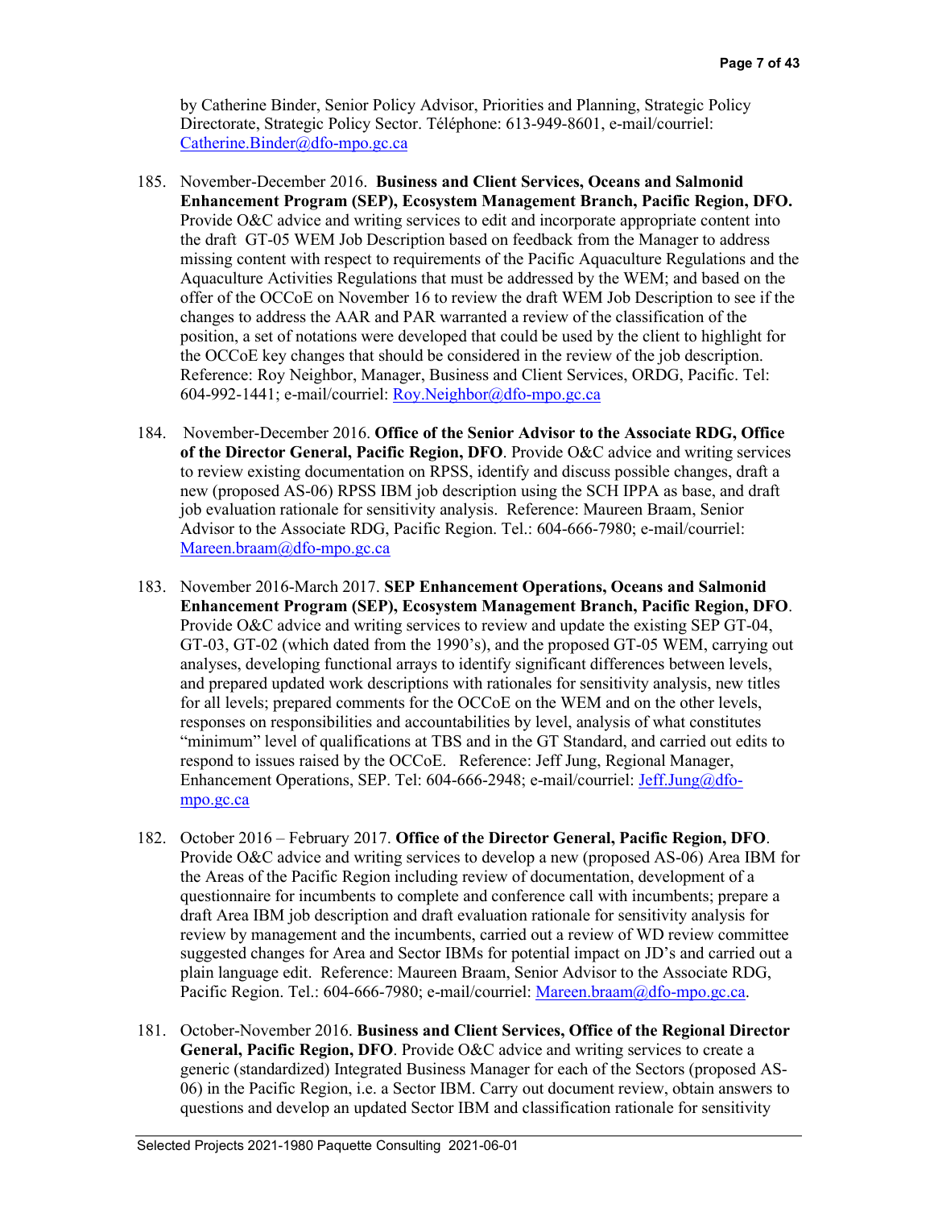by Catherine Binder, Senior Policy Advisor, Priorities and Planning, Strategic Policy Directorate, Strategic Policy Sector. Téléphone: 613-949-8601, e-mail/courriel: Catherine.Binder@dfo-mpo.gc.ca

185. November-December 2016. **Business and Client Services, Oceans and Salmonid Enhancement Program (SEP), Ecosystem Management Branch, Pacific Region, DFO.** Provide O&C advice and writing services to edit and incorporate appropriate content into the draft GT-05 WEM Job Description based on feedback from the Manager to address missing content with respect to requirements of the Pacific Aquaculture Regulations and the Aquaculture Activities Regulations that must be addressed by the WEM; and based on the offer of the OCCoE on November 16 to review the draft WEM Job Description to see if the changes to address the AAR and PAR warranted a review of the classification of the position, a set of notations were developed that could be used by the client to highlight for the OCCoE key changes that should be considered in the review of the job description. Reference: Roy Neighbor, Manager, Business and Client Services, ORDG, Pacific. Tel: 604-992-1441; e-mail/courriel: Roy.Neighbor@dfo-mpo.gc.ca

184. November-December 2016. **Office of the Senior Advisor to the Associate RDG, Office of the Director General, Pacific Region, DFO**. Provide O&C advice and writing services to review existing documentation on RPSS, identify and discuss possible changes, draft a new (proposed AS-06) RPSS IBM job description using the SCH IPPA as base, and draft job evaluation rationale for sensitivity analysis. Reference: Maureen Braam, Senior Advisor to the Associate RDG, Pacific Region. Tel.: 604-666-7980; e-mail/courriel: Mareen.braam@dfo-mpo.gc.ca

183. November 2016-March 2017. **SEP Enhancement Operations, Oceans and Salmonid Enhancement Program (SEP), Ecosystem Management Branch, Pacific Region, DFO**. Provide O&C advice and writing services to review and update the existing SEP GT-04, GT-03, GT-02 (which dated from the 1990's), and the proposed GT-05 WEM, carrying out analyses, developing functional arrays to identify significant differences between levels, and prepared updated work descriptions with rationales for sensitivity analysis, new titles for all levels; prepared comments for the OCCoE on the WEM and on the other levels, responses on responsibilities and accountabilities by level, analysis of what constitutes "minimum" level of qualifications at TBS and in the GT Standard, and carried out edits to respond to issues raised by the OCCoE. Reference: Jeff Jung, Regional Manager, Enhancement Operations, SEP. Tel: 604-666-2948; e-mail/courriel: Jeff.Jung@dfo-mpo.gc.ca

182. October 2016 – February 2017. **Office of the Director General, Pacific Region, DFO**. Provide O&C advice and writing services to develop a new (proposed AS-06) Area IBM for the Areas of the Pacific Region including review of documentation, development of a questionnaire for incumbents to complete and conference call with incumbents; prepare a draft Area IBM job description and draft evaluation rationale for sensitivity analysis for review by management and the incumbents, carried out a review of WD review committee suggested changes for Area and Sector IBMs for potential impact on JD's and carried out a plain language edit. Reference: Maureen Braam, Senior Advisor to the Associate RDG, Pacific Region. Tel.: 604-666-7980; e-mail/courriel: Mareen.braam@dfo-mpo.gc.ca.

181. October-November 2016. **Business and Client Services, Office of the Regional Director General, Pacific Region, DFO**. Provide O&C advice and writing services to create a generic (standardized) Integrated Business Manager for each of the Sectors (proposed AS-06) in the Pacific Region, i.e. a Sector IBM. Carry out document review, obtain answers to questions and develop an updated Sector IBM and classification rationale for sensitivity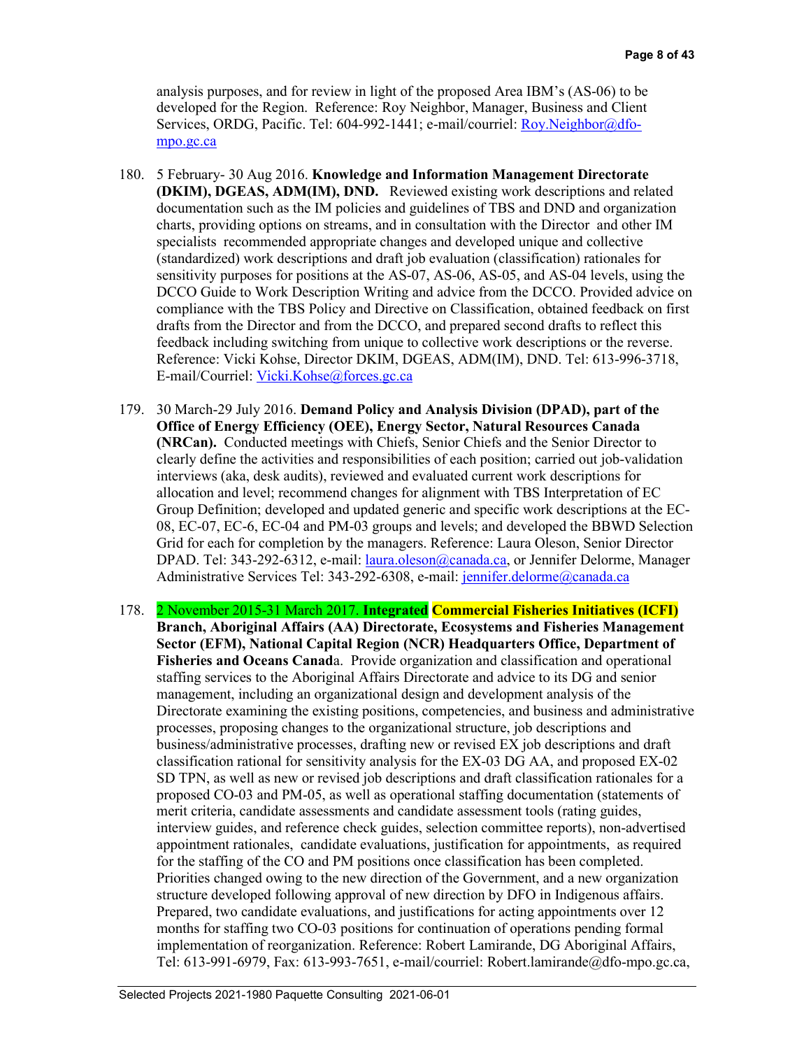analysis purposes, and for review in light of the proposed Area IBM's (AS-06) to be developed for the Region. Reference: Roy Neighbor, Manager, Business and Client Services, ORDG, Pacific. Tel: 604-992-1441; e-mail/courriel: Roy.Neighbor@dfo-mpo.gc.ca

180. 5 February- 30 Aug 2016. **Knowledge and Information Management Directorate (DKIM), DGEAS, ADM(IM), DND.** Reviewed existing work descriptions and related documentation such as the IM policies and guidelines of TBS and DND and organization charts, providing options on streams, and in consultation with the Director and other IM specialists recommended appropriate changes and developed unique and collective (standardized) work descriptions and draft job evaluation (classification) rationales for sensitivity purposes for positions at the AS-07, AS-06, AS-05, and AS-04 levels, using the DCCO Guide to Work Description Writing and advice from the DCCO. Provided advice on compliance with the TBS Policy and Directive on Classification, obtained feedback on first drafts from the Director and from the DCCO, and prepared second drafts to reflect this feedback including switching from unique to collective work descriptions or the reverse. Reference: Vicki Kohse, Director DKIM, DGEAS, ADM(IM), DND. Tel: 613-996-3718, E-mail/Courriel: Vicki.Kohse@forces.gc.ca

179. 30 March-29 July 2016. **Demand Policy and Analysis Division (DPAD), part of the Office of Energy Efficiency (OEE), Energy Sector, Natural Resources Canada (NRCan).** Conducted meetings with Chiefs, Senior Chiefs and the Senior Director to clearly define the activities and responsibilities of each position; carried out job-validation interviews (aka, desk audits), reviewed and evaluated current work descriptions for allocation and level; recommend changes for alignment with TBS Interpretation of EC Group Definition; developed and updated generic and specific work descriptions at the EC-08, EC-07, EC-6, EC-04 and PM-03 groups and levels; and developed the BBWD Selection Grid for each for completion by the managers. Reference: Laura Oleson, Senior Director DPAD. Tel: 343-292-6312, e-mail: laura.oleson@canada.ca, or Jennifer Delorme, Manager Administrative Services Tel: 343-292-6308, e-mail: jennifer.delorme@canada.ca

178. 2 November 2015-31 March 2017. **Integrated Commercial Fisheries Initiatives (ICFI) Branch, Aboriginal Affairs (AA) Directorate, Ecosystems and Fisheries Management Sector (EFM), National Capital Region (NCR) Headquarters Office, Department of Fisheries and Oceans Canad**a. Provide organization and classification and operational staffing services to the Aboriginal Affairs Directorate and advice to its DG and senior management, including an organizational design and development analysis of the Directorate examining the existing positions, competencies, and business and administrative processes, proposing changes to the organizational structure, job descriptions and business/administrative processes, drafting new or revised EX job descriptions and draft classification rational for sensitivity analysis for the EX-03 DG AA, and proposed EX-02 SD TPN, as well as new or revised job descriptions and draft classification rationales for a proposed CO-03 and PM-05, as well as operational staffing documentation (statements of merit criteria, candidate assessments and candidate assessment tools (rating guides, interview guides, and reference check guides, selection committee reports), non-advertised appointment rationales, candidate evaluations, justification for appointments, as required for the staffing of the CO and PM positions once classification has been completed. Priorities changed owing to the new direction of the Government, and a new organization structure developed following approval of new direction by DFO in Indigenous affairs. Prepared, two candidate evaluations, and justifications for acting appointments over 12 months for staffing two CO-03 positions for continuation of operations pending formal implementation of reorganization. Reference: Robert Lamirande, DG Aboriginal Affairs, Tel: 613-991-6979, Fax: 613-993-7651, e-mail/courriel: Robert.lamirande@dfo-mpo.gc.ca,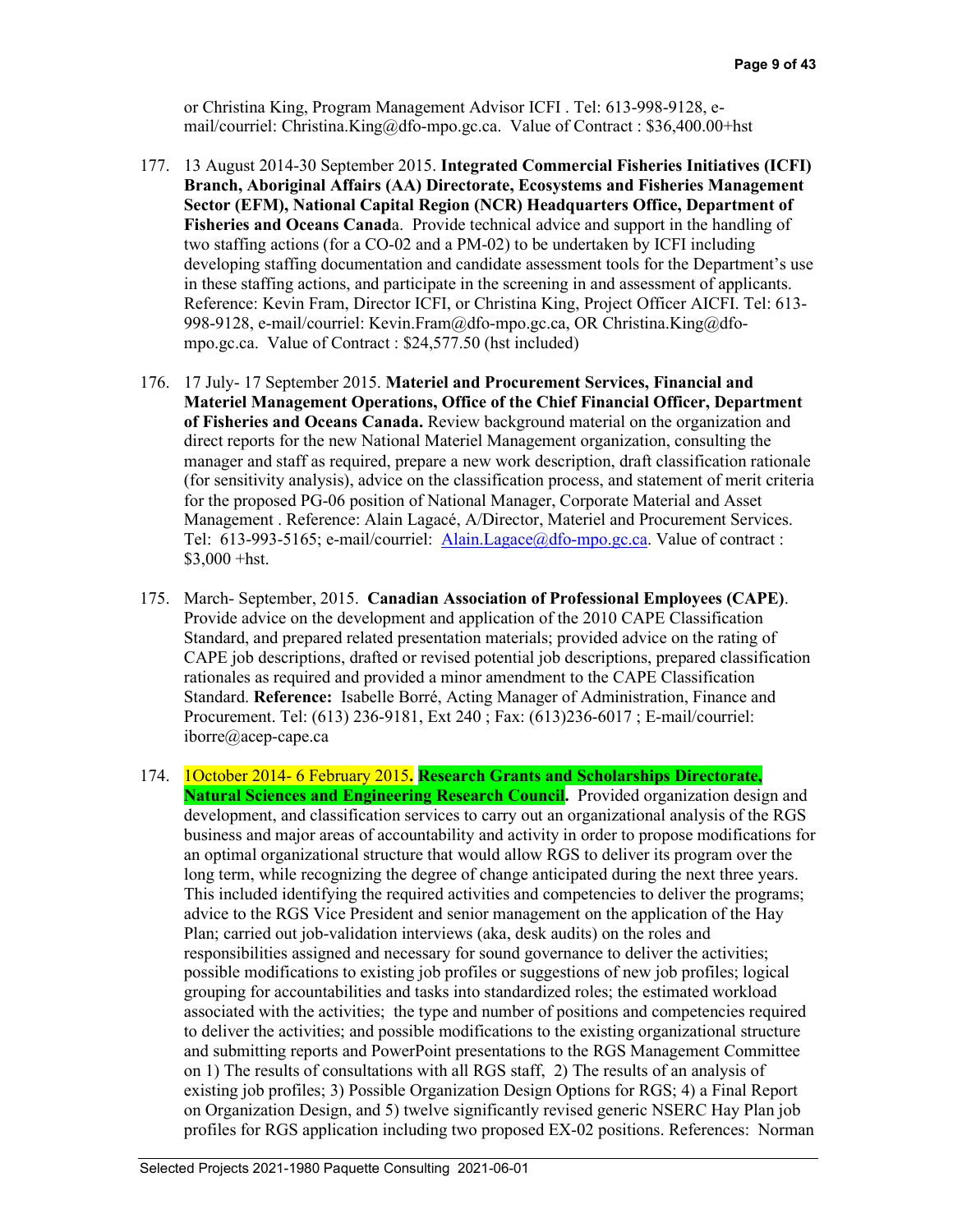or Christina King, Program Management Advisor ICFI . Tel: 613-998-9128, e-mail/courriel: Christina.King@dfo-mpo.gc.ca. Value of Contract : $36,400.00+hst

177. 13 August 2014-30 September 2015. **Integrated Commercial Fisheries Initiatives (ICFI) Branch, Aboriginal Affairs (AA) Directorate, Ecosystems and Fisheries Management Sector (EFM), National Capital Region (NCR) Headquarters Office, Department of Fisheries and Oceans Canad**a. Provide technical advice and support in the handling of two staffing actions (for a CO-02 and a PM-02) to be undertaken by ICFI including developing staffing documentation and candidate assessment tools for the Department's use in these staffing actions, and participate in the screening in and assessment of applicants. Reference: Kevin Fram, Director ICFI, or Christina King, Project Officer AICFI. Tel: 613-998-9128, e-mail/courriel: Kevin.Fram@dfo-mpo.gc.ca, OR Christina.King@dfo-mpo.gc.ca. Value of Contract : $24,577.50 (hst included)

176. 17 July- 17 September 2015. **Materiel and Procurement Services, Financial and Materiel Management Operations, Office of the Chief Financial Officer, Department of Fisheries and Oceans Canada.** Review background material on the organization and direct reports for the new National Materiel Management organization, consulting the manager and staff as required, prepare a new work description, draft classification rationale (for sensitivity analysis), advice on the classification process, and statement of merit criteria for the proposed PG-06 position of National Manager, Corporate Material and Asset Management . Reference: Alain Lagacé, A/Director, Materiel and Procurement Services. Tel: 613-993-5165; e-mail/courriel: Alain.Lagace@dfo-mpo.gc.ca. Value of contract : $3,000 +hst.

175. March- September, 2015. **Canadian Association of Professional Employees (CAPE)**. Provide advice on the development and application of the 2010 CAPE Classification Standard, and prepared related presentation materials; provided advice on the rating of CAPE job descriptions, drafted or revised potential job descriptions, prepared classification rationales as required and provided a minor amendment to the CAPE Classification Standard. **Reference:** Isabelle Borré, Acting Manager of Administration, Finance and Procurement. Tel: (613) 236-9181, Ext 240 ; Fax: (613)236-6017 ; E-mail/courriel: iborre@acep-cape.ca

174. 1October 2014- 6 February 2015**. Research Grants and Scholarships Directorate, Natural Sciences and Engineering Research Council.** Provided organization design and development, and classification services to carry out an organizational analysis of the RGS business and major areas of accountability and activity in order to propose modifications for an optimal organizational structure that would allow RGS to deliver its program over the long term, while recognizing the degree of change anticipated during the next three years. This included identifying the required activities and competencies to deliver the programs; advice to the RGS Vice President and senior management on the application of the Hay Plan; carried out job-validation interviews (aka, desk audits) on the roles and responsibilities assigned and necessary for sound governance to deliver the activities; possible modifications to existing job profiles or suggestions of new job profiles; logical grouping for accountabilities and tasks into standardized roles; the estimated workload associated with the activities; the type and number of positions and competencies required to deliver the activities; and possible modifications to the existing organizational structure and submitting reports and PowerPoint presentations to the RGS Management Committee on 1) The results of consultations with all RGS staff, 2) The results of an analysis of existing job profiles; 3) Possible Organization Design Options for RGS; 4) a Final Report on Organization Design, and 5) twelve significantly revised generic NSERC Hay Plan job profiles for RGS application including two proposed EX-02 positions. References: Norman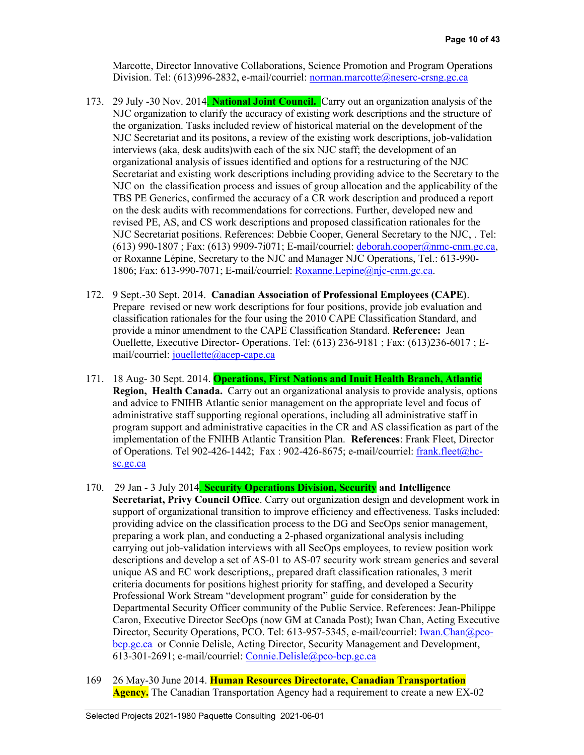Marcotte, Director Innovative Collaborations, Science Promotion and Program Operations Division. Tel: (613)996-2832, e-mail/courriel: norman.marcotte@neserc-crsng.gc.ca

173. 29 July -30 Nov. 2014**. National Joint Council.** Carry out an organization analysis of the NJC organization to clarify the accuracy of existing work descriptions and the structure of the organization. Tasks included review of historical material on the development of the NJC Secretariat and its positons, a review of the existing work descriptions, job-validation interviews (aka, desk audits)with each of the six NJC staff; the development of an organizational analysis of issues identified and options for a restructuring of the NJC Secretariat and existing work descriptions including providing advice to the Secretary to the NJC on the classification process and issues of group allocation and the applicability of the TBS PE Generics, confirmed the accuracy of a CR work description and produced a report on the desk audits with recommendations for corrections. Further, developed new and revised PE, AS, and CS work descriptions and proposed classification rationales for the NJC Secretariat positions. References: Debbie Cooper, General Secretary to the NJC, . Tel: (613) 990-1807 ; Fax: (613) 9909-7i071; E-mail/courriel: deborah.cooper@nmc-cnm.gc.ca, or Roxanne Lépine, Secretary to the NJC and Manager NJC Operations, Tel.: 613-990-1806; Fax: 613-990-7071; E-mail/courriel: Roxanne.Lepine@njc-cnm.gc.ca.

172. 9 Sept.-30 Sept. 2014. **Canadian Association of Professional Employees (CAPE)**. Prepare revised or new work descriptions for four positions, provide job evaluation and classification rationales for the four using the 2010 CAPE Classification Standard, and provide a minor amendment to the CAPE Classification Standard. **Reference:** Jean Ouellette, Executive Director- Operations. Tel: (613) 236-9181 ; Fax: (613)236-6017 ; E-mail/courriel: jouellette@acep-cape.ca

171. 18 Aug- 30 Sept. 2014. **Operations, First Nations and Inuit Health Branch, Atlantic Region, Health Canada.** Carry out an organizational analysis to provide analysis, options and advice to FNIHB Atlantic senior management on the appropriate level and focus of administrative staff supporting regional operations, including all administrative staff in program support and administrative capacities in the CR and AS classification as part of the implementation of the FNIHB Atlantic Transition Plan. **References**: Frank Fleet, Director of Operations. Tel 902-426-1442; Fax : 902-426-8675; e-mail/courriel: frank.fleet@hc-sc.gc.ca

170. 29 Jan - 3 July 2014**. Security Operations Division, Security and Intelligence Secretariat, Privy Council Office**. Carry out organization design and development work in support of organizational transition to improve efficiency and effectiveness. Tasks included: providing advice on the classification process to the DG and SecOps senior management, preparing a work plan, and conducting a 2-phased organizational analysis including carrying out job-validation interviews with all SecOps employees, to review position work descriptions and develop a set of AS-01 to AS-07 security work stream generics and several unique AS and EC work descriptions,, prepared draft classification rationales, 3 merit criteria documents for positions highest priority for staffing, and developed a Security Professional Work Stream "development program" guide for consideration by the Departmental Security Officer community of the Public Service. References: Jean-Philippe Caron, Executive Director SecOps (now GM at Canada Post); Iwan Chan, Acting Executive Director, Security Operations, PCO. Tel: 613-957-5345, e-mail/courriel: Iwan.Chan@pco-bcp.gc.ca or Connie Delisle, Acting Director, Security Management and Development, 613-301-2691; e-mail/courriel: Connie.Delisle@pco-bcp.gc.ca

169 26 May-30 June 2014. **Human Resources Directorate, Canadian Transportation Agency.** The Canadian Transportation Agency had a requirement to create a new EX-02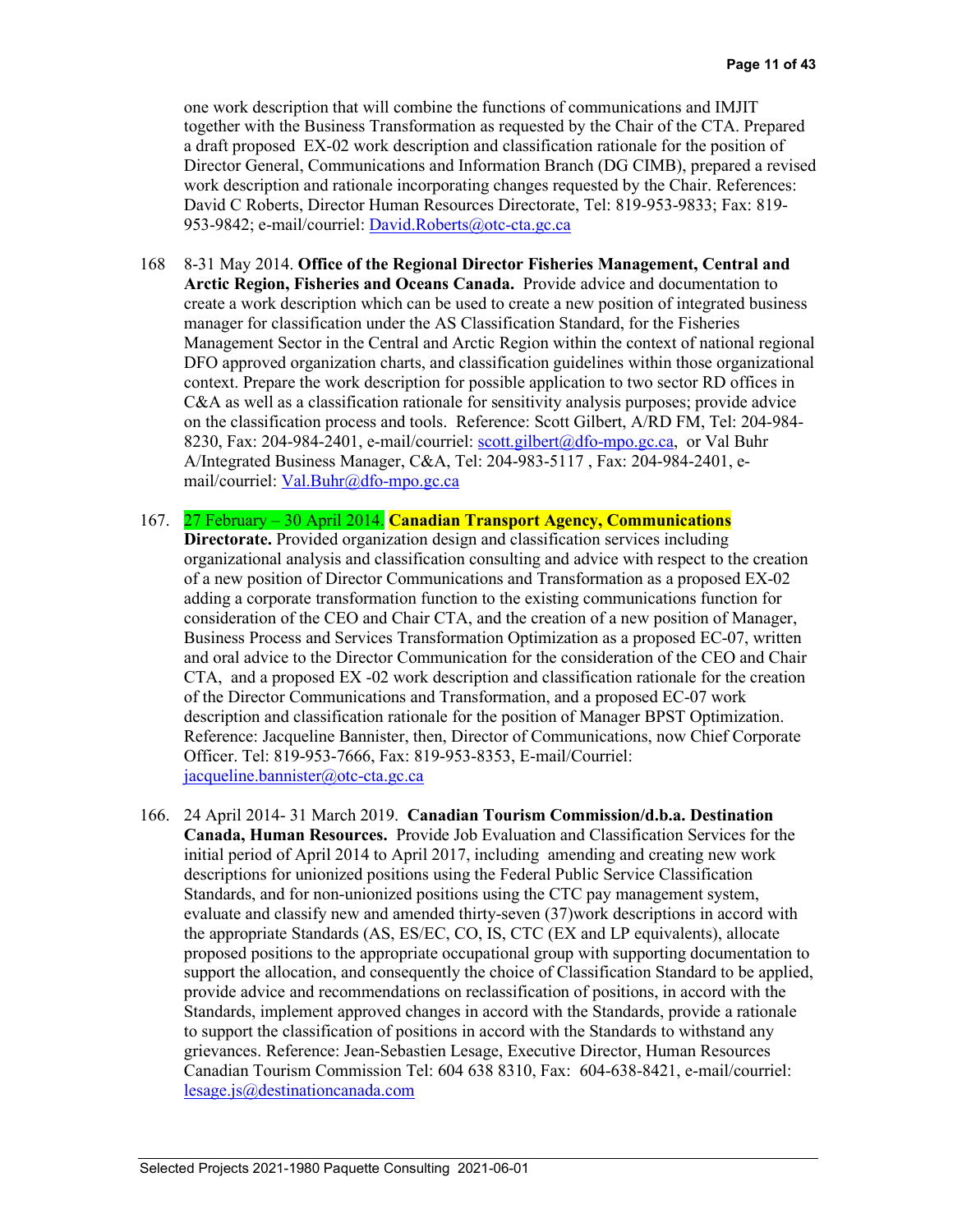one work description that will combine the functions of communications and IMJIT together with the Business Transformation as requested by the Chair of the CTA. Prepared a draft proposed EX-02 work description and classification rationale for the position of Director General, Communications and Information Branch (DG CIMB), prepared a revised work description and rationale incorporating changes requested by the Chair. References: David C Roberts, Director Human Resources Directorate, Tel: 819-953-9833; Fax: 819-953-9842; e-mail/courriel: David.Roberts@otc-cta.gc.ca

168 8-31 May 2014. **Office of the Regional Director Fisheries Management, Central and Arctic Region, Fisheries and Oceans Canada.** Provide advice and documentation to create a work description which can be used to create a new position of integrated business manager for classification under the AS Classification Standard, for the Fisheries Management Sector in the Central and Arctic Region within the context of national regional DFO approved organization charts, and classification guidelines within those organizational context. Prepare the work description for possible application to two sector RD offices in C&A as well as a classification rationale for sensitivity analysis purposes; provide advice on the classification process and tools. Reference: Scott Gilbert, A/RD FM, Tel: 204-984-8230, Fax: 204-984-2401, e-mail/courriel: scott.gilbert@dfo-mpo.gc.ca, or Val Buhr A/Integrated Business Manager, C&A, Tel: 204-983-5117 , Fax: 204-984-2401, e-mail/courriel: Val.Buhr@dfo-mpo.gc.ca

167. 27 February – 30 April 2014. **Canadian Transport Agency, Communications Directorate.** Provided organization design and classification services including organizational analysis and classification consulting and advice with respect to the creation of a new position of Director Communications and Transformation as a proposed EX-02 adding a corporate transformation function to the existing communications function for consideration of the CEO and Chair CTA, and the creation of a new position of Manager, Business Process and Services Transformation Optimization as a proposed EC-07, written and oral advice to the Director Communication for the consideration of the CEO and Chair CTA, and a proposed EX -02 work description and classification rationale for the creation of the Director Communications and Transformation, and a proposed EC-07 work description and classification rationale for the position of Manager BPST Optimization. Reference: Jacqueline Bannister, then, Director of Communications, now Chief Corporate Officer. Tel: 819-953-7666, Fax: 819-953-8353, E-mail/Courriel: jacqueline.bannister@otc-cta.gc.ca

166. 24 April 2014- 31 March 2019. **Canadian Tourism Commission/d.b.a. Destination Canada, Human Resources.** Provide Job Evaluation and Classification Services for the initial period of April 2014 to April 2017, including amending and creating new work descriptions for unionized positions using the Federal Public Service Classification Standards, and for non-unionized positions using the CTC pay management system, evaluate and classify new and amended thirty-seven (37)work descriptions in accord with the appropriate Standards (AS, ES/EC, CO, IS, CTC (EX and LP equivalents), allocate proposed positions to the appropriate occupational group with supporting documentation to support the allocation, and consequently the choice of Classification Standard to be applied, provide advice and recommendations on reclassification of positions, in accord with the Standards, implement approved changes in accord with the Standards, provide a rationale to support the classification of positions in accord with the Standards to withstand any grievances. Reference: Jean-Sebastien Lesage, Executive Director, Human Resources Canadian Tourism Commission Tel: 604 638 8310, Fax: 604-638-8421, e-mail/courriel: lesage.js@destinationcanada.com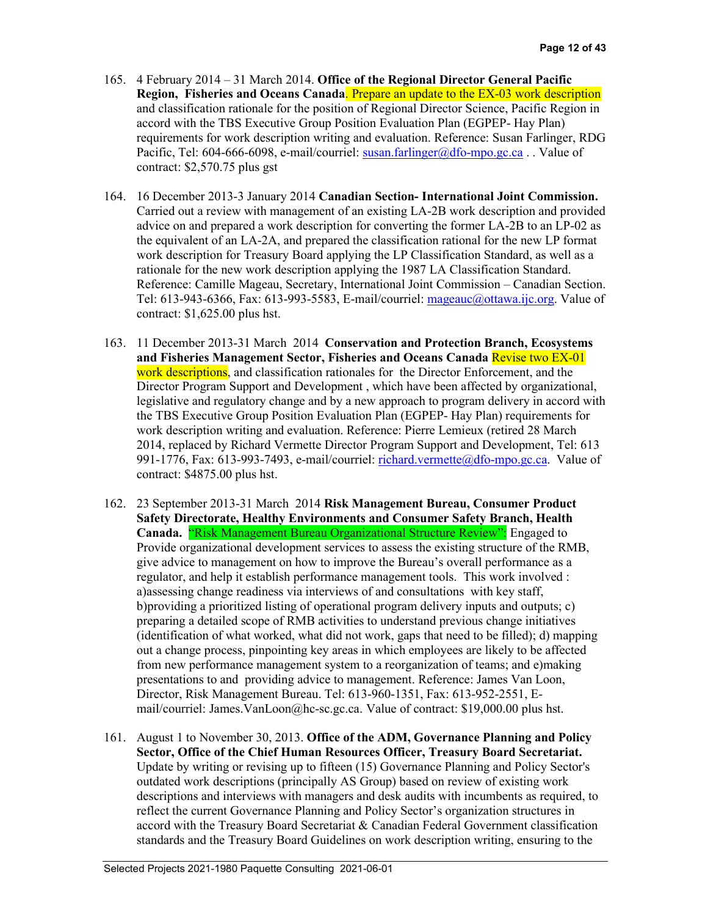165. 4 February 2014 – 31 March 2014. **Office of the Regional Director General Pacific Region, Fisheries and Oceans Canada**. Prepare an update to the EX-03 work description and classification rationale for the position of Regional Director Science, Pacific Region in accord with the TBS Executive Group Position Evaluation Plan (EGPEP- Hay Plan) requirements for work description writing and evaluation. Reference: Susan Farlinger, RDG Pacific, Tel: 604-666-6098, e-mail/courriel: susan.farlinger@dfo-mpo.gc.ca . . Value of contract: $2,570.75 plus gst

164. 16 December 2013-3 January 2014 **Canadian Section- International Joint Commission.** Carried out a review with management of an existing LA-2B work description and provided advice on and prepared a work description for converting the former LA-2B to an LP-02 as the equivalent of an LA-2A, and prepared the classification rational for the new LP format work description for Treasury Board applying the LP Classification Standard, as well as a rationale for the new work description applying the 1987 LA Classification Standard. Reference: Camille Mageau, Secretary, International Joint Commission – Canadian Section. Tel: 613-943-6366, Fax: 613-993-5583, E-mail/courriel: mageauc@ottawa.ijc.org. Value of contract: $1,625.00 plus hst.

163. 11 December 2013-31 March 2014 **Conservation and Protection Branch, Ecosystems and Fisheries Management Sector, Fisheries and Oceans Canada** Revise two EX-01 work descriptions, and classification rationales for the Director Enforcement, and the Director Program Support and Development , which have been affected by organizational, legislative and regulatory change and by a new approach to program delivery in accord with the TBS Executive Group Position Evaluation Plan (EGPEP- Hay Plan) requirements for work description writing and evaluation. Reference: Pierre Lemieux (retired 28 March 2014, replaced by Richard Vermette Director Program Support and Development, Tel: 613 991-1776, Fax: 613-993-7493, e-mail/courriel: richard.vermette@dfo-mpo.gc.ca. Value of contract: $4875.00 plus hst.

162. 23 September 2013-31 March 2014 **Risk Management Bureau, Consumer Product Safety Directorate, Healthy Environments and Consumer Safety Branch, Health Canada.** "Risk Management Bureau Organizational Structure Review": Engaged to Provide organizational development services to assess the existing structure of the RMB, give advice to management on how to improve the Bureau's overall performance as a regulator, and help it establish performance management tools. This work involved : a)assessing change readiness via interviews of and consultations with key staff, b)providing a prioritized listing of operational program delivery inputs and outputs; c) preparing a detailed scope of RMB activities to understand previous change initiatives (identification of what worked, what did not work, gaps that need to be filled); d) mapping out a change process, pinpointing key areas in which employees are likely to be affected from new performance management system to a reorganization of teams; and e)making presentations to and providing advice to management. Reference: James Van Loon, Director, Risk Management Bureau. Tel: 613-960-1351, Fax: 613-952-2551, E-mail/courriel: James.VanLoon@hc-sc.gc.ca. Value of contract: $19,000.00 plus hst.

161. August 1 to November 30, 2013. **Office of the ADM, Governance Planning and Policy Sector, Office of the Chief Human Resources Officer, Treasury Board Secretariat.** Update by writing or revising up to fifteen (15) Governance Planning and Policy Sector's outdated work descriptions (principally AS Group) based on review of existing work descriptions and interviews with managers and desk audits with incumbents as required, to reflect the current Governance Planning and Policy Sector's organization structures in accord with the Treasury Board Secretariat & Canadian Federal Government classification standards and the Treasury Board Guidelines on work description writing, ensuring to the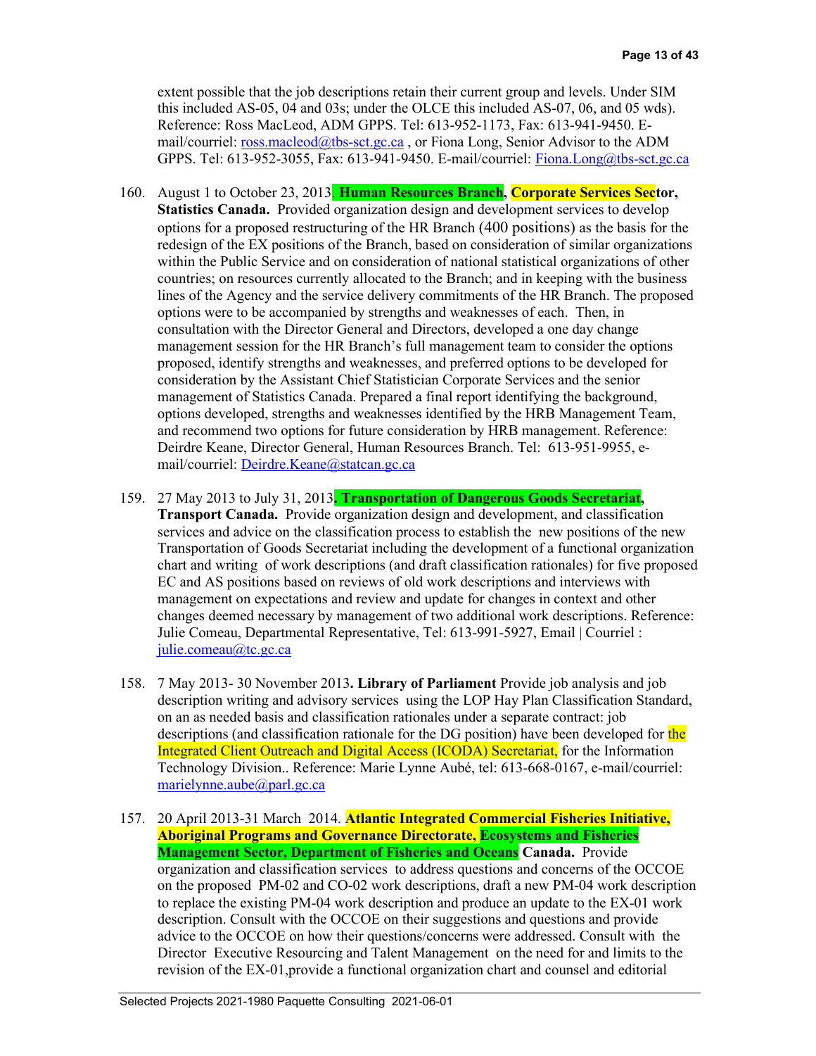extent possible that the job descriptions retain their current group and levels. Under SIM this included AS-05, 04 and 03s; under the OLCE this included AS-07, 06, and 05 wds). Reference: Ross MacLeod, ADM GPPS. Tel: 613-952-1173, Fax: 613-941-9450. E-mail/courriel: ross.macleod@tbs-sct.gc.ca , or Fiona Long, Senior Advisor to the ADM GPPS. Tel: 613-952-3055, Fax: 613-941-9450. E-mail/courriel: Fiona.Long@tbs-sct.gc.ca

160. August 1 to October 23, 2013. **Human Resources Branch, Corporate Services Sector, Statistics Canada.** Provided organization design and development services to develop options for a proposed restructuring of the HR Branch (400 positions) as the basis for the redesign of the EX positions of the Branch, based on consideration of similar organizations within the Public Service and on consideration of national statistical organizations of other countries; on resources currently allocated to the Branch; and in keeping with the business lines of the Agency and the service delivery commitments of the HR Branch. The proposed options were to be accompanied by strengths and weaknesses of each. Then, in consultation with the Director General and Directors, developed a one day change management session for the HR Branch's full management team to consider the options proposed, identify strengths and weaknesses, and preferred options to be developed for consideration by the Assistant Chief Statistician Corporate Services and the senior management of Statistics Canada. Prepared a final report identifying the background, options developed, strengths and weaknesses identified by the HRB Management Team, and recommend two options for future consideration by HRB management. Reference: Deirdre Keane, Director General, Human Resources Branch. Tel: 613-951-9955, e-mail/courriel: Deirdre.Keane@statcan.gc.ca

159. 27 May 2013 to July 31, 2013**. Transportation of Dangerous Goods Secretariat, Transport Canada.** Provide organization design and development, and classification services and advice on the classification process to establish the new positions of the new Transportation of Goods Secretariat including the development of a functional organization chart and writing of work descriptions (and draft classification rationales) for five proposed EC and AS positions based on reviews of old work descriptions and interviews with management on expectations and review and update for changes in context and other changes deemed necessary by management of two additional work descriptions. Reference: Julie Comeau, Departmental Representative, Tel: 613-991-5927, Email | Courriel : julie.comeau@tc.gc.ca

158. 7 May 2013- 30 November 2013**. Library of Parliament** Provide job analysis and job description writing and advisory services using the LOP Hay Plan Classification Standard, on an as needed basis and classification rationales under a separate contract: job descriptions (and classification rationale for the DG position) have been developed for the Integrated Client Outreach and Digital Access (ICODA) Secretariat, for the Information Technology Division.. Reference: Marie Lynne Aubé, tel: 613-668-0167, e-mail/courriel: marielynne.aube@parl.gc.ca

157. 20 April 2013-31 March 2014. **Atlantic Integrated Commercial Fisheries Initiative, Aboriginal Programs and Governance Directorate, Ecosystems and Fisheries Management Sector, Department of Fisheries and Oceans Canada.** Provide organization and classification services to address questions and concerns of the OCCOE on the proposed PM-02 and CO-02 work descriptions, draft a new PM-04 work description to replace the existing PM-04 work description and produce an update to the EX-01 work description. Consult with the OCCOE on their suggestions and questions and provide advice to the OCCOE on how their questions/concerns were addressed. Consult with the Director Executive Resourcing and Talent Management on the need for and limits to the revision of the EX-01,provide a functional organization chart and counsel and editorial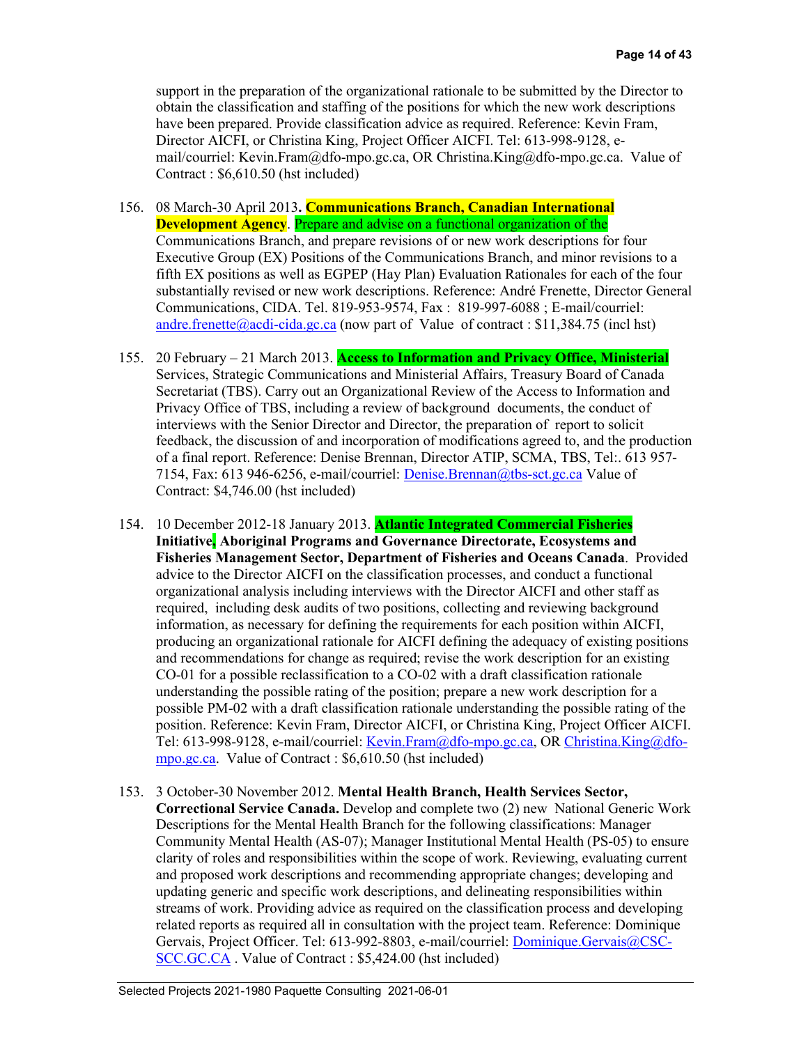support in the preparation of the organizational rationale to be submitted by the Director to obtain the classification and staffing of the positions for which the new work descriptions have been prepared. Provide classification advice as required. Reference: Kevin Fram, Director AICFI, or Christina King, Project Officer AICFI. Tel: 613-998-9128, e-mail/courriel: Kevin.Fram@dfo-mpo.gc.ca, OR Christina.King@dfo-mpo.gc.ca. Value of Contract : $6,610.50 (hst included)

156. 08 March-30 April 2013**. Communications Branch, Canadian International Development Agency**. Prepare and advise on a functional organization of the Communications Branch, and prepare revisions of or new work descriptions for four Executive Group (EX) Positions of the Communications Branch, and minor revisions to a fifth EX positions as well as EGPEP (Hay Plan) Evaluation Rationales for each of the four substantially revised or new work descriptions. Reference: André Frenette, Director General Communications, CIDA. Tel. 819-953-9574, Fax : 819-997-6088 ; E-mail/courriel: andre.frenette@acdi-cida.gc.ca (now part of Value of contract : $11,384.75 (incl hst)

155. 20 February – 21 March 2013. **Access to Information and Privacy Office, Ministerial** Services, Strategic Communications and Ministerial Affairs, Treasury Board of Canada Secretariat (TBS). Carry out an Organizational Review of the Access to Information and Privacy Office of TBS, including a review of background documents, the conduct of interviews with the Senior Director and Director, the preparation of report to solicit feedback, the discussion of and incorporation of modifications agreed to, and the production of a final report. Reference: Denise Brennan, Director ATIP, SCMA, TBS, Tel:. 613 957-7154, Fax: 613 946-6256, e-mail/courriel: Denise.Brennan@tbs-sct.gc.ca Value of Contract: $4,746.00 (hst included)

154. 10 December 2012-18 January 2013. **Atlantic Integrated Commercial Fisheries Initiative, Aboriginal Programs and Governance Directorate, Ecosystems and Fisheries Management Sector, Department of Fisheries and Oceans Canada**. Provided advice to the Director AICFI on the classification processes, and conduct a functional organizational analysis including interviews with the Director AICFI and other staff as required, including desk audits of two positions, collecting and reviewing background information, as necessary for defining the requirements for each position within AICFI, producing an organizational rationale for AICFI defining the adequacy of existing positions and recommendations for change as required; revise the work description for an existing CO-01 for a possible reclassification to a CO-02 with a draft classification rationale understanding the possible rating of the position; prepare a new work description for a possible PM-02 with a draft classification rationale understanding the possible rating of the position. Reference: Kevin Fram, Director AICFI, or Christina King, Project Officer AICFI. Tel: 613-998-9128, e-mail/courriel: Kevin.Fram@dfo-mpo.gc.ca, OR Christina.King@dfo-mpo.gc.ca. Value of Contract : $6,610.50 (hst included)

153. 3 October-30 November 2012. **Mental Health Branch, Health Services Sector, Correctional Service Canada.** Develop and complete two (2) new National Generic Work Descriptions for the Mental Health Branch for the following classifications: Manager Community Mental Health (AS-07); Manager Institutional Mental Health (PS-05) to ensure clarity of roles and responsibilities within the scope of work. Reviewing, evaluating current and proposed work descriptions and recommending appropriate changes; developing and updating generic and specific work descriptions, and delineating responsibilities within streams of work. Providing advice as required on the classification process and developing related reports as required all in consultation with the project team. Reference: Dominique Gervais, Project Officer. Tel: 613-992-8803, e-mail/courriel: Dominique.Gervais@CSC-SCC.GC.CA . Value of Contract : $5,424.00 (hst included)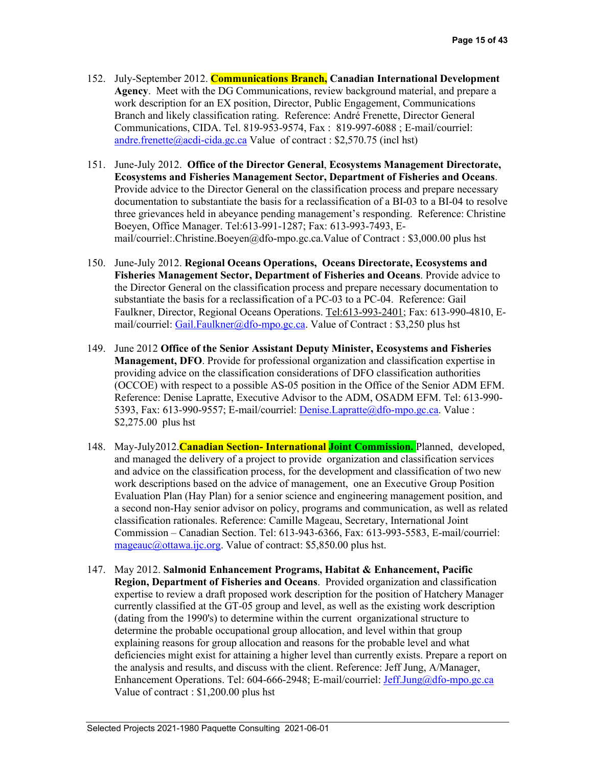152. July-September 2012. **Communications Branch, Canadian International Development Agency**. Meet with the DG Communications, review background material, and prepare a work description for an EX position, Director, Public Engagement, Communications Branch and likely classification rating. Reference: André Frenette, Director General Communications, CIDA. Tel. 819-953-9574, Fax : 819-997-6088 ; E-mail/courriel: andre.frenette@acdi-cida.gc.ca Value of contract : $2,570.75 (incl hst)

151. June-July 2012. **Office of the Director General**, **Ecosystems Management Directorate, Ecosystems and Fisheries Management Sector, Department of Fisheries and Oceans**. Provide advice to the Director General on the classification process and prepare necessary documentation to substantiate the basis for a reclassification of a BI-03 to a BI-04 to resolve three grievances held in abeyance pending management's responding. Reference: Christine Boeyen, Office Manager. Tel:613-991-1287; Fax: 613-993-7493, E-mail/courriel:.Christine.Boeyen@dfo-mpo.gc.ca.Value of Contract : $3,000.00 plus hst

150. June-July 2012. **Regional Oceans Operations, Oceans Directorate, Ecosystems and Fisheries Management Sector, Department of Fisheries and Oceans**. Provide advice to the Director General on the classification process and prepare necessary documentation to substantiate the basis for a reclassification of a PC-03 to a PC-04. Reference: Gail Faulkner, Director, Regional Oceans Operations. Tel:613-993-2401; Fax: 613-990-4810, E-mail/courriel: Gail.Faulkner@dfo-mpo.gc.ca. Value of Contract : $3,250 plus hst

149. June 2012 **Office of the Senior Assistant Deputy Minister, Ecosystems and Fisheries Management, DFO**. Provide for professional organization and classification expertise in providing advice on the classification considerations of DFO classification authorities (OCCOE) with respect to a possible AS-05 position in the Office of the Senior ADM EFM. Reference: Denise Lapratte, Executive Advisor to the ADM, OSADM EFM. Tel: 613-990-5393, Fax: 613-990-9557; E-mail/courriel: Denise.Lapratte@dfo-mpo.gc.ca. Value : $2,275.00 plus hst

148. May-July2012.**Canadian Section- International Joint Commission.** Planned, developed, and managed the delivery of a project to provide organization and classification services and advice on the classification process, for the development and classification of two new work descriptions based on the advice of management, one an Executive Group Position Evaluation Plan (Hay Plan) for a senior science and engineering management position, and a second non-Hay senior advisor on policy, programs and communication, as well as related classification rationales. Reference: Camille Mageau, Secretary, International Joint Commission – Canadian Section. Tel: 613-943-6366, Fax: 613-993-5583, E-mail/courriel: mageauc@ottawa.ijc.org. Value of contract: $5,850.00 plus hst.

147. May 2012. **Salmonid Enhancement Programs, Habitat & Enhancement, Pacific Region, Department of Fisheries and Oceans**. Provided organization and classification expertise to review a draft proposed work description for the position of Hatchery Manager currently classified at the GT-05 group and level, as well as the existing work description (dating from the 1990's) to determine within the current organizational structure to determine the probable occupational group allocation, and level within that group explaining reasons for group allocation and reasons for the probable level and what deficiencies might exist for attaining a higher level than currently exists. Prepare a report on the analysis and results, and discuss with the client. Reference: Jeff Jung, A/Manager, Enhancement Operations. Tel: 604-666-2948; E-mail/courriel: Jeff.Jung@dfo-mpo.gc.ca Value of contract : $1,200.00 plus hst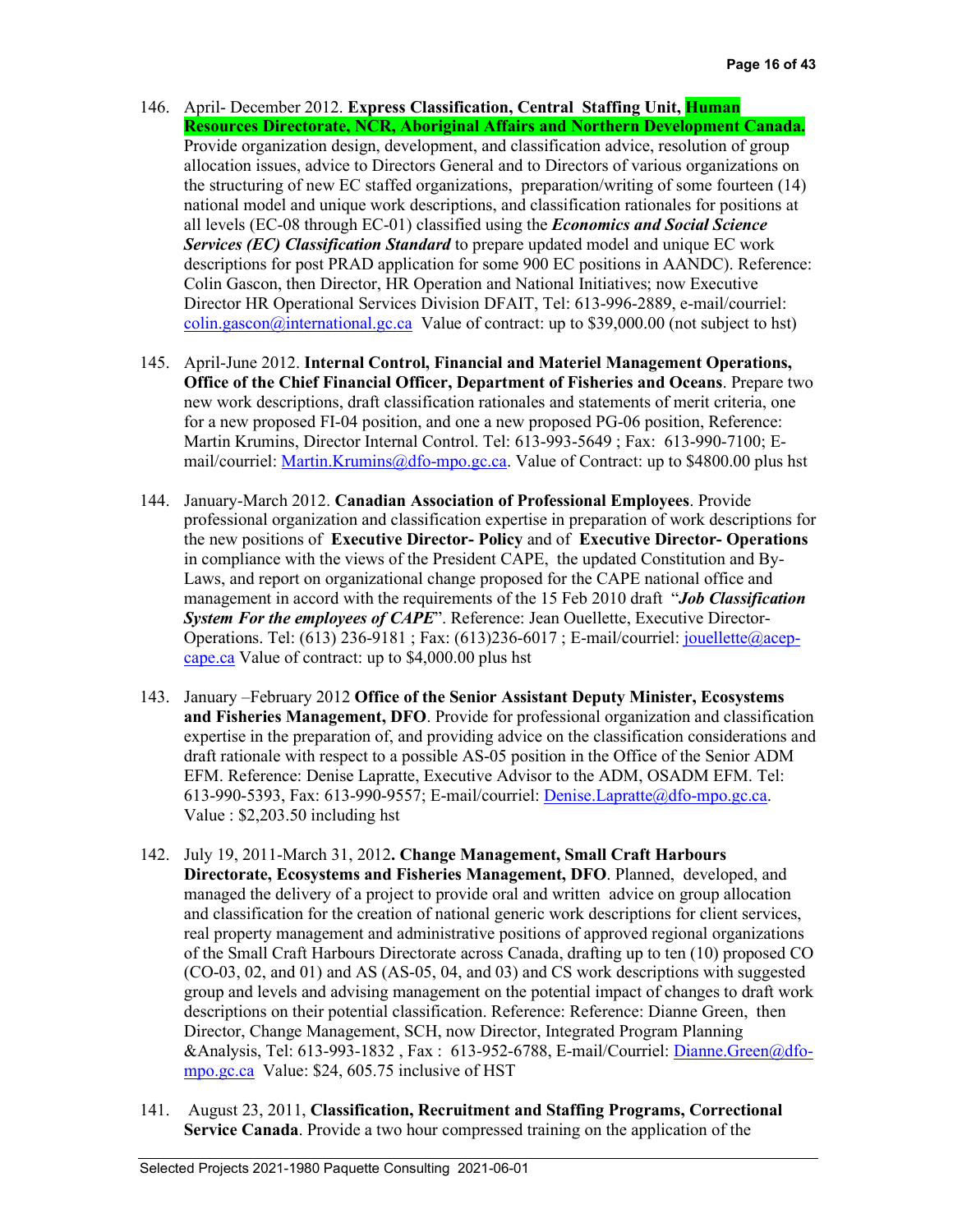146. April- December 2012. **Express Classification, Central Staffing Unit, Human Resources Directorate, NCR, Aboriginal Affairs and Northern Development Canada.** Provide organization design, development, and classification advice, resolution of group allocation issues, advice to Directors General and to Directors of various organizations on the structuring of new EC staffed organizations, preparation/writing of some fourteen (14) national model and unique work descriptions, and classification rationales for positions at all levels (EC-08 through EC-01) classified using the ***Economics and Social Science Services (EC) Classification Standard*** to prepare updated model and unique EC work descriptions for post PRAD application for some 900 EC positions in AANDC). Reference: Colin Gascon, then Director, HR Operation and National Initiatives; now Executive Director HR Operational Services Division DFAIT, Tel: 613-996-2889, e-mail/courriel: colin.gascon@international.gc.ca Value of contract: up to $39,000.00 (not subject to hst)

145. April-June 2012. **Internal Control, Financial and Materiel Management Operations, Office of the Chief Financial Officer, Department of Fisheries and Oceans**. Prepare two new work descriptions, draft classification rationales and statements of merit criteria, one for a new proposed FI-04 position, and one a new proposed PG-06 position, Reference: Martin Krumins, Director Internal Control. Tel: 613-993-5649 ; Fax: 613-990-7100; E-mail/courriel: Martin.Krumins@dfo-mpo.gc.ca. Value of Contract: up to $4800.00 plus hst

144. January-March 2012. **Canadian Association of Professional Employees**. Provide professional organization and classification expertise in preparation of work descriptions for the new positions of **Executive Director- Policy** and of **Executive Director- Operations** in compliance with the views of the President CAPE, the updated Constitution and By-Laws, and report on organizational change proposed for the CAPE national office and management in accord with the requirements of the 15 Feb 2010 draft "***Job Classification System For the employees of CAPE***". Reference: Jean Ouellette, Executive Director-Operations. Tel: (613) 236-9181 ; Fax: (613)236-6017 ; E-mail/courriel: jouellette@acep-cape.ca Value of contract: up to $4,000.00 plus hst

143. January –February 2012 **Office of the Senior Assistant Deputy Minister, Ecosystems and Fisheries Management, DFO**. Provide for professional organization and classification expertise in the preparation of, and providing advice on the classification considerations and draft rationale with respect to a possible AS-05 position in the Office of the Senior ADM EFM. Reference: Denise Lapratte, Executive Advisor to the ADM, OSADM EFM. Tel: 613-990-5393, Fax: 613-990-9557; E-mail/courriel: Denise.Lapratte@dfo-mpo.gc.ca. Value : $2,203.50 including hst

142. July 19, 2011-March 31, 2012**. Change Management, Small Craft Harbours Directorate, Ecosystems and Fisheries Management, DFO**. Planned, developed, and managed the delivery of a project to provide oral and written advice on group allocation and classification for the creation of national generic work descriptions for client services, real property management and administrative positions of approved regional organizations of the Small Craft Harbours Directorate across Canada, drafting up to ten (10) proposed CO (CO-03, 02, and 01) and AS (AS-05, 04, and 03) and CS work descriptions with suggested group and levels and advising management on the potential impact of changes to draft work descriptions on their potential classification. Reference: Reference: Dianne Green, then Director, Change Management, SCH, now Director, Integrated Program Planning &Analysis, Tel: 613-993-1832 , Fax : 613-952-6788, E-mail/Courriel: Dianne.Green@dfo-mpo.gc.ca Value: $24, 605.75 inclusive of HST

141. August 23, 2011, **Classification, Recruitment and Staffing Programs, Correctional Service Canada**. Provide a two hour compressed training on the application of the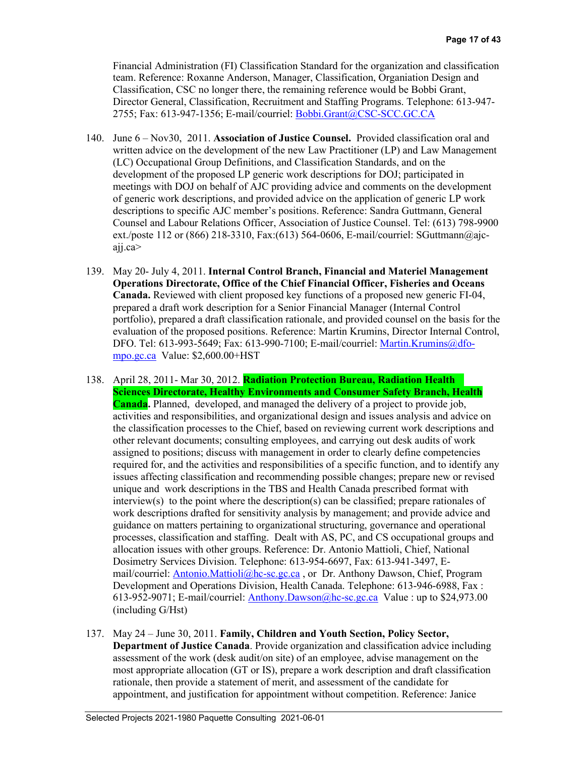Financial Administration (FI) Classification Standard for the organization and classification team. Reference: Roxanne Anderson, Manager, Classification, Organiation Design and Classification, CSC no longer there, the remaining reference would be Bobbi Grant, Director General, Classification, Recruitment and Staffing Programs. Telephone: 613-947-2755; Fax: 613-947-1356; E-mail/courriel: Bobbi.Grant@CSC-SCC.GC.CA

140. June 6 – Nov30, 2011. **Association of Justice Counsel.** Provided classification oral and written advice on the development of the new Law Practitioner (LP) and Law Management (LC) Occupational Group Definitions, and Classification Standards, and on the development of the proposed LP generic work descriptions for DOJ; participated in meetings with DOJ on behalf of AJC providing advice and comments on the development of generic work descriptions, and provided advice on the application of generic LP work descriptions to specific AJC member's positions. Reference: Sandra Guttmann, General Counsel and Labour Relations Officer, Association of Justice Counsel. Tel: (613) 798-9900 ext./poste 112 or (866) 218-3310, Fax:(613) 564-0606, E-mail/courriel: SGuttmann@ajc-ajj.ca>

139. May 20- July 4, 2011. **Internal Control Branch, Financial and Materiel Management Operations Directorate, Office of the Chief Financial Officer, Fisheries and Oceans Canada.** Reviewed with client proposed key functions of a proposed new generic FI-04, prepared a draft work description for a Senior Financial Manager (Internal Control portfolio), prepared a draft classification rationale, and provided counsel on the basis for the evaluation of the proposed positions. Reference: Martin Krumins, Director Internal Control, DFO. Tel: 613-993-5649; Fax: 613-990-7100; E-mail/courriel: Martin.Krumins@dfo-mpo.gc.ca Value: $2,600.00+HST

138. April 28, 2011- Mar 30, 2012. **Radiation Protection Bureau, Radiation Health Sciences Directorate, Healthy Environments and Consumer Safety Branch, Health Canada.** Planned, developed, and managed the delivery of a project to provide job, activities and responsibilities, and organizational design and issues analysis and advice on the classification processes to the Chief, based on reviewing current work descriptions and other relevant documents; consulting employees, and carrying out desk audits of work assigned to positions; discuss with management in order to clearly define competencies required for, and the activities and responsibilities of a specific function, and to identify any issues affecting classification and recommending possible changes; prepare new or revised unique and work descriptions in the TBS and Health Canada prescribed format with interview(s) to the point where the description(s) can be classified; prepare rationales of work descriptions drafted for sensitivity analysis by management; and provide advice and guidance on matters pertaining to organizational structuring, governance and operational processes, classification and staffing. Dealt with AS, PC, and CS occupational groups and allocation issues with other groups. Reference: Dr. Antonio Mattioli, Chief, National Dosimetry Services Division. Telephone: 613-954-6697, Fax: 613-941-3497, E-mail/courriel: Antonio.Mattioli@hc-sc.gc.ca , or Dr. Anthony Dawson, Chief, Program Development and Operations Division, Health Canada. Telephone: 613-946-6988, Fax : 613-952-9071; E-mail/courriel: Anthony.Dawson@hc-sc.gc.ca Value : up to $24,973.00 (including G/Hst)

137. May 24 – June 30, 2011. **Family, Children and Youth Section, Policy Sector, Department of Justice Canada**. Provide organization and classification advice including assessment of the work (desk audit/on site) of an employee, advise management on the most appropriate allocation (GT or IS), prepare a work description and draft classification rationale, then provide a statement of merit, and assessment of the candidate for appointment, and justification for appointment without competition. Reference: Janice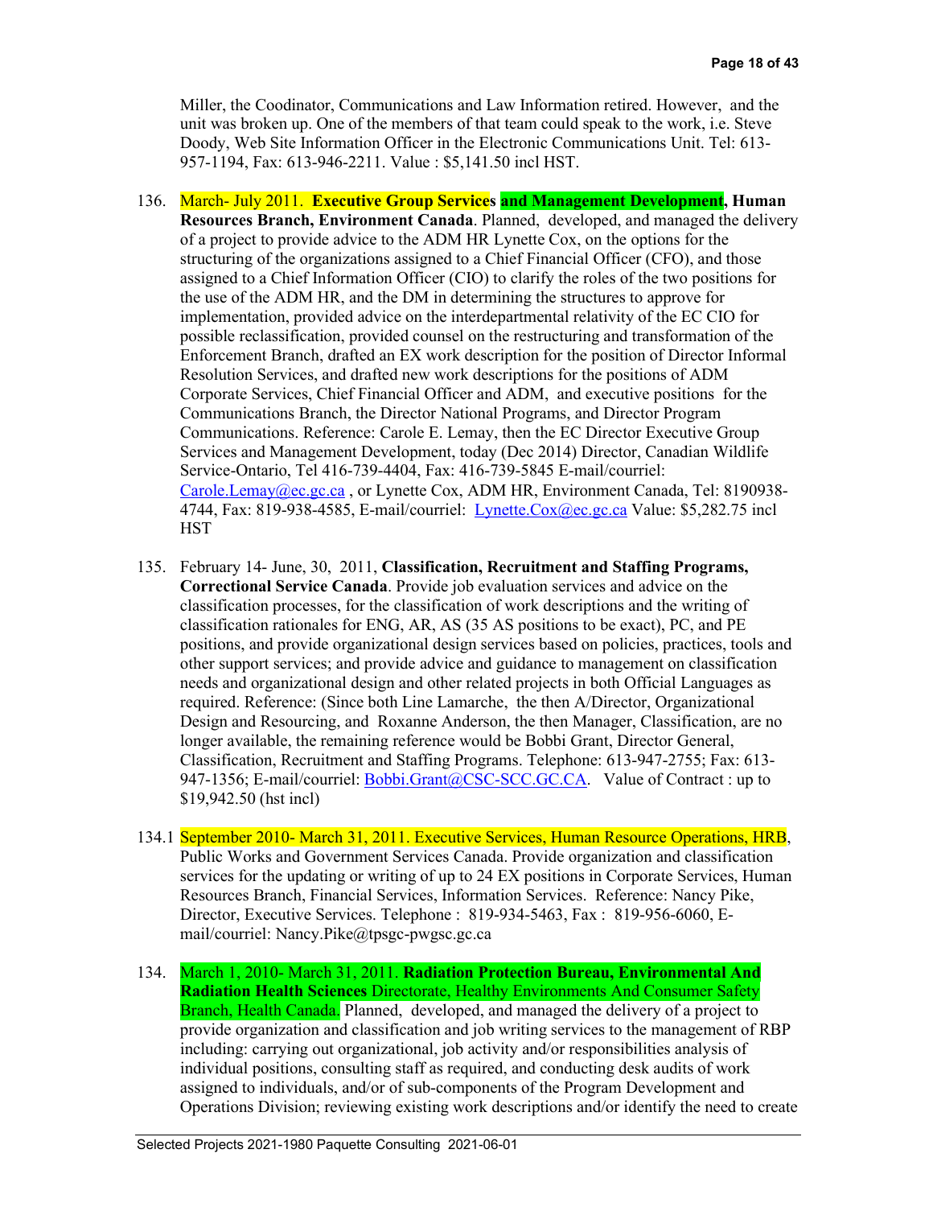Miller, the Coodinator, Communications and Law Information retired. However, and the unit was broken up. One of the members of that team could speak to the work, i.e. Steve Doody, Web Site Information Officer in the Electronic Communications Unit. Tel: 613-957-1194, Fax: 613-946-2211. Value : $5,141.50 incl HST.

136. March- July 2011. **Executive Group Services and Management Development, Human Resources Branch, Environment Canada**. Planned, developed, and managed the delivery of a project to provide advice to the ADM HR Lynette Cox, on the options for the structuring of the organizations assigned to a Chief Financial Officer (CFO), and those assigned to a Chief Information Officer (CIO) to clarify the roles of the two positions for the use of the ADM HR, and the DM in determining the structures to approve for implementation, provided advice on the interdepartmental relativity of the EC CIO for possible reclassification, provided counsel on the restructuring and transformation of the Enforcement Branch, drafted an EX work description for the position of Director Informal Resolution Services, and drafted new work descriptions for the positions of ADM Corporate Services, Chief Financial Officer and ADM, and executive positions for the Communications Branch, the Director National Programs, and Director Program Communications. Reference: Carole E. Lemay, then the EC Director Executive Group Services and Management Development, today (Dec 2014) Director, Canadian Wildlife Service-Ontario, Tel 416-739-4404, Fax: 416-739-5845 E-mail/courriel: Carole.Lemay@ec.gc.ca , or Lynette Cox, ADM HR, Environment Canada, Tel: 8190938-4744, Fax: 819-938-4585, E-mail/courriel: Lynette.Cox@ec.gc.ca Value: $5,282.75 incl HST

135. February 14- June, 30, 2011, **Classification, Recruitment and Staffing Programs, Correctional Service Canada**. Provide job evaluation services and advice on the classification processes, for the classification of work descriptions and the writing of classification rationales for ENG, AR, AS (35 AS positions to be exact), PC, and PE positions, and provide organizational design services based on policies, practices, tools and other support services; and provide advice and guidance to management on classification needs and organizational design and other related projects in both Official Languages as required. Reference: (Since both Line Lamarche, the then A/Director, Organizational Design and Resourcing, and Roxanne Anderson, the then Manager, Classification, are no longer available, the remaining reference would be Bobbi Grant, Director General, Classification, Recruitment and Staffing Programs. Telephone: 613-947-2755; Fax: 613-947-1356; E-mail/courriel: Bobbi.Grant@CSC-SCC.GC.CA. Value of Contract : up to $19,942.50 (hst incl)

134.1 September 2010- March 31, 2011. Executive Services, Human Resource Operations, HRB, Public Works and Government Services Canada. Provide organization and classification services for the updating or writing of up to 24 EX positions in Corporate Services, Human Resources Branch, Financial Services, Information Services. Reference: Nancy Pike, Director, Executive Services. Telephone : 819-934-5463, Fax : 819-956-6060, E-mail/courriel: Nancy.Pike@tpsgc-pwgsc.gc.ca

134. March 1, 2010- March 31, 2011. **Radiation Protection Bureau, Environmental And Radiation Health Sciences** Directorate, Healthy Environments And Consumer Safety Branch, Health Canada. Planned, developed, and managed the delivery of a project to provide organization and classification and job writing services to the management of RBP including: carrying out organizational, job activity and/or responsibilities analysis of individual positions, consulting staff as required, and conducting desk audits of work assigned to individuals, and/or of sub-components of the Program Development and Operations Division; reviewing existing work descriptions and/or identify the need to create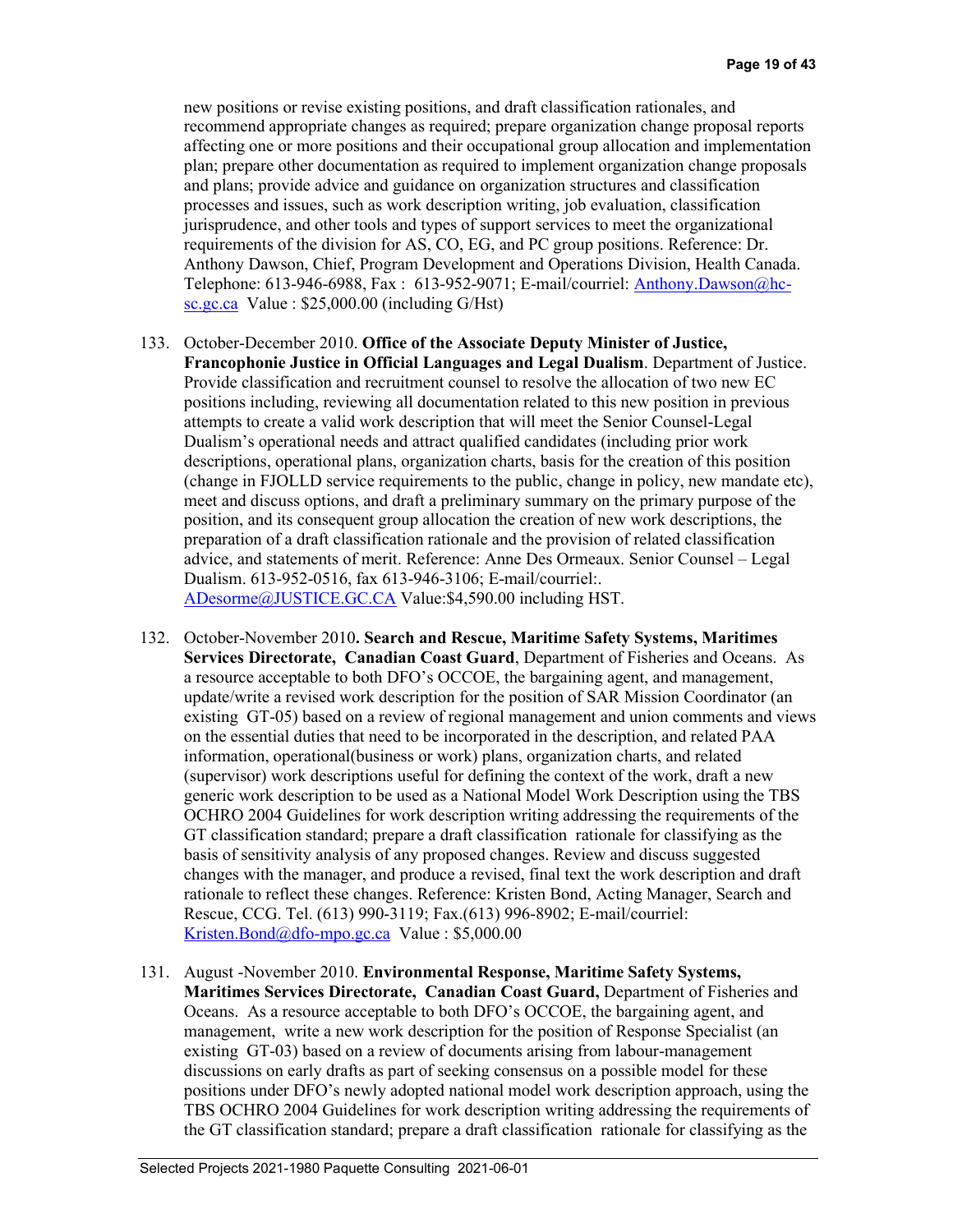new positions or revise existing positions, and draft classification rationales, and recommend appropriate changes as required; prepare organization change proposal reports affecting one or more positions and their occupational group allocation and implementation plan; prepare other documentation as required to implement organization change proposals and plans; provide advice and guidance on organization structures and classification processes and issues, such as work description writing, job evaluation, classification jurisprudence, and other tools and types of support services to meet the organizational requirements of the division for AS, CO, EG, and PC group positions. Reference: Dr. Anthony Dawson, Chief, Program Development and Operations Division, Health Canada. Telephone: 613-946-6988, Fax : 613-952-9071; E-mail/courriel: Anthony.Dawson@hc-sc.gc.ca Value : $25,000.00 (including G/Hst)

133. October-December 2010. **Office of the Associate Deputy Minister of Justice, Francophonie Justice in Official Languages and Legal Dualism**. Department of Justice. Provide classification and recruitment counsel to resolve the allocation of two new EC positions including, reviewing all documentation related to this new position in previous attempts to create a valid work description that will meet the Senior Counsel-Legal Dualism's operational needs and attract qualified candidates (including prior work descriptions, operational plans, organization charts, basis for the creation of this position (change in FJOLLD service requirements to the public, change in policy, new mandate etc), meet and discuss options, and draft a preliminary summary on the primary purpose of the position, and its consequent group allocation the creation of new work descriptions, the preparation of a draft classification rationale and the provision of related classification advice, and statements of merit. Reference: Anne Des Ormeaux. Senior Counsel – Legal Dualism. 613-952-0516, fax 613-946-3106; E-mail/courriel:. ADesorme@JUSTICE.GC.CA Value:$4,590.00 including HST.

132. October-November 2010**. Search and Rescue, Maritime Safety Systems, Maritimes Services Directorate, Canadian Coast Guard**, Department of Fisheries and Oceans. As a resource acceptable to both DFO's OCCOE, the bargaining agent, and management, update/write a revised work description for the position of SAR Mission Coordinator (an existing GT-05) based on a review of regional management and union comments and views on the essential duties that need to be incorporated in the description, and related PAA information, operational(business or work) plans, organization charts, and related (supervisor) work descriptions useful for defining the context of the work, draft a new generic work description to be used as a National Model Work Description using the TBS OCHRO 2004 Guidelines for work description writing addressing the requirements of the GT classification standard; prepare a draft classification rationale for classifying as the basis of sensitivity analysis of any proposed changes. Review and discuss suggested changes with the manager, and produce a revised, final text the work description and draft rationale to reflect these changes. Reference: Kristen Bond, Acting Manager, Search and Rescue, CCG. Tel. (613) 990-3119; Fax.(613) 996-8902; E-mail/courriel: Kristen.Bond@dfo-mpo.gc.ca Value : $5,000.00

131. August -November 2010. **Environmental Response, Maritime Safety Systems, Maritimes Services Directorate, Canadian Coast Guard,** Department of Fisheries and Oceans. As a resource acceptable to both DFO's OCCOE, the bargaining agent, and management, write a new work description for the position of Response Specialist (an existing GT-03) based on a review of documents arising from labour-management discussions on early drafts as part of seeking consensus on a possible model for these positions under DFO's newly adopted national model work description approach, using the TBS OCHRO 2004 Guidelines for work description writing addressing the requirements of the GT classification standard; prepare a draft classification rationale for classifying as the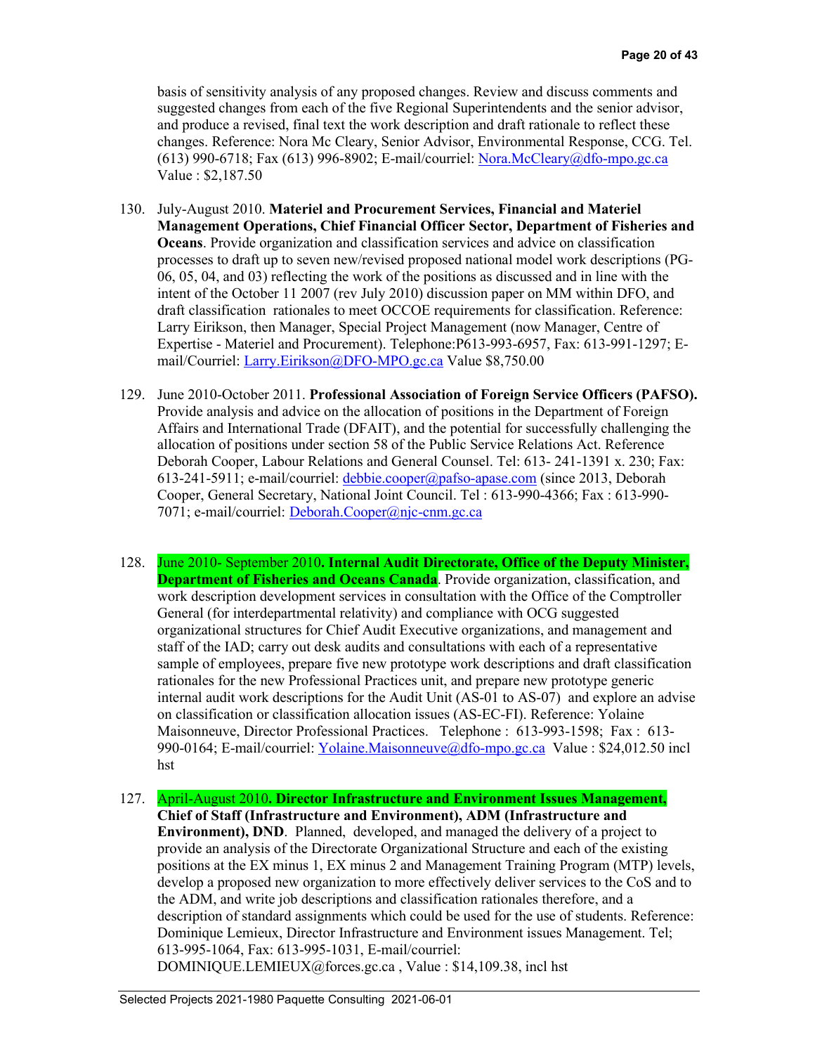basis of sensitivity analysis of any proposed changes. Review and discuss comments and suggested changes from each of the five Regional Superintendents and the senior advisor, and produce a revised, final text the work description and draft rationale to reflect these changes. Reference: Nora Mc Cleary, Senior Advisor, Environmental Response, CCG. Tel. (613) 990-6718; Fax (613) 996-8902; E-mail/courriel: Nora.McCleary@dfo-mpo.gc.ca Value : $2,187.50

130. July-August 2010. **Materiel and Procurement Services, Financial and Materiel Management Operations, Chief Financial Officer Sector, Department of Fisheries and Oceans**. Provide organization and classification services and advice on classification processes to draft up to seven new/revised proposed national model work descriptions (PG-06, 05, 04, and 03) reflecting the work of the positions as discussed and in line with the intent of the October 11 2007 (rev July 2010) discussion paper on MM within DFO, and draft classification rationales to meet OCCOE requirements for classification. Reference: Larry Eirikson, then Manager, Special Project Management (now Manager, Centre of Expertise - Materiel and Procurement). Telephone:P613-993-6957, Fax: 613-991-1297; E-mail/Courriel: Larry.Eirikson@DFO-MPO.gc.ca Value $8,750.00

129. June 2010-October 2011. **Professional Association of Foreign Service Officers (PAFSO).** Provide analysis and advice on the allocation of positions in the Department of Foreign Affairs and International Trade (DFAIT), and the potential for successfully challenging the allocation of positions under section 58 of the Public Service Relations Act. Reference Deborah Cooper, Labour Relations and General Counsel. Tel: 613- 241-1391 x. 230; Fax: 613-241-5911; e-mail/courriel: debbie.cooper@pafso-apase.com (since 2013, Deborah Cooper, General Secretary, National Joint Council. Tel : 613-990-4366; Fax : 613-990-7071; e-mail/courriel: Deborah.Cooper@njc-cnm.gc.ca

128. June 2010- September 2010**. Internal Audit Directorate, Office of the Deputy Minister, Department of Fisheries and Oceans Canada**. Provide organization, classification, and work description development services in consultation with the Office of the Comptroller General (for interdepartmental relativity) and compliance with OCG suggested organizational structures for Chief Audit Executive organizations, and management and staff of the IAD; carry out desk audits and consultations with each of a representative sample of employees, prepare five new prototype work descriptions and draft classification rationales for the new Professional Practices unit, and prepare new prototype generic internal audit work descriptions for the Audit Unit (AS-01 to AS-07) and explore an advise on classification or classification allocation issues (AS-EC-FI). Reference: Yolaine Maisonneuve, Director Professional Practices. Telephone : 613-993-1598; Fax : 613-990-0164; E-mail/courriel: Yolaine.Maisonneuve@dfo-mpo.gc.ca Value : $24,012.50 incl hst

127. April-August 2010**. Director Infrastructure and Environment Issues Management, Chief of Staff (Infrastructure and Environment), ADM (Infrastructure and Environment), DND**. Planned, developed, and managed the delivery of a project to provide an analysis of the Directorate Organizational Structure and each of the existing positions at the EX minus 1, EX minus 2 and Management Training Program (MTP) levels, develop a proposed new organization to more effectively deliver services to the CoS and to the ADM, and write job descriptions and classification rationales therefore, and a description of standard assignments which could be used for the use of students. Reference: Dominique Lemieux, Director Infrastructure and Environment issues Management. Tel; 613-995-1064, Fax: 613-995-1031, E-mail/courriel: DOMINIQUE.LEMIEUX@forces.gc.ca , Value : $14,109.38, incl hst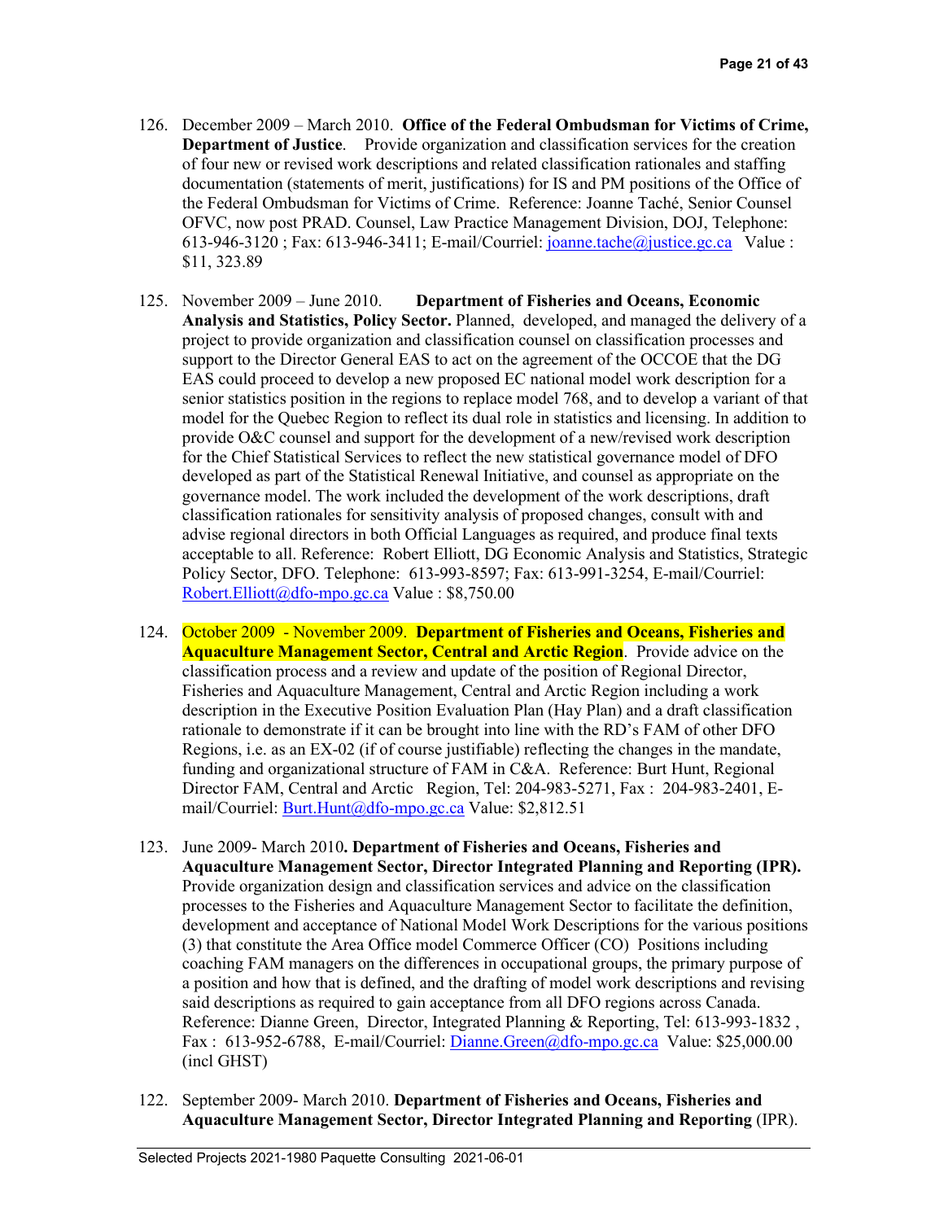126. December 2009 – March 2010. **Office of the Federal Ombudsman for Victims of Crime, Department of Justice**. Provide organization and classification services for the creation of four new or revised work descriptions and related classification rationales and staffing documentation (statements of merit, justifications) for IS and PM positions of the Office of the Federal Ombudsman for Victims of Crime. Reference: Joanne Taché, Senior Counsel OFVC, now post PRAD. Counsel, Law Practice Management Division, DOJ, Telephone: 613-946-3120 ; Fax: 613-946-3411; E-mail/Courriel: joanne.tache@justice.gc.ca Value : $11, 323.89

125. November 2009 – June 2010. **Department of Fisheries and Oceans, Economic Analysis and Statistics, Policy Sector.** Planned, developed, and managed the delivery of a project to provide organization and classification counsel on classification processes and support to the Director General EAS to act on the agreement of the OCCOE that the DG EAS could proceed to develop a new proposed EC national model work description for a senior statistics position in the regions to replace model 768, and to develop a variant of that model for the Quebec Region to reflect its dual role in statistics and licensing. In addition to provide O&C counsel and support for the development of a new/revised work description for the Chief Statistical Services to reflect the new statistical governance model of DFO developed as part of the Statistical Renewal Initiative, and counsel as appropriate on the governance model. The work included the development of the work descriptions, draft classification rationales for sensitivity analysis of proposed changes, consult with and advise regional directors in both Official Languages as required, and produce final texts acceptable to all. Reference: Robert Elliott, DG Economic Analysis and Statistics, Strategic Policy Sector, DFO. Telephone: 613-993-8597; Fax: 613-991-3254, E-mail/Courriel: Robert.Elliott@dfo-mpo.gc.ca Value : $8,750.00

124. October 2009 - November 2009. **Department of Fisheries and Oceans, Fisheries and Aquaculture Management Sector, Central and Arctic Region**. Provide advice on the classification process and a review and update of the position of Regional Director, Fisheries and Aquaculture Management, Central and Arctic Region including a work description in the Executive Position Evaluation Plan (Hay Plan) and a draft classification rationale to demonstrate if it can be brought into line with the RD's FAM of other DFO Regions, i.e. as an EX-02 (if of course justifiable) reflecting the changes in the mandate, funding and organizational structure of FAM in C&A. Reference: Burt Hunt, Regional Director FAM, Central and Arctic Region, Tel: 204-983-5271, Fax : 204-983-2401, E-mail/Courriel: Burt.Hunt@dfo-mpo.gc.ca Value: $2,812.51

123. June 2009- March 2010**. Department of Fisheries and Oceans, Fisheries and Aquaculture Management Sector, Director Integrated Planning and Reporting (IPR).** Provide organization design and classification services and advice on the classification processes to the Fisheries and Aquaculture Management Sector to facilitate the definition, development and acceptance of National Model Work Descriptions for the various positions (3) that constitute the Area Office model Commerce Officer (CO) Positions including coaching FAM managers on the differences in occupational groups, the primary purpose of a position and how that is defined, and the drafting of model work descriptions and revising said descriptions as required to gain acceptance from all DFO regions across Canada. Reference: Dianne Green, Director, Integrated Planning & Reporting, Tel: 613-993-1832 , Fax : 613-952-6788, E-mail/Courriel: Dianne.Green@dfo-mpo.gc.ca Value: $25,000.00 (incl GHST)

122. September 2009- March 2010. **Department of Fisheries and Oceans, Fisheries and Aquaculture Management Sector, Director Integrated Planning and Reporting** (IPR).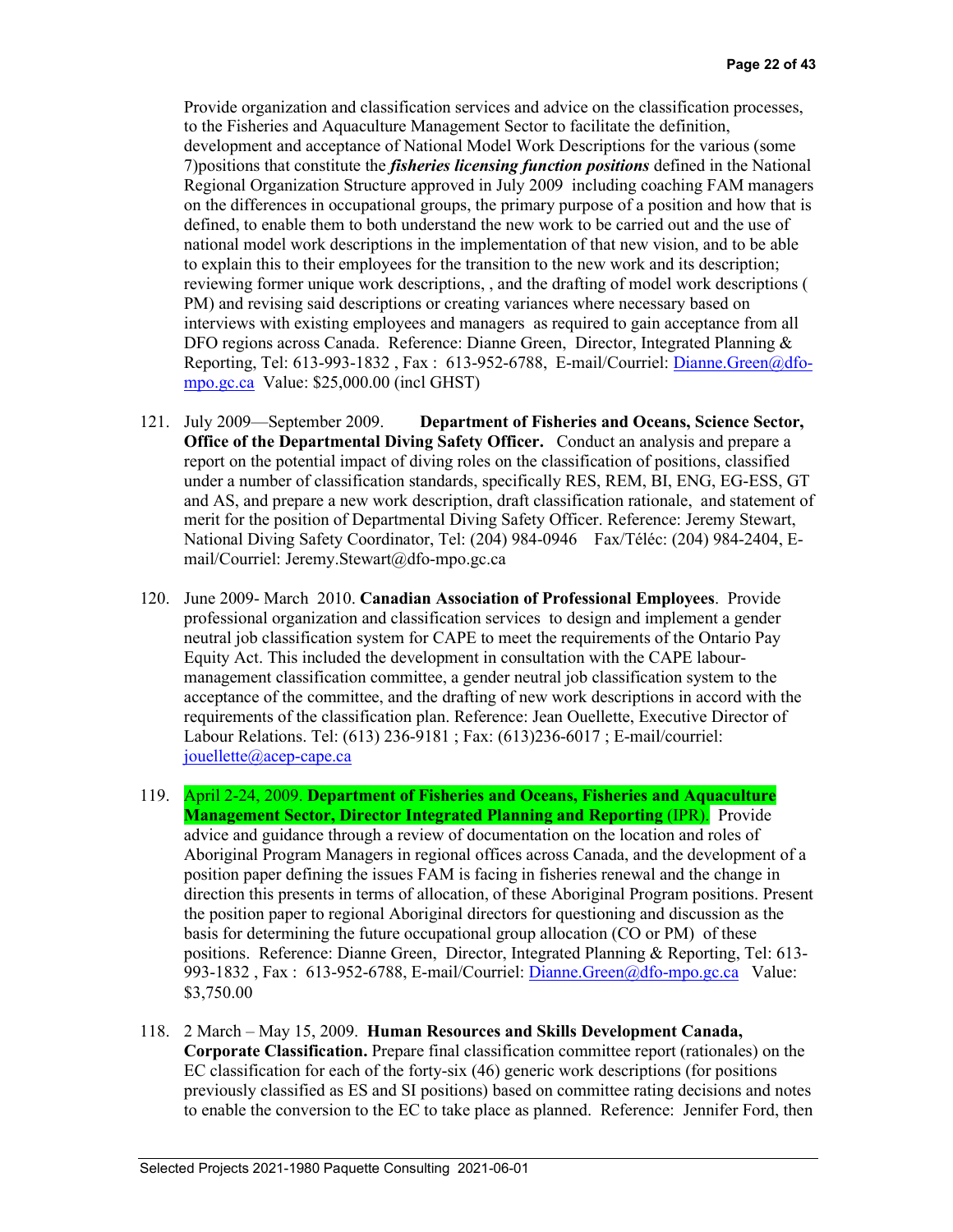Provide organization and classification services and advice on the classification processes, to the Fisheries and Aquaculture Management Sector to facilitate the definition, development and acceptance of National Model Work Descriptions for the various (some 7)positions that constitute the ***fisheries licensing function positions*** defined in the National Regional Organization Structure approved in July 2009 including coaching FAM managers on the differences in occupational groups, the primary purpose of a position and how that is defined, to enable them to both understand the new work to be carried out and the use of national model work descriptions in the implementation of that new vision, and to be able to explain this to their employees for the transition to the new work and its description; reviewing former unique work descriptions, , and the drafting of model work descriptions ( PM) and revising said descriptions or creating variances where necessary based on interviews with existing employees and managers as required to gain acceptance from all DFO regions across Canada. Reference: Dianne Green, Director, Integrated Planning & Reporting, Tel: 613-993-1832 , Fax : 613-952-6788, E-mail/Courriel: Dianne.Green@dfo-mpo.gc.ca Value: $25,000.00 (incl GHST)

121. July 2009—September 2009. **Department of Fisheries and Oceans, Science Sector, Office of the Departmental Diving Safety Officer.** Conduct an analysis and prepare a report on the potential impact of diving roles on the classification of positions, classified under a number of classification standards, specifically RES, REM, BI, ENG, EG-ESS, GT and AS, and prepare a new work description, draft classification rationale, and statement of merit for the position of Departmental Diving Safety Officer. Reference: Jeremy Stewart, National Diving Safety Coordinator, Tel: (204) 984-0946 Fax/Téléc: (204) 984-2404, E-mail/Courriel: Jeremy.Stewart@dfo-mpo.gc.ca

120. June 2009- March 2010. **Canadian Association of Professional Employees**. Provide professional organization and classification services to design and implement a gender neutral job classification system for CAPE to meet the requirements of the Ontario Pay Equity Act. This included the development in consultation with the CAPE labour-management classification committee, a gender neutral job classification system to the acceptance of the committee, and the drafting of new work descriptions in accord with the requirements of the classification plan. Reference: Jean Ouellette, Executive Director of Labour Relations. Tel: (613) 236-9181 ; Fax: (613)236-6017 ; E-mail/courriel: jouellette@acep-cape.ca

119. April 2-24, 2009. **Department of Fisheries and Oceans, Fisheries and Aquaculture Management Sector, Director Integrated Planning and Reporting** (IPR). Provide advice and guidance through a review of documentation on the location and roles of Aboriginal Program Managers in regional offices across Canada, and the development of a position paper defining the issues FAM is facing in fisheries renewal and the change in direction this presents in terms of allocation, of these Aboriginal Program positions. Present the position paper to regional Aboriginal directors for questioning and discussion as the basis for determining the future occupational group allocation (CO or PM) of these positions. Reference: Dianne Green, Director, Integrated Planning & Reporting, Tel: 613-993-1832 , Fax : 613-952-6788, E-mail/Courriel: Dianne.Green@dfo-mpo.gc.ca Value: $3,750.00

118. 2 March – May 15, 2009. **Human Resources and Skills Development Canada, Corporate Classification.** Prepare final classification committee report (rationales) on the EC classification for each of the forty-six (46) generic work descriptions (for positions previously classified as ES and SI positions) based on committee rating decisions and notes to enable the conversion to the EC to take place as planned. Reference: Jennifer Ford, then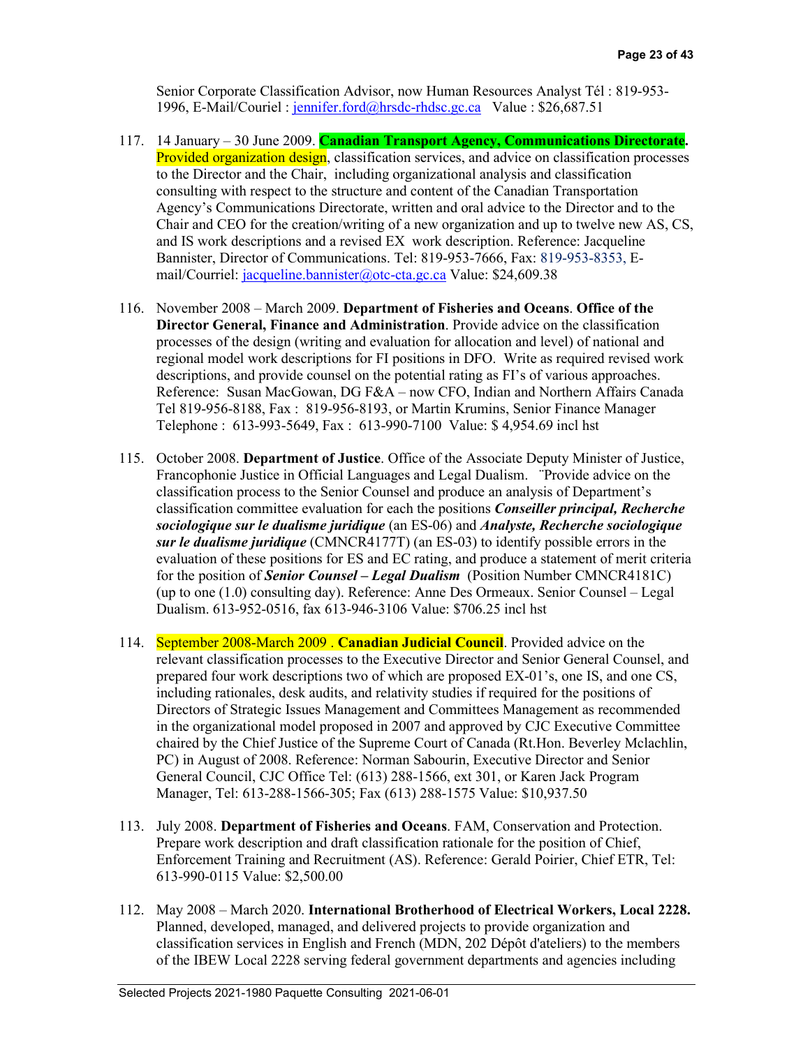Senior Corporate Classification Advisor, now Human Resources Analyst Tél : 819-953-1996, E-Mail/Couriel : jennifer.ford@hrsdc-rhdsc.gc.ca Value : $26,687.51

117. 14 January – 30 June 2009. **Canadian Transport Agency, Communications Directorate.** Provided organization design, classification services, and advice on classification processes to the Director and the Chair, including organizational analysis and classification consulting with respect to the structure and content of the Canadian Transportation Agency's Communications Directorate, written and oral advice to the Director and to the Chair and CEO for the creation/writing of a new organization and up to twelve new AS, CS, and IS work descriptions and a revised EX work description. Reference: Jacqueline Bannister, Director of Communications. Tel: 819-953-7666, Fax: 819-953-8353, E-mail/Courriel: jacqueline.bannister@otc-cta.gc.ca Value: $24,609.38

116. November 2008 – March 2009. **Department of Fisheries and Oceans**. **Office of the Director General, Finance and Administration**. Provide advice on the classification processes of the design (writing and evaluation for allocation and level) of national and regional model work descriptions for FI positions in DFO. Write as required revised work descriptions, and provide counsel on the potential rating as FI's of various approaches. Reference: Susan MacGowan, DG F&A – now CFO, Indian and Northern Affairs Canada Tel 819-956-8188, Fax : 819-956-8193, or Martin Krumins, Senior Finance Manager Telephone : 613-993-5649, Fax : 613-990-7100 Value: $ 4,954.69 incl hst

115. October 2008. **Department of Justice**. Office of the Associate Deputy Minister of Justice, Francophonie Justice in Official Languages and Legal Dualism. ¨Provide advice on the classification process to the Senior Counsel and produce an analysis of Department's classification committee evaluation for each the positions ***Conseiller principal, Recherche sociologique sur le dualisme juridique*** (an ES-06) and ***Analyste, Recherche sociologique sur le dualisme juridique*** (CMNCR4177T) (an ES-03) to identify possible errors in the evaluation of these positions for ES and EC rating, and produce a statement of merit criteria for the position of ***Senior Counsel – Legal Dualism*** (Position Number CMNCR4181C) (up to one (1.0) consulting day). Reference: Anne Des Ormeaux. Senior Counsel – Legal Dualism. 613-952-0516, fax 613-946-3106 Value: $706.25 incl hst

114. September 2008-March 2009 . **Canadian Judicial Council**. Provided advice on the relevant classification processes to the Executive Director and Senior General Counsel, and prepared four work descriptions two of which are proposed EX-01's, one IS, and one CS, including rationales, desk audits, and relativity studies if required for the positions of Directors of Strategic Issues Management and Committees Management as recommended in the organizational model proposed in 2007 and approved by CJC Executive Committee chaired by the Chief Justice of the Supreme Court of Canada (Rt.Hon. Beverley Mclachlin, PC) in August of 2008. Reference: Norman Sabourin, Executive Director and Senior General Council, CJC Office Tel: (613) 288-1566, ext 301, or Karen Jack Program Manager, Tel: 613-288-1566-305; Fax (613) 288-1575 Value: $10,937.50

113. July 2008. **Department of Fisheries and Oceans**. FAM, Conservation and Protection. Prepare work description and draft classification rationale for the position of Chief, Enforcement Training and Recruitment (AS). Reference: Gerald Poirier, Chief ETR, Tel: 613-990-0115 Value: $2,500.00

112. May 2008 – March 2020. **International Brotherhood of Electrical Workers, Local 2228.** Planned, developed, managed, and delivered projects to provide organization and classification services in English and French (MDN, 202 Dépôt d'ateliers) to the members of the IBEW Local 2228 serving federal government departments and agencies including

Selected Projects 2021-1980 Paquette Consulting 2021-06-01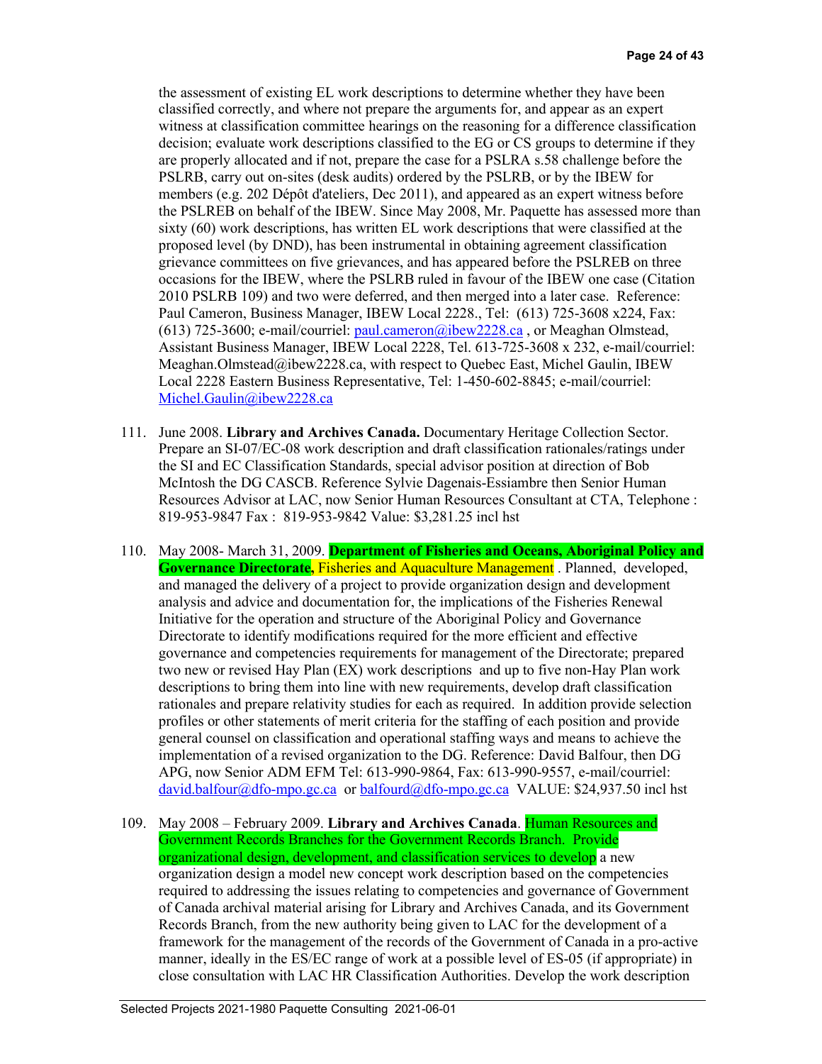the assessment of existing EL work descriptions to determine whether they have been classified correctly, and where not prepare the arguments for, and appear as an expert witness at classification committee hearings on the reasoning for a difference classification decision; evaluate work descriptions classified to the EG or CS groups to determine if they are properly allocated and if not, prepare the case for a PSLRA s.58 challenge before the PSLRB, carry out on-sites (desk audits) ordered by the PSLRB, or by the IBEW for members (e.g. 202 Dépôt d'ateliers, Dec 2011), and appeared as an expert witness before the PSLREB on behalf of the IBEW. Since May 2008, Mr. Paquette has assessed more than sixty (60) work descriptions, has written EL work descriptions that were classified at the proposed level (by DND), has been instrumental in obtaining agreement classification grievance committees on five grievances, and has appeared before the PSLREB on three occasions for the IBEW, where the PSLRB ruled in favour of the IBEW one case (Citation 2010 PSLRB 109) and two were deferred, and then merged into a later case. Reference: Paul Cameron, Business Manager, IBEW Local 2228., Tel: (613) 725-3608 x224, Fax: (613) 725-3600; e-mail/courriel: paul.cameron@ibew2228.ca , or Meaghan Olmstead, Assistant Business Manager, IBEW Local 2228, Tel. 613-725-3608 x 232, e-mail/courriel: Meaghan.Olmstead@ibew2228.ca, with respect to Quebec East, Michel Gaulin, IBEW Local 2228 Eastern Business Representative, Tel: 1-450-602-8845; e-mail/courriel: Michel.Gaulin@ibew2228.ca

111. June 2008. **Library and Archives Canada.** Documentary Heritage Collection Sector. Prepare an SI-07/EC-08 work description and draft classification rationales/ratings under the SI and EC Classification Standards, special advisor position at direction of Bob McIntosh the DG CASCB. Reference Sylvie Dagenais-Essiambre then Senior Human Resources Advisor at LAC, now Senior Human Resources Consultant at CTA, Telephone : 819-953-9847 Fax : 819-953-9842 Value: $3,281.25 incl hst

110. May 2008- March 31, 2009. **Department of Fisheries and Oceans, Aboriginal Policy and Governance Directorate,** Fisheries and Aquaculture Management . Planned, developed, and managed the delivery of a project to provide organization design and development analysis and advice and documentation for, the implications of the Fisheries Renewal Initiative for the operation and structure of the Aboriginal Policy and Governance Directorate to identify modifications required for the more efficient and effective governance and competencies requirements for management of the Directorate; prepared two new or revised Hay Plan (EX) work descriptions and up to five non-Hay Plan work descriptions to bring them into line with new requirements, develop draft classification rationales and prepare relativity studies for each as required. In addition provide selection profiles or other statements of merit criteria for the staffing of each position and provide general counsel on classification and operational staffing ways and means to achieve the implementation of a revised organization to the DG. Reference: David Balfour, then DG APG, now Senior ADM EFM Tel: 613-990-9864, Fax: 613-990-9557, e-mail/courriel: david.balfour@dfo-mpo.gc.ca or balfourd@dfo-mpo.gc.ca VALUE: $24,937.50 incl hst

109. May 2008 – February 2009. **Library and Archives Canada**. Human Resources and Government Records Branches for the Government Records Branch. Provide organizational design, development, and classification services to develop a new organization design a model new concept work description based on the competencies required to addressing the issues relating to competencies and governance of Government of Canada archival material arising for Library and Archives Canada, and its Government Records Branch, from the new authority being given to LAC for the development of a framework for the management of the records of the Government of Canada in a pro-active manner, ideally in the ES/EC range of work at a possible level of ES-05 (if appropriate) in close consultation with LAC HR Classification Authorities. Develop the work description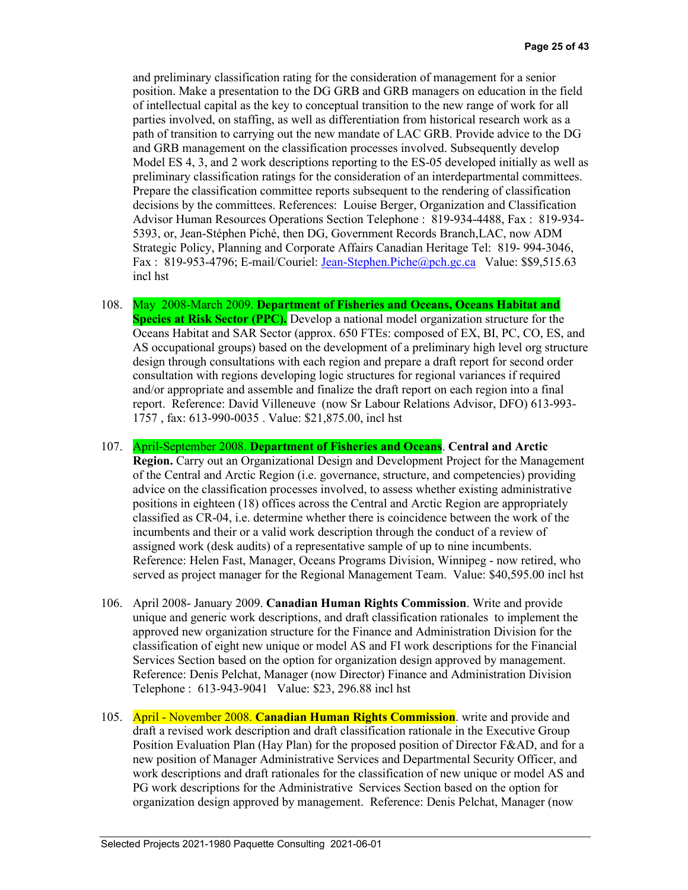and preliminary classification rating for the consideration of management for a senior position. Make a presentation to the DG GRB and GRB managers on education in the field of intellectual capital as the key to conceptual transition to the new range of work for all parties involved, on staffing, as well as differentiation from historical research work as a path of transition to carrying out the new mandate of LAC GRB. Provide advice to the DG and GRB management on the classification processes involved. Subsequently develop Model ES 4, 3, and 2 work descriptions reporting to the ES-05 developed initially as well as preliminary classification ratings for the consideration of an interdepartmental committees. Prepare the classification committee reports subsequent to the rendering of classification decisions by the committees. References: Louise Berger, Organization and Classification Advisor Human Resources Operations Section Telephone : 819-934-4488, Fax : 819-934-5393, or, Jean-Stéphen Piché, then DG, Government Records Branch,LAC, now ADM Strategic Policy, Planning and Corporate Affairs Canadian Heritage Tel: 819- 994-3046, Fax : 819-953-4796; E-mail/Couriel: Jean-Stephen.Piche@pch.gc.ca Value: $$9,515.63 incl hst

108. May 2008-March 2009. **Department of Fisheries and Oceans, Oceans Habitat and Species at Risk Sector (PPC).** Develop a national model organization structure for the Oceans Habitat and SAR Sector (approx. 650 FTEs: composed of EX, BI, PC, CO, ES, and AS occupational groups) based on the development of a preliminary high level org structure design through consultations with each region and prepare a draft report for second order consultation with regions developing logic structures for regional variances if required and/or appropriate and assemble and finalize the draft report on each region into a final report. Reference: David Villeneuve (now Sr Labour Relations Advisor, DFO) 613-993-1757 , fax: 613-990-0035 . Value: $21,875.00, incl hst

107. April-September 2008. **Department of Fisheries and Oceans**. **Central and Arctic Region.** Carry out an Organizational Design and Development Project for the Management of the Central and Arctic Region (i.e. governance, structure, and competencies) providing advice on the classification processes involved, to assess whether existing administrative positions in eighteen (18) offices across the Central and Arctic Region are appropriately classified as CR-04, i.e. determine whether there is coincidence between the work of the incumbents and their or a valid work description through the conduct of a review of assigned work (desk audits) of a representative sample of up to nine incumbents. Reference: Helen Fast, Manager, Oceans Programs Division, Winnipeg - now retired, who served as project manager for the Regional Management Team. Value: $40,595.00 incl hst

106. April 2008- January 2009. **Canadian Human Rights Commission**. Write and provide unique and generic work descriptions, and draft classification rationales to implement the approved new organization structure for the Finance and Administration Division for the classification of eight new unique or model AS and FI work descriptions for the Financial Services Section based on the option for organization design approved by management. Reference: Denis Pelchat, Manager (now Director) Finance and Administration Division Telephone : 613-943-9041 Value: $23, 296.88 incl hst

105. April - November 2008. **Canadian Human Rights Commission**. write and provide and draft a revised work description and draft classification rationale in the Executive Group Position Evaluation Plan (Hay Plan) for the proposed position of Director F&AD, and for a new position of Manager Administrative Services and Departmental Security Officer, and work descriptions and draft rationales for the classification of new unique or model AS and PG work descriptions for the Administrative Services Section based on the option for organization design approved by management. Reference: Denis Pelchat, Manager (now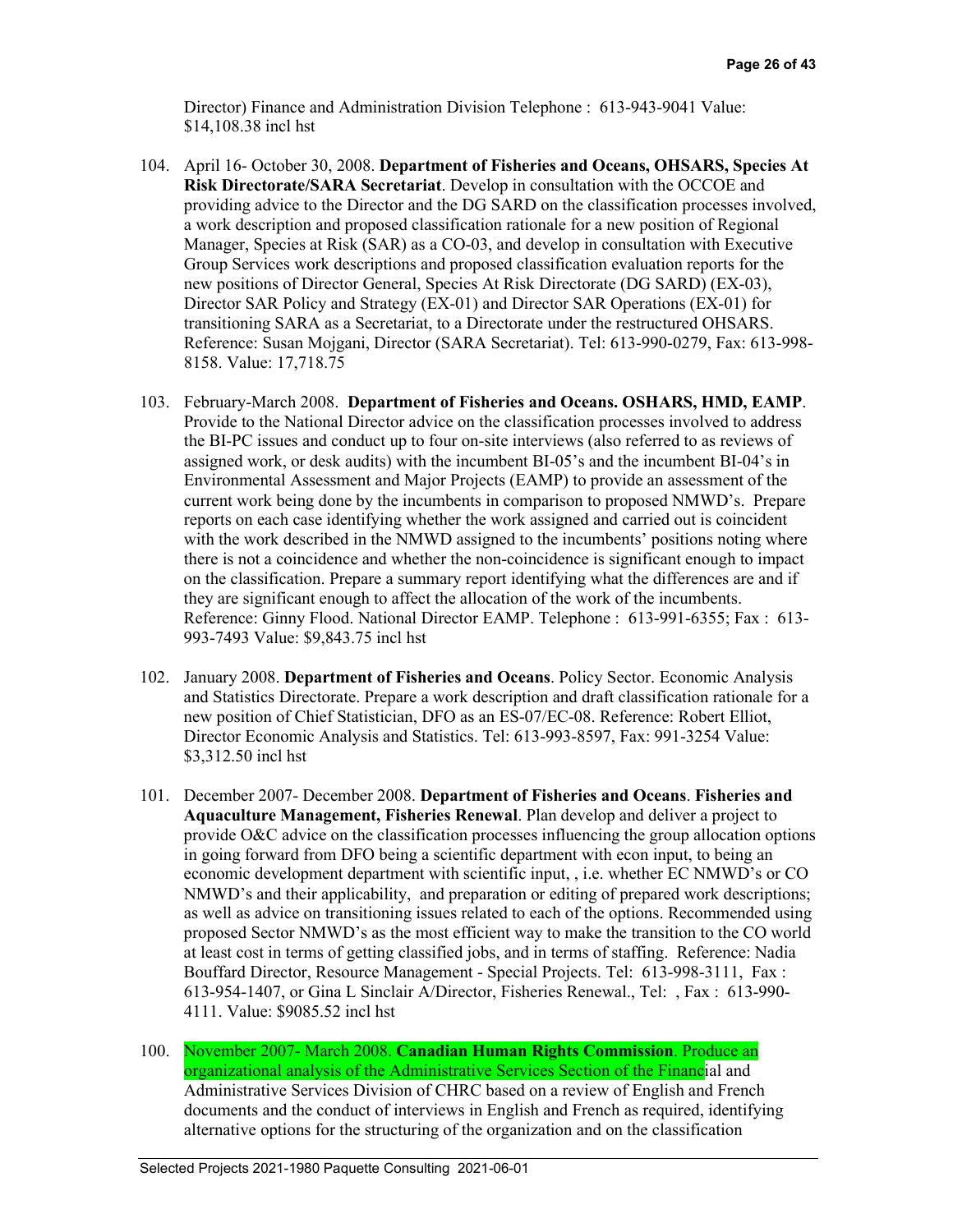Director) Finance and Administration Division Telephone : 613-943-9041 Value: $14,108.38 incl hst

104. April 16- October 30, 2008. **Department of Fisheries and Oceans, OHSARS, Species At Risk Directorate/SARA Secretariat**. Develop in consultation with the OCCOE and providing advice to the Director and the DG SARD on the classification processes involved, a work description and proposed classification rationale for a new position of Regional Manager, Species at Risk (SAR) as a CO-03, and develop in consultation with Executive Group Services work descriptions and proposed classification evaluation reports for the new positions of Director General, Species At Risk Directorate (DG SARD) (EX-03), Director SAR Policy and Strategy (EX-01) and Director SAR Operations (EX-01) for transitioning SARA as a Secretariat, to a Directorate under the restructured OHSARS. Reference: Susan Mojgani, Director (SARA Secretariat). Tel: 613-990-0279, Fax: 613-998-8158. Value: 17,718.75

103. February-March 2008. **Department of Fisheries and Oceans. OSHARS, HMD, EAMP**. Provide to the National Director advice on the classification processes involved to address the BI-PC issues and conduct up to four on-site interviews (also referred to as reviews of assigned work, or desk audits) with the incumbent BI-05's and the incumbent BI-04's in Environmental Assessment and Major Projects (EAMP) to provide an assessment of the current work being done by the incumbents in comparison to proposed NMWD's. Prepare reports on each case identifying whether the work assigned and carried out is coincident with the work described in the NMWD assigned to the incumbents' positions noting where there is not a coincidence and whether the non-coincidence is significant enough to impact on the classification. Prepare a summary report identifying what the differences are and if they are significant enough to affect the allocation of the work of the incumbents. Reference: Ginny Flood. National Director EAMP. Telephone : 613-991-6355; Fax : 613-993-7493 Value: $9,843.75 incl hst

102. January 2008. **Department of Fisheries and Oceans**. Policy Sector. Economic Analysis and Statistics Directorate. Prepare a work description and draft classification rationale for a new position of Chief Statistician, DFO as an ES-07/EC-08. Reference: Robert Elliot, Director Economic Analysis and Statistics. Tel: 613-993-8597, Fax: 991-3254 Value: $3,312.50 incl hst

101. December 2007- December 2008. **Department of Fisheries and Oceans**. **Fisheries and Aquaculture Management, Fisheries Renewal**. Plan develop and deliver a project to provide O&C advice on the classification processes influencing the group allocation options in going forward from DFO being a scientific department with econ input, to being an economic development department with scientific input, , i.e. whether EC NMWD's or CO NMWD's and their applicability, and preparation or editing of prepared work descriptions; as well as advice on transitioning issues related to each of the options. Recommended using proposed Sector NMWD's as the most efficient way to make the transition to the CO world at least cost in terms of getting classified jobs, and in terms of staffing. Reference: Nadia Bouffard Director, Resource Management - Special Projects. Tel: 613-998-3111, Fax : 613-954-1407, or Gina L Sinclair A/Director, Fisheries Renewal., Tel: , Fax : 613-990-4111. Value: $9085.52 incl hst

100. November 2007- March 2008. **Canadian Human Rights Commission**. Produce an organizational analysis of the Administrative Services Section of the Financial and Administrative Services Division of CHRC based on a review of English and French documents and the conduct of interviews in English and French as required, identifying alternative options for the structuring of the organization and on the classification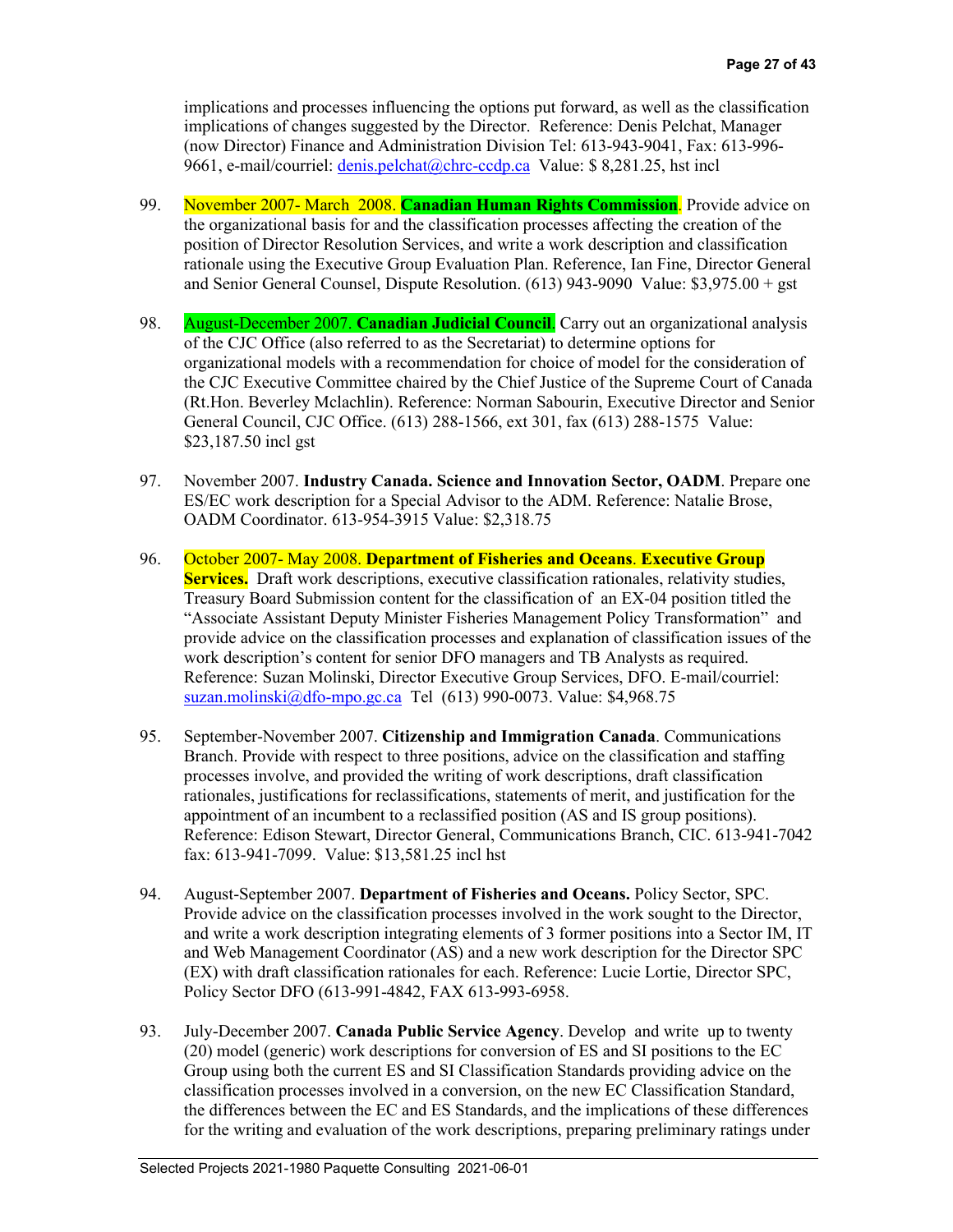implications and processes influencing the options put forward, as well as the classification implications of changes suggested by the Director. Reference: Denis Pelchat, Manager (now Director) Finance and Administration Division Tel: 613-943-9041, Fax: 613-996-9661, e-mail/courriel: denis.pelchat@chrc-ccdp.ca Value: $ 8,281.25, hst incl

99. November 2007- March 2008. **Canadian Human Rights Commission**. Provide advice on the organizational basis for and the classification processes affecting the creation of the position of Director Resolution Services, and write a work description and classification rationale using the Executive Group Evaluation Plan. Reference, Ian Fine, Director General and Senior General Counsel, Dispute Resolution. (613) 943-9090 Value: $3,975.00 + gst

98. August-December 2007. **Canadian Judicial Council**. Carry out an organizational analysis of the CJC Office (also referred to as the Secretariat) to determine options for organizational models with a recommendation for choice of model for the consideration of the CJC Executive Committee chaired by the Chief Justice of the Supreme Court of Canada (Rt.Hon. Beverley Mclachlin). Reference: Norman Sabourin, Executive Director and Senior General Council, CJC Office. (613) 288-1566, ext 301, fax (613) 288-1575 Value: $23,187.50 incl gst

97. November 2007. **Industry Canada. Science and Innovation Sector, OADM**. Prepare one ES/EC work description for a Special Advisor to the ADM. Reference: Natalie Brose, OADM Coordinator. 613-954-3915 Value: $2,318.75

96. October 2007- May 2008. **Department of Fisheries and Oceans**. **Executive Group Services.** Draft work descriptions, executive classification rationales, relativity studies, Treasury Board Submission content for the classification of an EX-04 position titled the "Associate Assistant Deputy Minister Fisheries Management Policy Transformation" and provide advice on the classification processes and explanation of classification issues of the work description's content for senior DFO managers and TB Analysts as required. Reference: Suzan Molinski, Director Executive Group Services, DFO. E-mail/courriel: suzan.molinski@dfo-mpo.gc.ca Tel (613) 990-0073. Value: $4,968.75

95. September-November 2007. **Citizenship and Immigration Canada**. Communications Branch. Provide with respect to three positions, advice on the classification and staffing processes involve, and provided the writing of work descriptions, draft classification rationales, justifications for reclassifications, statements of merit, and justification for the appointment of an incumbent to a reclassified position (AS and IS group positions). Reference: Edison Stewart, Director General, Communications Branch, CIC. 613-941-7042 fax: 613-941-7099. Value: $13,581.25 incl hst

94. August-September 2007. **Department of Fisheries and Oceans.** Policy Sector, SPC. Provide advice on the classification processes involved in the work sought to the Director, and write a work description integrating elements of 3 former positions into a Sector IM, IT and Web Management Coordinator (AS) and a new work description for the Director SPC (EX) with draft classification rationales for each. Reference: Lucie Lortie, Director SPC, Policy Sector DFO (613-991-4842, FAX 613-993-6958.

93. July-December 2007. **Canada Public Service Agency**. Develop and write up to twenty (20) model (generic) work descriptions for conversion of ES and SI positions to the EC Group using both the current ES and SI Classification Standards providing advice on the classification processes involved in a conversion, on the new EC Classification Standard, the differences between the EC and ES Standards, and the implications of these differences for the writing and evaluation of the work descriptions, preparing preliminary ratings under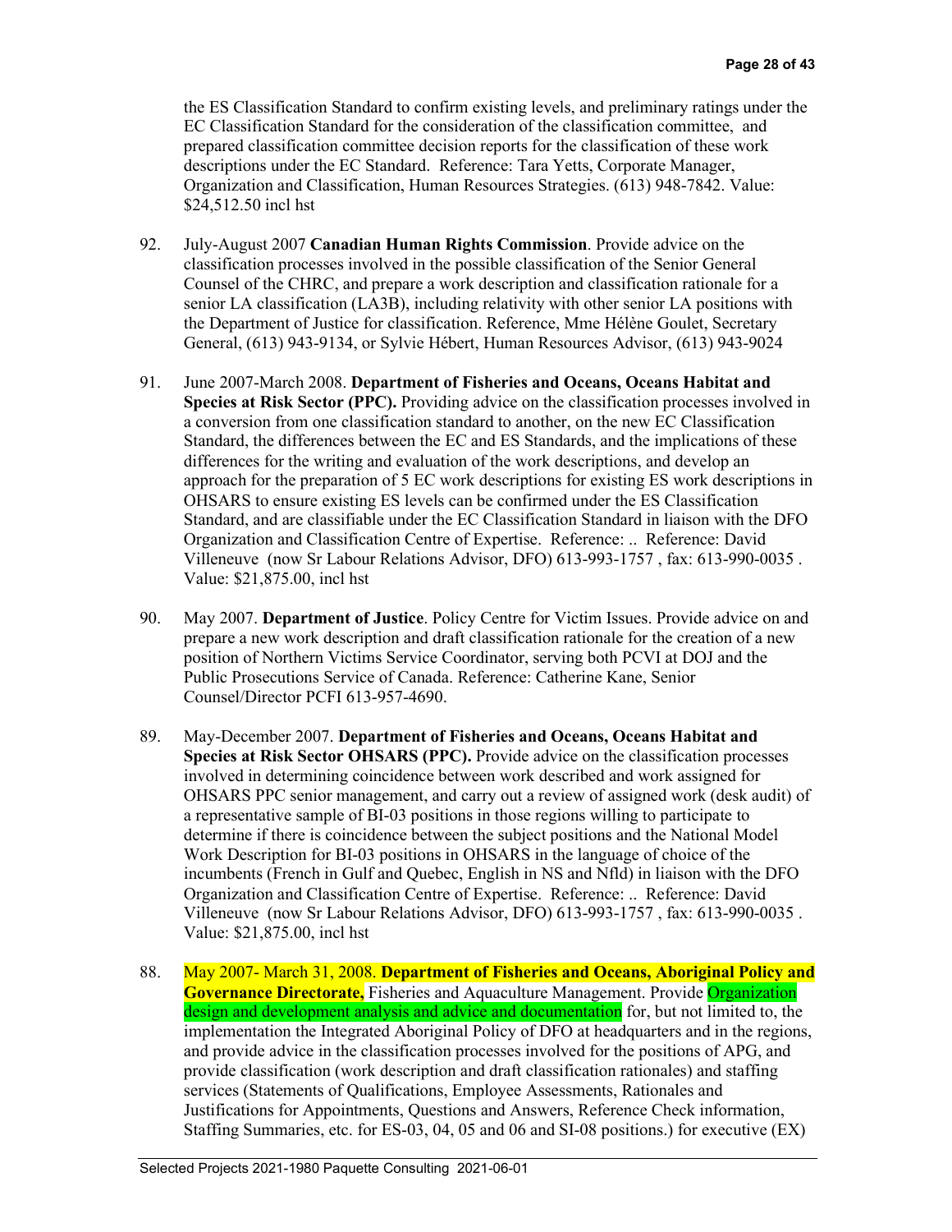the ES Classification Standard to confirm existing levels, and preliminary ratings under the EC Classification Standard for the consideration of the classification committee, and prepared classification committee decision reports for the classification of these work descriptions under the EC Standard. Reference: Tara Yetts, Corporate Manager, Organization and Classification, Human Resources Strategies. (613) 948-7842. Value: $24,512.50 incl hst

92. July-August 2007 **Canadian Human Rights Commission**. Provide advice on the classification processes involved in the possible classification of the Senior General Counsel of the CHRC, and prepare a work description and classification rationale for a senior LA classification (LA3B), including relativity with other senior LA positions with the Department of Justice for classification. Reference, Mme Hélène Goulet, Secretary General, (613) 943-9134, or Sylvie Hébert, Human Resources Advisor, (613) 943-9024

91. June 2007-March 2008. **Department of Fisheries and Oceans, Oceans Habitat and Species at Risk Sector (PPC).** Providing advice on the classification processes involved in a conversion from one classification standard to another, on the new EC Classification Standard, the differences between the EC and ES Standards, and the implications of these differences for the writing and evaluation of the work descriptions, and develop an approach for the preparation of 5 EC work descriptions for existing ES work descriptions in OHSARS to ensure existing ES levels can be confirmed under the ES Classification Standard, and are classifiable under the EC Classification Standard in liaison with the DFO Organization and Classification Centre of Expertise. Reference: .. Reference: David Villeneuve (now Sr Labour Relations Advisor, DFO) 613-993-1757 , fax: 613-990-0035 . Value: $21,875.00, incl hst

90. May 2007. **Department of Justice**. Policy Centre for Victim Issues. Provide advice on and prepare a new work description and draft classification rationale for the creation of a new position of Northern Victims Service Coordinator, serving both PCVI at DOJ and the Public Prosecutions Service of Canada. Reference: Catherine Kane, Senior Counsel/Director PCFI 613-957-4690.

89. May-December 2007. **Department of Fisheries and Oceans, Oceans Habitat and Species at Risk Sector OHSARS (PPC).** Provide advice on the classification processes involved in determining coincidence between work described and work assigned for OHSARS PPC senior management, and carry out a review of assigned work (desk audit) of a representative sample of BI-03 positions in those regions willing to participate to determine if there is coincidence between the subject positions and the National Model Work Description for BI-03 positions in OHSARS in the language of choice of the incumbents (French in Gulf and Quebec, English in NS and Nfld) in liaison with the DFO Organization and Classification Centre of Expertise. Reference: .. Reference: David Villeneuve (now Sr Labour Relations Advisor, DFO) 613-993-1757 , fax: 613-990-0035 . Value: $21,875.00, incl hst

88. May 2007- March 31, 2008. **Department of Fisheries and Oceans, Aboriginal Policy and Governance Directorate,** Fisheries and Aquaculture Management. Provide Organization design and development analysis and advice and documentation for, but not limited to, the implementation the Integrated Aboriginal Policy of DFO at headquarters and in the regions, and provide advice in the classification processes involved for the positions of APG, and provide classification (work description and draft classification rationales) and staffing services (Statements of Qualifications, Employee Assessments, Rationales and Justifications for Appointments, Questions and Answers, Reference Check information, Staffing Summaries, etc. for ES-03, 04, 05 and 06 and SI-08 positions.) for executive (EX)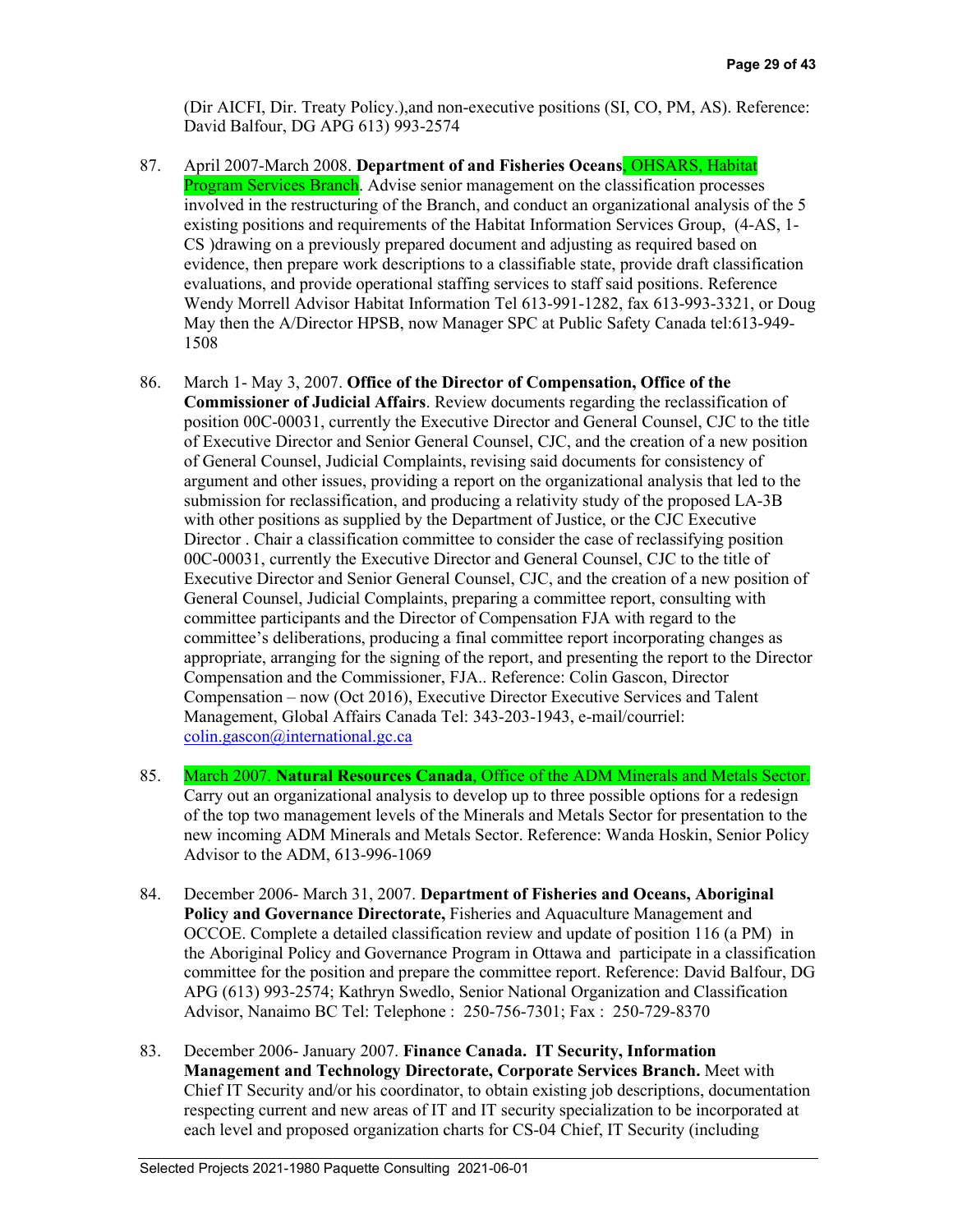(Dir AICFI, Dir. Treaty Policy.),and non-executive positions (SI, CO, PM, AS). Reference: David Balfour, DG APG 613) 993-2574

87. April 2007-March 2008. **Department of and Fisheries Oceans**, OHSARS, Habitat Program Services Branch. Advise senior management on the classification processes involved in the restructuring of the Branch, and conduct an organizational analysis of the 5 existing positions and requirements of the Habitat Information Services Group, (4-AS, 1-CS )drawing on a previously prepared document and adjusting as required based on evidence, then prepare work descriptions to a classifiable state, provide draft classification evaluations, and provide operational staffing services to staff said positions. Reference Wendy Morrell Advisor Habitat Information Tel 613-991-1282, fax 613-993-3321, or Doug May then the A/Director HPSB, now Manager SPC at Public Safety Canada tel:613-949-1508

86. March 1- May 3, 2007. **Office of the Director of Compensation, Office of the Commissioner of Judicial Affairs**. Review documents regarding the reclassification of position 00C-00031, currently the Executive Director and General Counsel, CJC to the title of Executive Director and Senior General Counsel, CJC, and the creation of a new position of General Counsel, Judicial Complaints, revising said documents for consistency of argument and other issues, providing a report on the organizational analysis that led to the submission for reclassification, and producing a relativity study of the proposed LA-3B with other positions as supplied by the Department of Justice, or the CJC Executive Director . Chair a classification committee to consider the case of reclassifying position 00C-00031, currently the Executive Director and General Counsel, CJC to the title of Executive Director and Senior General Counsel, CJC, and the creation of a new position of General Counsel, Judicial Complaints, preparing a committee report, consulting with committee participants and the Director of Compensation FJA with regard to the committee's deliberations, producing a final committee report incorporating changes as appropriate, arranging for the signing of the report, and presenting the report to the Director Compensation and the Commissioner, FJA.. Reference: Colin Gascon, Director Compensation – now (Oct 2016), Executive Director Executive Services and Talent Management, Global Affairs Canada Tel: 343-203-1943, e-mail/courriel: colin.gascon@international.gc.ca

85. March 2007. **Natural Resources Canada**, Office of the ADM Minerals and Metals Sector. Carry out an organizational analysis to develop up to three possible options for a redesign of the top two management levels of the Minerals and Metals Sector for presentation to the new incoming ADM Minerals and Metals Sector. Reference: Wanda Hoskin, Senior Policy Advisor to the ADM, 613-996-1069

84. December 2006- March 31, 2007. **Department of Fisheries and Oceans, Aboriginal Policy and Governance Directorate,** Fisheries and Aquaculture Management and OCCOE. Complete a detailed classification review and update of position 116 (a PM) in the Aboriginal Policy and Governance Program in Ottawa and participate in a classification committee for the position and prepare the committee report. Reference: David Balfour, DG APG (613) 993-2574; Kathryn Swedlo, Senior National Organization and Classification Advisor, Nanaimo BC Tel: Telephone : 250-756-7301; Fax : 250-729-8370

83. December 2006- January 2007. **Finance Canada. IT Security, Information Management and Technology Directorate, Corporate Services Branch.** Meet with Chief IT Security and/or his coordinator, to obtain existing job descriptions, documentation respecting current and new areas of IT and IT security specialization to be incorporated at each level and proposed organization charts for CS-04 Chief, IT Security (including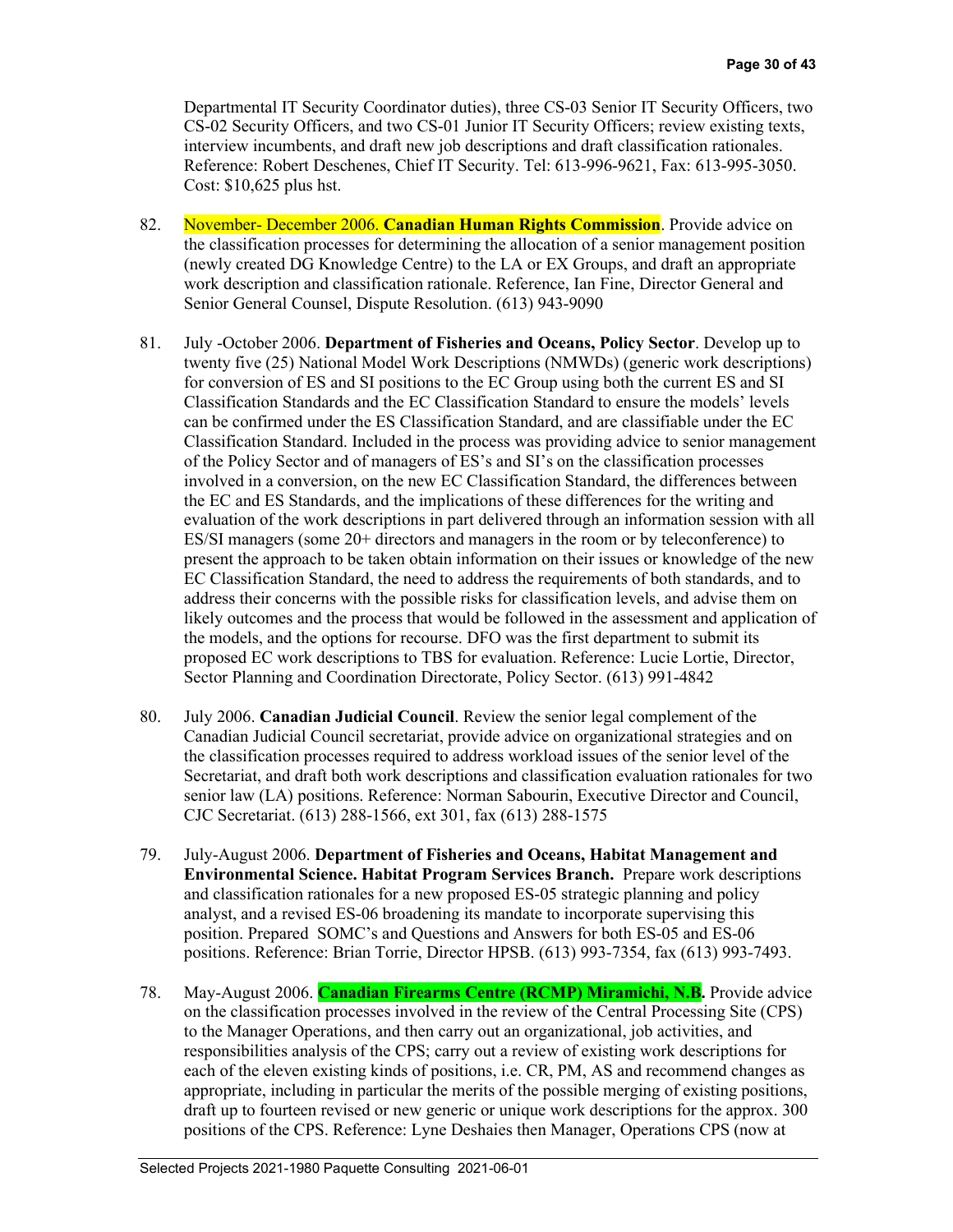Departmental IT Security Coordinator duties), three CS-03 Senior IT Security Officers, two CS-02 Security Officers, and two CS-01 Junior IT Security Officers; review existing texts, interview incumbents, and draft new job descriptions and draft classification rationales. Reference: Robert Deschenes, Chief IT Security. Tel: 613-996-9621, Fax: 613-995-3050. Cost: $10,625 plus hst.

82. November- December 2006. **Canadian Human Rights Commission**. Provide advice on the classification processes for determining the allocation of a senior management position (newly created DG Knowledge Centre) to the LA or EX Groups, and draft an appropriate work description and classification rationale. Reference, Ian Fine, Director General and Senior General Counsel, Dispute Resolution. (613) 943-9090

81. July -October 2006. **Department of Fisheries and Oceans, Policy Sector**. Develop up to twenty five (25) National Model Work Descriptions (NMWDs) (generic work descriptions) for conversion of ES and SI positions to the EC Group using both the current ES and SI Classification Standards and the EC Classification Standard to ensure the models' levels can be confirmed under the ES Classification Standard, and are classifiable under the EC Classification Standard. Included in the process was providing advice to senior management of the Policy Sector and of managers of ES's and SI's on the classification processes involved in a conversion, on the new EC Classification Standard, the differences between the EC and ES Standards, and the implications of these differences for the writing and evaluation of the work descriptions in part delivered through an information session with all ES/SI managers (some 20+ directors and managers in the room or by teleconference) to present the approach to be taken obtain information on their issues or knowledge of the new EC Classification Standard, the need to address the requirements of both standards, and to address their concerns with the possible risks for classification levels, and advise them on likely outcomes and the process that would be followed in the assessment and application of the models, and the options for recourse. DFO was the first department to submit its proposed EC work descriptions to TBS for evaluation. Reference: Lucie Lortie, Director, Sector Planning and Coordination Directorate, Policy Sector. (613) 991-4842

80. July 2006. **Canadian Judicial Council**. Review the senior legal complement of the Canadian Judicial Council secretariat, provide advice on organizational strategies and on the classification processes required to address workload issues of the senior level of the Secretariat, and draft both work descriptions and classification evaluation rationales for two senior law (LA) positions. Reference: Norman Sabourin, Executive Director and Council, CJC Secretariat. (613) 288-1566, ext 301, fax (613) 288-1575

79. July-August 2006. **Department of Fisheries and Oceans, Habitat Management and Environmental Science. Habitat Program Services Branch.** Prepare work descriptions and classification rationales for a new proposed ES-05 strategic planning and policy analyst, and a revised ES-06 broadening its mandate to incorporate supervising this position. Prepared SOMC's and Questions and Answers for both ES-05 and ES-06 positions. Reference: Brian Torrie, Director HPSB. (613) 993-7354, fax (613) 993-7493.

78. May-August 2006. **Canadian Firearms Centre (RCMP) Miramichi, N.B.** Provide advice on the classification processes involved in the review of the Central Processing Site (CPS) to the Manager Operations, and then carry out an organizational, job activities, and responsibilities analysis of the CPS; carry out a review of existing work descriptions for each of the eleven existing kinds of positions, i.e. CR, PM, AS and recommend changes as appropriate, including in particular the merits of the possible merging of existing positions, draft up to fourteen revised or new generic or unique work descriptions for the approx. 300 positions of the CPS. Reference: Lyne Deshaies then Manager, Operations CPS (now at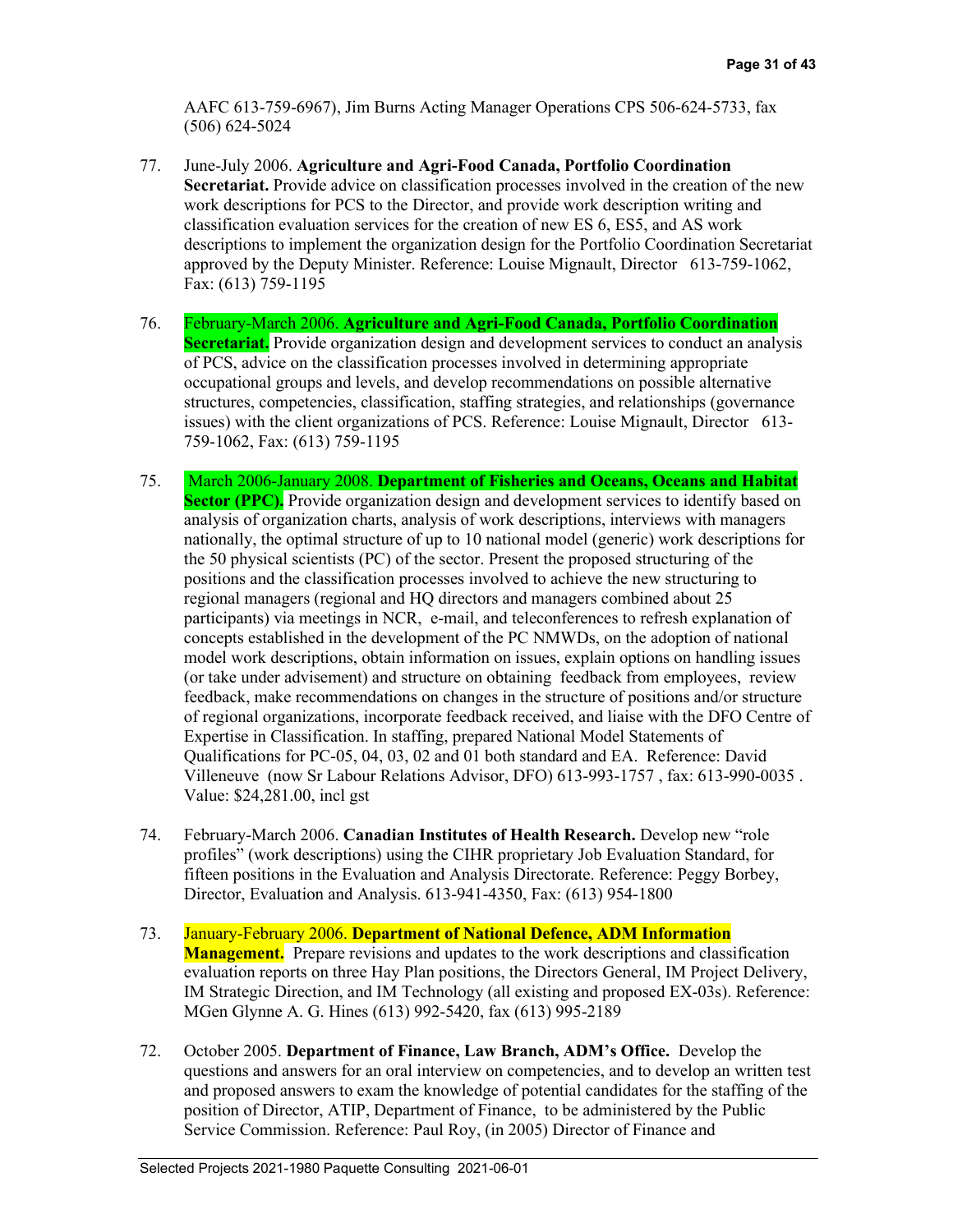AAFC 613-759-6967), Jim Burns Acting Manager Operations CPS 506-624-5733, fax (506) 624-5024

77. June-July 2006. **Agriculture and Agri-Food Canada, Portfolio Coordination Secretariat.** Provide advice on classification processes involved in the creation of the new work descriptions for PCS to the Director, and provide work description writing and classification evaluation services for the creation of new ES 6, ES5, and AS work descriptions to implement the organization design for the Portfolio Coordination Secretariat approved by the Deputy Minister. Reference: Louise Mignault, Director 613-759-1062, Fax: (613) 759-1195

76. February-March 2006. **Agriculture and Agri-Food Canada, Portfolio Coordination Secretariat.** Provide organization design and development services to conduct an analysis of PCS, advice on the classification processes involved in determining appropriate occupational groups and levels, and develop recommendations on possible alternative structures, competencies, classification, staffing strategies, and relationships (governance issues) with the client organizations of PCS. Reference: Louise Mignault, Director 613-759-1062, Fax: (613) 759-1195

75. March 2006-January 2008. **Department of Fisheries and Oceans, Oceans and Habitat Sector (PPC).** Provide organization design and development services to identify based on analysis of organization charts, analysis of work descriptions, interviews with managers nationally, the optimal structure of up to 10 national model (generic) work descriptions for the 50 physical scientists (PC) of the sector. Present the proposed structuring of the positions and the classification processes involved to achieve the new structuring to regional managers (regional and HQ directors and managers combined about 25 participants) via meetings in NCR, e-mail, and teleconferences to refresh explanation of concepts established in the development of the PC NMWDs, on the adoption of national model work descriptions, obtain information on issues, explain options on handling issues (or take under advisement) and structure on obtaining feedback from employees, review feedback, make recommendations on changes in the structure of positions and/or structure of regional organizations, incorporate feedback received, and liaise with the DFO Centre of Expertise in Classification. In staffing, prepared National Model Statements of Qualifications for PC-05, 04, 03, 02 and 01 both standard and EA. Reference: David Villeneuve (now Sr Labour Relations Advisor, DFO) 613-993-1757 , fax: 613-990-0035 . Value: $24,281.00, incl gst

74. February-March 2006. **Canadian Institutes of Health Research.** Develop new "role profiles" (work descriptions) using the CIHR proprietary Job Evaluation Standard, for fifteen positions in the Evaluation and Analysis Directorate. Reference: Peggy Borbey, Director, Evaluation and Analysis. 613-941-4350, Fax: (613) 954-1800

73. January-February 2006. **Department of National Defence, ADM Information Management.** Prepare revisions and updates to the work descriptions and classification evaluation reports on three Hay Plan positions, the Directors General, IM Project Delivery, IM Strategic Direction, and IM Technology (all existing and proposed EX-03s). Reference: MGen Glynne A. G. Hines (613) 992-5420, fax (613) 995-2189

72. October 2005. **Department of Finance, Law Branch, ADM's Office.** Develop the questions and answers for an oral interview on competencies, and to develop an written test and proposed answers to exam the knowledge of potential candidates for the staffing of the position of Director, ATIP, Department of Finance, to be administered by the Public Service Commission. Reference: Paul Roy, (in 2005) Director of Finance and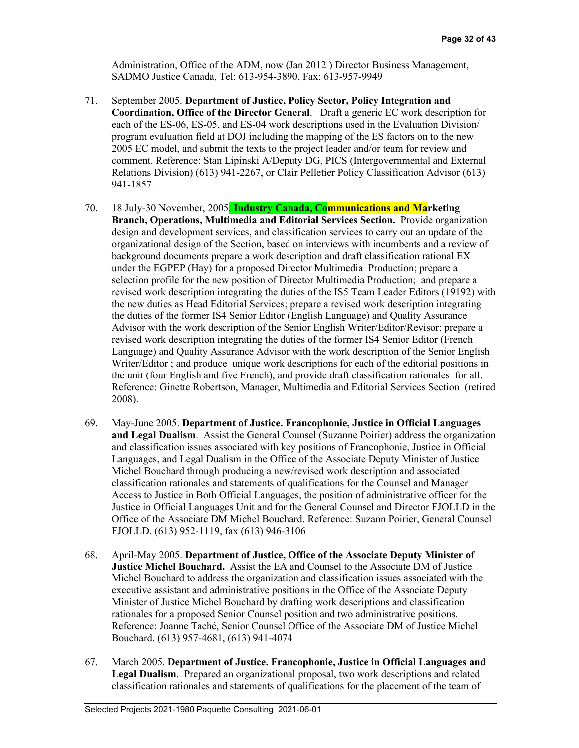Administration, Office of the ADM, now (Jan 2012 ) Director Business Management, SADMO Justice Canada, Tel: 613-954-3890, Fax: 613-957-9949

71. September 2005. **Department of Justice, Policy Sector, Policy Integration and Coordination, Office of the Director General**. Draft a generic EC work description for each of the ES-06, ES-05, and ES-04 work descriptions used in the Evaluation Division/ program evaluation field at DOJ including the mapping of the ES factors on to the new 2005 EC model, and submit the texts to the project leader and/or team for review and comment. Reference: Stan Lipinski A/Deputy DG, PICS (Intergovernmental and External Relations Division) (613) 941-2267, or Clair Pelletier Policy Classification Advisor (613) 941-1857.

70. 18 July-30 November, 2005. **Industry Canada, Communications and Marketing Branch, Operations, Multimedia and Editorial Services Section.** Provide organization design and development services, and classification services to carry out an update of the organizational design of the Section, based on interviews with incumbents and a review of background documents prepare a work description and draft classification rational EX under the EGPEP (Hay) for a proposed Director Multimedia Production; prepare a selection profile for the new position of Director Multimedia Production; and prepare a revised work description integrating the duties of the IS5 Team Leader Editors (19192) with the new duties as Head Editorial Services; prepare a revised work description integrating the duties of the former IS4 Senior Editor (English Language) and Quality Assurance Advisor with the work description of the Senior English Writer/Editor/Revisor; prepare a revised work description integrating the duties of the former IS4 Senior Editor (French Language) and Quality Assurance Advisor with the work description of the Senior English Writer/Editor ; and produce unique work descriptions for each of the editorial positions in the unit (four English and five French), and provide draft classification rationales for all. Reference: Ginette Robertson, Manager, Multimedia and Editorial Services Section (retired 2008).

69. May-June 2005. **Department of Justice. Francophonie, Justice in Official Languages and Legal Dualism**. Assist the General Counsel (Suzanne Poirier) address the organization and classification issues associated with key positions of Francophonie, Justice in Official Languages, and Legal Dualism in the Office of the Associate Deputy Minister of Justice Michel Bouchard through producing a new/revised work description and associated classification rationales and statements of qualifications for the Counsel and Manager Access to Justice in Both Official Languages, the position of administrative officer for the Justice in Official Languages Unit and for the General Counsel and Director FJOLLD in the Office of the Associate DM Michel Bouchard. Reference: Suzann Poirier, General Counsel FJOLLD. (613) 952-1119, fax (613) 946-3106

68. April-May 2005. **Department of Justice, Office of the Associate Deputy Minister of Justice Michel Bouchard.** Assist the EA and Counsel to the Associate DM of Justice Michel Bouchard to address the organization and classification issues associated with the executive assistant and administrative positions in the Office of the Associate Deputy Minister of Justice Michel Bouchard by drafting work descriptions and classification rationales for a proposed Senior Counsel position and two administrative positions. Reference: Joanne Taché, Senior Counsel Office of the Associate DM of Justice Michel Bouchard. (613) 957-4681, (613) 941-4074

67. March 2005. **Department of Justice. Francophonie, Justice in Official Languages and Legal Dualism**. Prepared an organizational proposal, two work descriptions and related classification rationales and statements of qualifications for the placement of the team of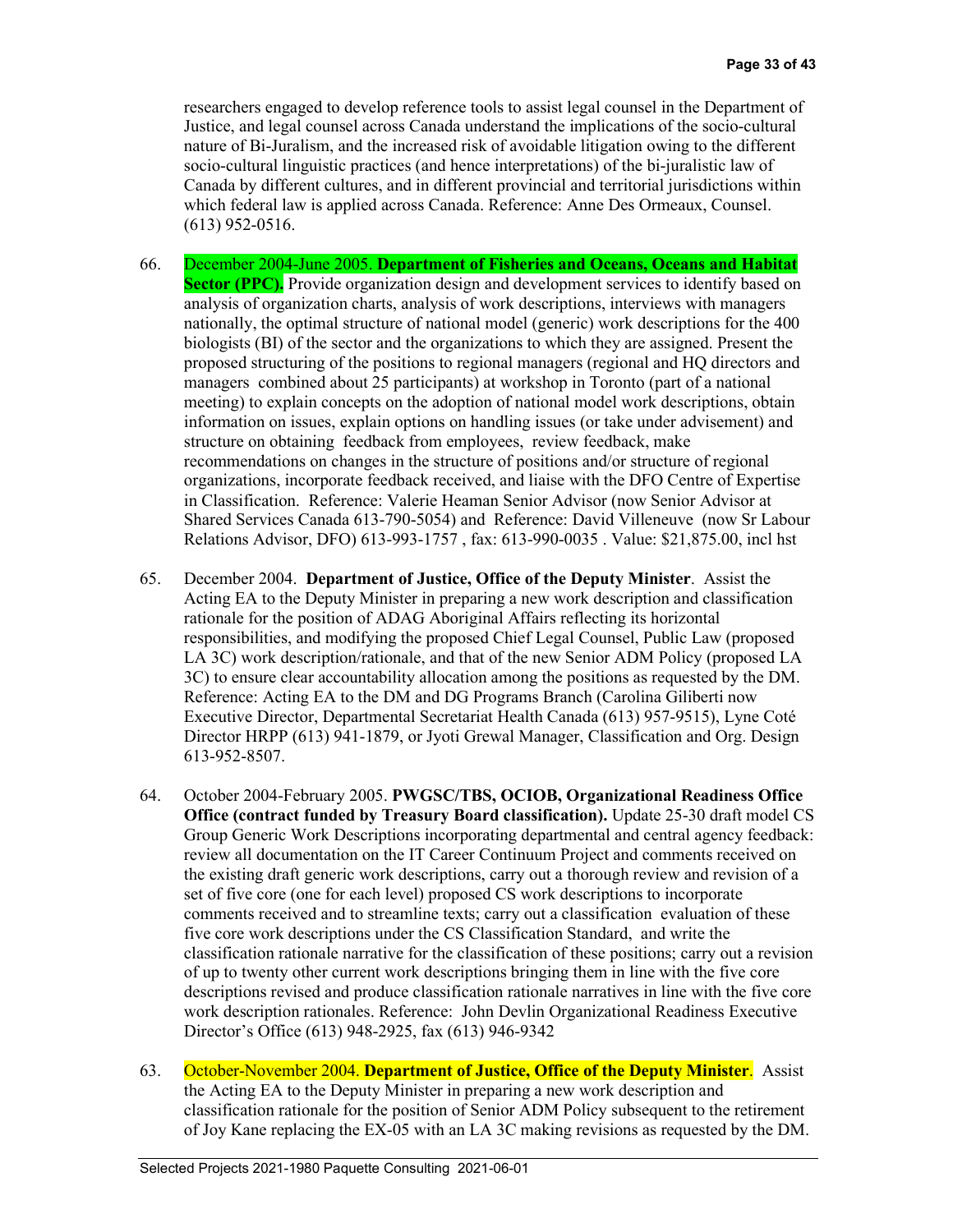researchers engaged to develop reference tools to assist legal counsel in the Department of Justice, and legal counsel across Canada understand the implications of the socio-cultural nature of Bi-Juralism, and the increased risk of avoidable litigation owing to the different socio-cultural linguistic practices (and hence interpretations) of the bi-juralistic law of Canada by different cultures, and in different provincial and territorial jurisdictions within which federal law is applied across Canada. Reference: Anne Des Ormeaux, Counsel. (613) 952-0516.

66. December 2004-June 2005. **Department of Fisheries and Oceans, Oceans and Habitat Sector (PPC).** Provide organization design and development services to identify based on analysis of organization charts, analysis of work descriptions, interviews with managers nationally, the optimal structure of national model (generic) work descriptions for the 400 biologists (BI) of the sector and the organizations to which they are assigned. Present the proposed structuring of the positions to regional managers (regional and HQ directors and managers combined about 25 participants) at workshop in Toronto (part of a national meeting) to explain concepts on the adoption of national model work descriptions, obtain information on issues, explain options on handling issues (or take under advisement) and structure on obtaining feedback from employees, review feedback, make recommendations on changes in the structure of positions and/or structure of regional organizations, incorporate feedback received, and liaise with the DFO Centre of Expertise in Classification. Reference: Valerie Heaman Senior Advisor (now Senior Advisor at Shared Services Canada 613-790-5054) and Reference: David Villeneuve (now Sr Labour Relations Advisor, DFO) 613-993-1757 , fax: 613-990-0035 . Value: $21,875.00, incl hst

65. December 2004. **Department of Justice, Office of the Deputy Minister**. Assist the Acting EA to the Deputy Minister in preparing a new work description and classification rationale for the position of ADAG Aboriginal Affairs reflecting its horizontal responsibilities, and modifying the proposed Chief Legal Counsel, Public Law (proposed LA 3C) work description/rationale, and that of the new Senior ADM Policy (proposed LA 3C) to ensure clear accountability allocation among the positions as requested by the DM. Reference: Acting EA to the DM and DG Programs Branch (Carolina Giliberti now Executive Director, Departmental Secretariat Health Canada (613) 957-9515), Lyne Coté Director HRPP (613) 941-1879, or Jyoti Grewal Manager, Classification and Org. Design 613-952-8507.

64. October 2004-February 2005. **PWGSC/TBS, OCIOB, Organizational Readiness Office Office (contract funded by Treasury Board classification).** Update 25-30 draft model CS Group Generic Work Descriptions incorporating departmental and central agency feedback: review all documentation on the IT Career Continuum Project and comments received on the existing draft generic work descriptions, carry out a thorough review and revision of a set of five core (one for each level) proposed CS work descriptions to incorporate comments received and to streamline texts; carry out a classification evaluation of these five core work descriptions under the CS Classification Standard, and write the classification rationale narrative for the classification of these positions; carry out a revision of up to twenty other current work descriptions bringing them in line with the five core descriptions revised and produce classification rationale narratives in line with the five core work description rationales. Reference: John Devlin Organizational Readiness Executive Director's Office (613) 948-2925, fax (613) 946-9342

63. October-November 2004. **Department of Justice, Office of the Deputy Minister**. Assist the Acting EA to the Deputy Minister in preparing a new work description and classification rationale for the position of Senior ADM Policy subsequent to the retirement of Joy Kane replacing the EX-05 with an LA 3C making revisions as requested by the DM.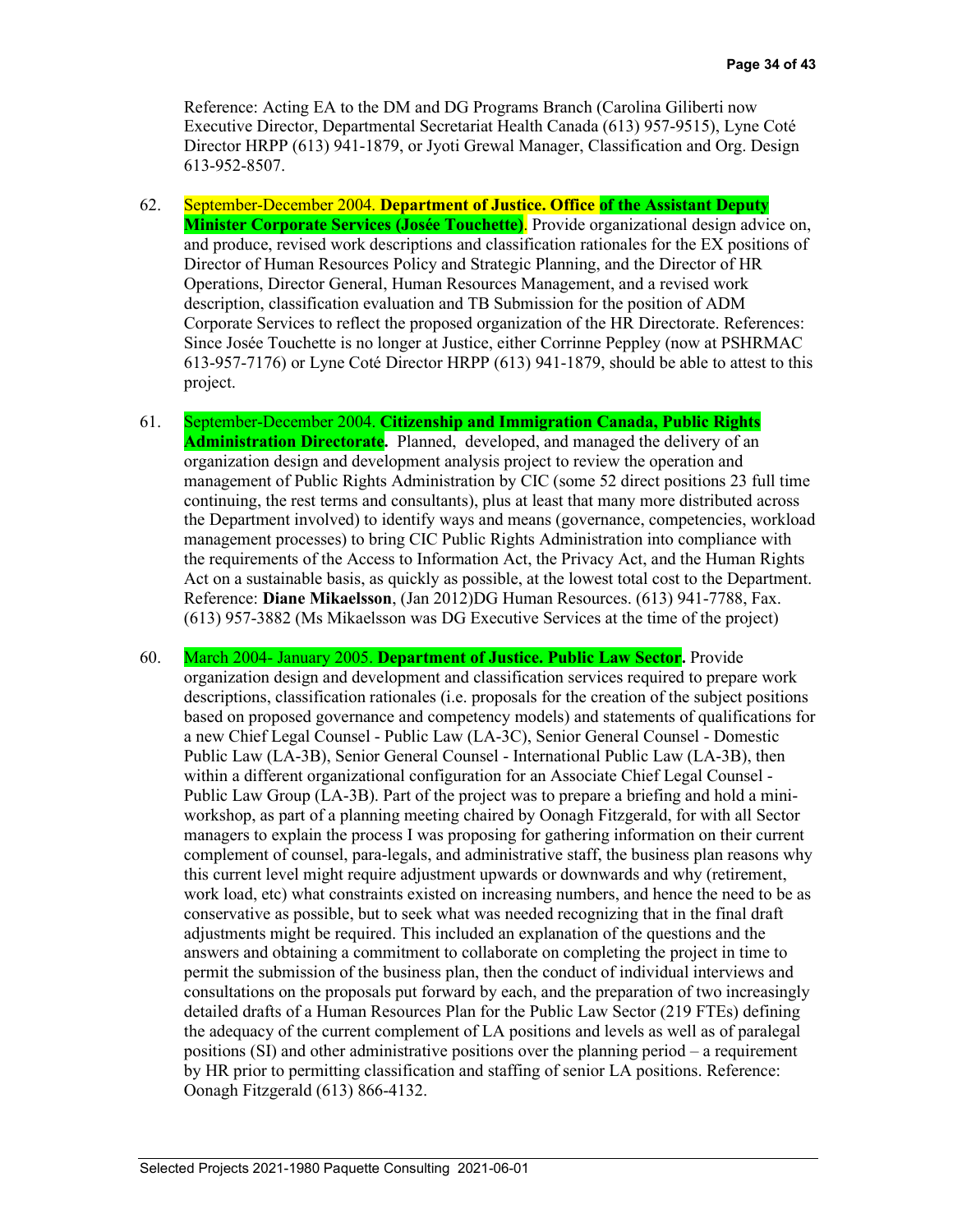Reference: Acting EA to the DM and DG Programs Branch (Carolina Giliberti now Executive Director, Departmental Secretariat Health Canada (613) 957-9515), Lyne Coté Director HRPP (613) 941-1879, or Jyoti Grewal Manager, Classification and Org. Design 613-952-8507.

62. September-December 2004. **Department of Justice. Office of the Assistant Deputy Minister Corporate Services (Josée Touchette)**. Provide organizational design advice on, and produce, revised work descriptions and classification rationales for the EX positions of Director of Human Resources Policy and Strategic Planning, and the Director of HR Operations, Director General, Human Resources Management, and a revised work description, classification evaluation and TB Submission for the position of ADM Corporate Services to reflect the proposed organization of the HR Directorate. References: Since Josée Touchette is no longer at Justice, either Corrinne Peppley (now at PSHRMAC 613-957-7176) or Lyne Coté Director HRPP (613) 941-1879, should be able to attest to this project.

61. September-December 2004. **Citizenship and Immigration Canada, Public Rights Administration Directorate.** Planned, developed, and managed the delivery of an organization design and development analysis project to review the operation and management of Public Rights Administration by CIC (some 52 direct positions 23 full time continuing, the rest terms and consultants), plus at least that many more distributed across the Department involved) to identify ways and means (governance, competencies, workload management processes) to bring CIC Public Rights Administration into compliance with the requirements of the Access to Information Act, the Privacy Act, and the Human Rights Act on a sustainable basis, as quickly as possible, at the lowest total cost to the Department. Reference: **Diane Mikaelsson**, (Jan 2012)DG Human Resources. (613) 941-7788, Fax. (613) 957-3882 (Ms Mikaelsson was DG Executive Services at the time of the project)

60. March 2004- January 2005. **Department of Justice. Public Law Sector.** Provide organization design and development and classification services required to prepare work descriptions, classification rationales (i.e. proposals for the creation of the subject positions based on proposed governance and competency models) and statements of qualifications for a new Chief Legal Counsel - Public Law (LA-3C), Senior General Counsel - Domestic Public Law (LA-3B), Senior General Counsel - International Public Law (LA-3B), then within a different organizational configuration for an Associate Chief Legal Counsel - Public Law Group (LA-3B). Part of the project was to prepare a briefing and hold a mini-workshop, as part of a planning meeting chaired by Oonagh Fitzgerald, for with all Sector managers to explain the process I was proposing for gathering information on their current complement of counsel, para-legals, and administrative staff, the business plan reasons why this current level might require adjustment upwards or downwards and why (retirement, work load, etc) what constraints existed on increasing numbers, and hence the need to be as conservative as possible, but to seek what was needed recognizing that in the final draft adjustments might be required. This included an explanation of the questions and the answers and obtaining a commitment to collaborate on completing the project in time to permit the submission of the business plan, then the conduct of individual interviews and consultations on the proposals put forward by each, and the preparation of two increasingly detailed drafts of a Human Resources Plan for the Public Law Sector (219 FTEs) defining the adequacy of the current complement of LA positions and levels as well as of paralegal positions (SI) and other administrative positions over the planning period – a requirement by HR prior to permitting classification and staffing of senior LA positions. Reference: Oonagh Fitzgerald (613) 866-4132.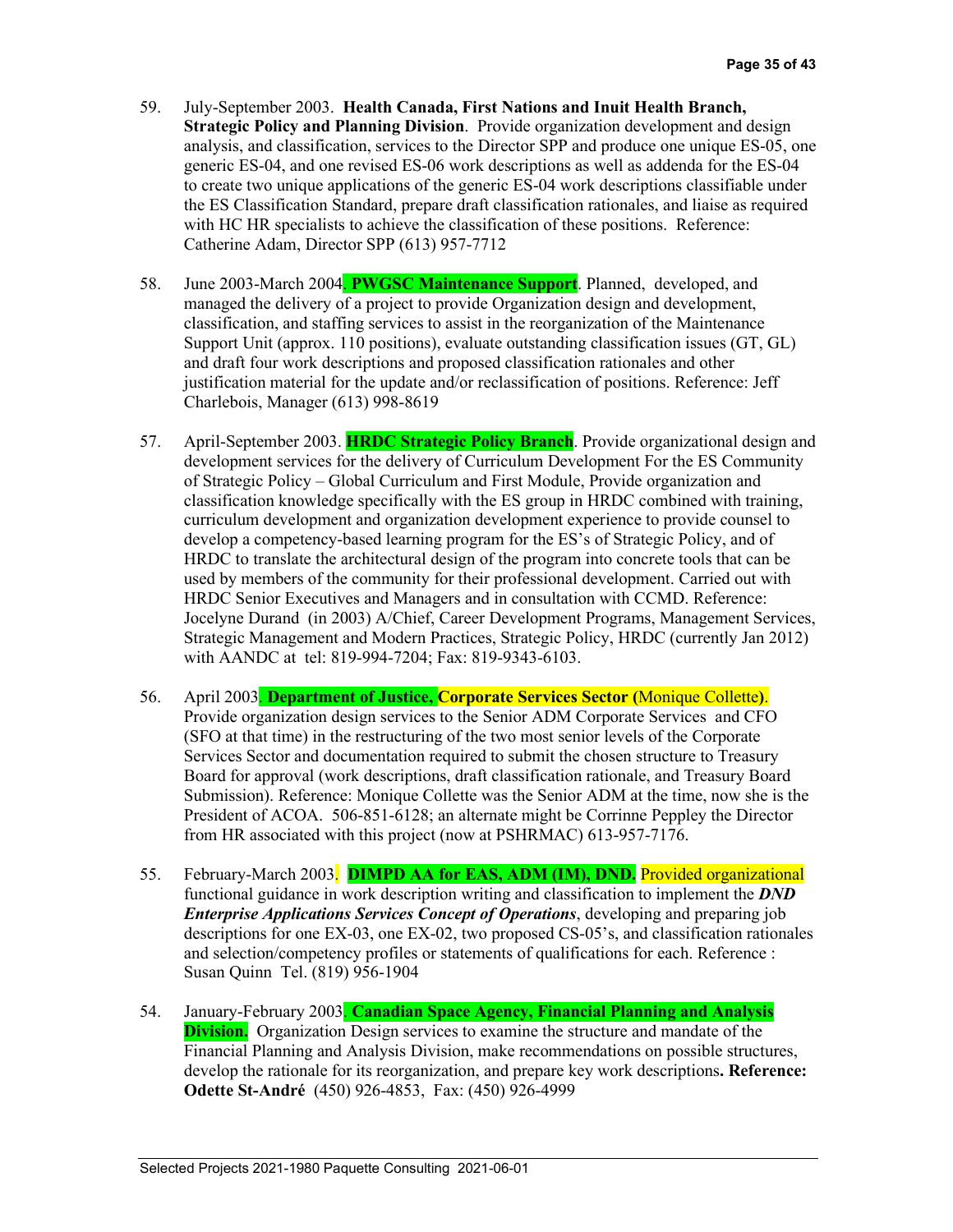59. July-September 2003. **Health Canada, First Nations and Inuit Health Branch, Strategic Policy and Planning Division**. Provide organization development and design analysis, and classification, services to the Director SPP and produce one unique ES-05, one generic ES-04, and one revised ES-06 work descriptions as well as addenda for the ES-04 to create two unique applications of the generic ES-04 work descriptions classifiable under the ES Classification Standard, prepare draft classification rationales, and liaise as required with HC HR specialists to achieve the classification of these positions. Reference: Catherine Adam, Director SPP (613) 957-7712

58. June 2003-March 2004. **PWGSC Maintenance Support**. Planned, developed, and managed the delivery of a project to provide Organization design and development, classification, and staffing services to assist in the reorganization of the Maintenance Support Unit (approx. 110 positions), evaluate outstanding classification issues (GT, GL) and draft four work descriptions and proposed classification rationales and other justification material for the update and/or reclassification of positions. Reference: Jeff Charlebois, Manager (613) 998-8619

57. April-September 2003. **HRDC Strategic Policy Branch**. Provide organizational design and development services for the delivery of Curriculum Development For the ES Community of Strategic Policy – Global Curriculum and First Module, Provide organization and classification knowledge specifically with the ES group in HRDC combined with training, curriculum development and organization development experience to provide counsel to develop a competency-based learning program for the ES's of Strategic Policy, and of HRDC to translate the architectural design of the program into concrete tools that can be used by members of the community for their professional development. Carried out with HRDC Senior Executives and Managers and in consultation with CCMD. Reference: Jocelyne Durand (in 2003) A/Chief, Career Development Programs, Management Services, Strategic Management and Modern Practices, Strategic Policy, HRDC (currently Jan 2012) with AANDC at tel: 819-994-7204; Fax: 819-9343-6103.

56. April 2003. **Department of Justice, Corporate Services Sector (**Monique Collette). Provide organization design services to the Senior ADM Corporate Services and CFO (SFO at that time) in the restructuring of the two most senior levels of the Corporate Services Sector and documentation required to submit the chosen structure to Treasury Board for approval (work descriptions, draft classification rationale, and Treasury Board Submission). Reference: Monique Collette was the Senior ADM at the time, now she is the President of ACOA. 506-851-6128; an alternate might be Corrinne Peppley the Director from HR associated with this project (now at PSHRMAC) 613-957-7176.

55. February-March 2003. **DIMPD AA for EAS, ADM (IM), DND.** Provided organizational functional guidance in work description writing and classification to implement the ***DND Enterprise Applications Services Concept of Operations***, developing and preparing job descriptions for one EX-03, one EX-02, two proposed CS-05's, and classification rationales and selection/competency profiles or statements of qualifications for each. Reference : Susan Quinn Tel. (819) 956-1904

54. January-February 2003. **Canadian Space Agency, Financial Planning and Analysis Division.** Organization Design services to examine the structure and mandate of the Financial Planning and Analysis Division, make recommendations on possible structures, develop the rationale for its reorganization, and prepare key work descriptions**. Reference: Odette St-André** (450) 926-4853, Fax: (450) 926-4999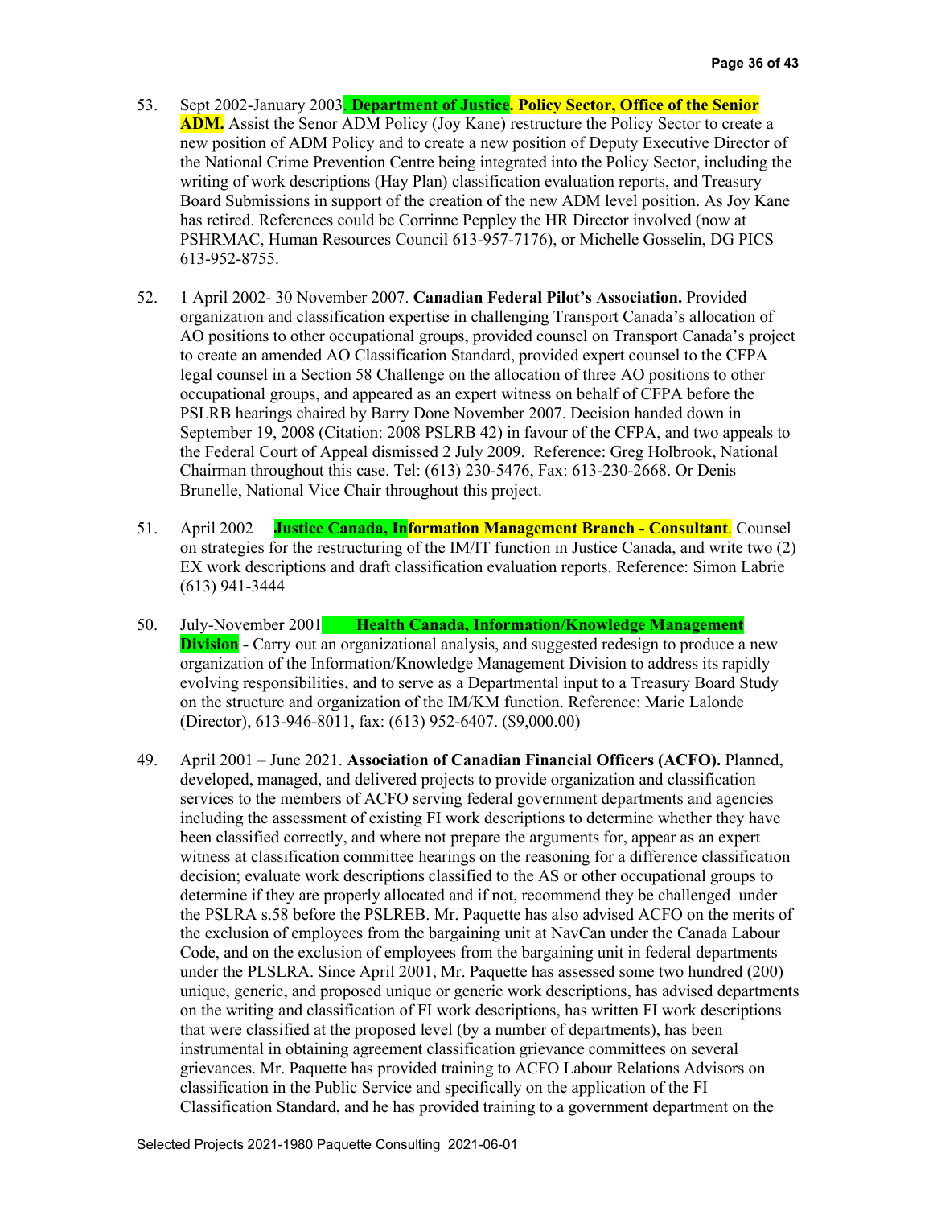53. Sept 2002-January 2003. **Department of Justice. Policy Sector, Office of the Senior ADM.** Assist the Senor ADM Policy (Joy Kane) restructure the Policy Sector to create a new position of ADM Policy and to create a new position of Deputy Executive Director of the National Crime Prevention Centre being integrated into the Policy Sector, including the writing of work descriptions (Hay Plan) classification evaluation reports, and Treasury Board Submissions in support of the creation of the new ADM level position. As Joy Kane has retired. References could be Corrinne Peppley the HR Director involved (now at PSHRMAC, Human Resources Council 613-957-7176), or Michelle Gosselin, DG PICS 613-952-8755.

52. 1 April 2002- 30 November 2007. **Canadian Federal Pilot's Association.** Provided organization and classification expertise in challenging Transport Canada's allocation of AO positions to other occupational groups, provided counsel on Transport Canada's project to create an amended AO Classification Standard, provided expert counsel to the CFPA legal counsel in a Section 58 Challenge on the allocation of three AO positions to other occupational groups, and appeared as an expert witness on behalf of CFPA before the PSLRB hearings chaired by Barry Done November 2007. Decision handed down in September 19, 2008 (Citation: 2008 PSLRB 42) in favour of the CFPA, and two appeals to the Federal Court of Appeal dismissed 2 July 2009. Reference: Greg Holbrook, National Chairman throughout this case. Tel: (613) 230-5476, Fax: 613-230-2668. Or Denis Brunelle, National Vice Chair throughout this project.

51. April 2002 **Justice Canada, Information Management Branch - Consultant**. Counsel on strategies for the restructuring of the IM/IT function in Justice Canada, and write two (2) EX work descriptions and draft classification evaluation reports. Reference: Simon Labrie (613) 941-3444

50. July-November 2001 **Health Canada, Information/Knowledge Management Division -** Carry out an organizational analysis, and suggested redesign to produce a new organization of the Information/Knowledge Management Division to address its rapidly evolving responsibilities, and to serve as a Departmental input to a Treasury Board Study on the structure and organization of the IM/KM function. Reference: Marie Lalonde (Director), 613-946-8011, fax: (613) 952-6407. ($9,000.00)

49. April 2001 – June 2021. **Association of Canadian Financial Officers (ACFO).** Planned, developed, managed, and delivered projects to provide organization and classification services to the members of ACFO serving federal government departments and agencies including the assessment of existing FI work descriptions to determine whether they have been classified correctly, and where not prepare the arguments for, appear as an expert witness at classification committee hearings on the reasoning for a difference classification decision; evaluate work descriptions classified to the AS or other occupational groups to determine if they are properly allocated and if not, recommend they be challenged under the PSLRA s.58 before the PSLREB. Mr. Paquette has also advised ACFO on the merits of the exclusion of employees from the bargaining unit at NavCan under the Canada Labour Code, and on the exclusion of employees from the bargaining unit in federal departments under the PLSLRA. Since April 2001, Mr. Paquette has assessed some two hundred (200) unique, generic, and proposed unique or generic work descriptions, has advised departments on the writing and classification of FI work descriptions, has written FI work descriptions that were classified at the proposed level (by a number of departments), has been instrumental in obtaining agreement classification grievance committees on several grievances. Mr. Paquette has provided training to ACFO Labour Relations Advisors on classification in the Public Service and specifically on the application of the FI Classification Standard, and he has provided training to a government department on the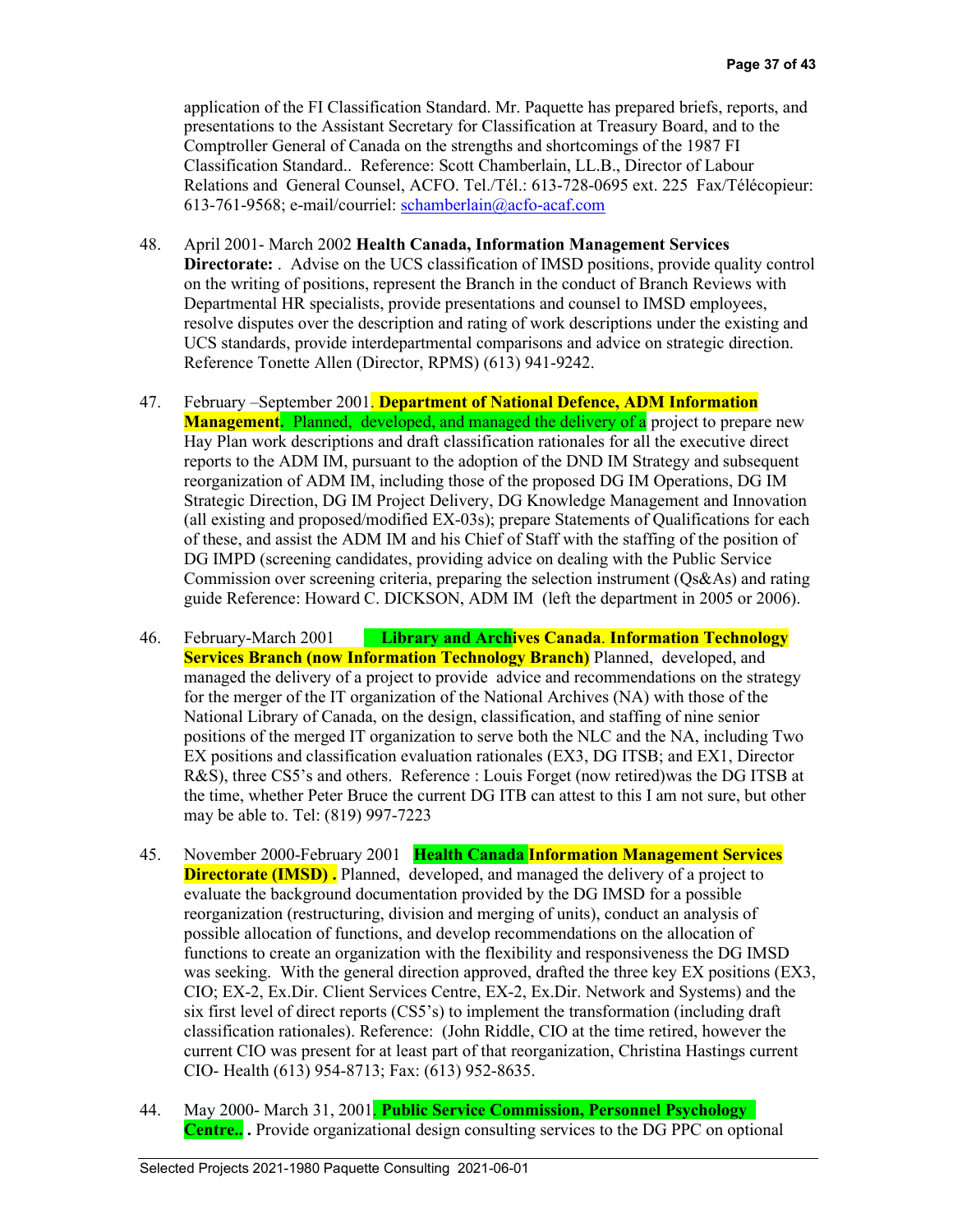application of the FI Classification Standard. Mr. Paquette has prepared briefs, reports, and presentations to the Assistant Secretary for Classification at Treasury Board, and to the Comptroller General of Canada on the strengths and shortcomings of the 1987 FI Classification Standard.. Reference: Scott Chamberlain, LL.B., Director of Labour Relations and General Counsel, ACFO. Tel./Tél.: 613-728-0695 ext. 225 Fax/Télécopieur: 613-761-9568; e-mail/courriel: schamberlain@acfo-acaf.com

48. April 2001- March 2002 **Health Canada, Information Management Services Directorate:** . Advise on the UCS classification of IMSD positions, provide quality control on the writing of positions, represent the Branch in the conduct of Branch Reviews with Departmental HR specialists, provide presentations and counsel to IMSD employees, resolve disputes over the description and rating of work descriptions under the existing and UCS standards, provide interdepartmental comparisons and advice on strategic direction. Reference Tonette Allen (Director, RPMS) (613) 941-9242.

47. February –September 2001**. Department of National Defence, ADM Information Management.** Planned, developed, and managed the delivery of a project to prepare new Hay Plan work descriptions and draft classification rationales for all the executive direct reports to the ADM IM, pursuant to the adoption of the DND IM Strategy and subsequent reorganization of ADM IM, including those of the proposed DG IM Operations, DG IM Strategic Direction, DG IM Project Delivery, DG Knowledge Management and Innovation (all existing and proposed/modified EX-03s); prepare Statements of Qualifications for each of these, and assist the ADM IM and his Chief of Staff with the staffing of the position of DG IMPD (screening candidates, providing advice on dealing with the Public Service Commission over screening criteria, preparing the selection instrument (Qs&As) and rating guide Reference: Howard C. DICKSON, ADM IM (left the department in 2005 or 2006).

46. February-March 2001 **Library and Archives Canada**. **Information Technology Services Branch (now Information Technology Branch)** Planned, developed, and managed the delivery of a project to provide advice and recommendations on the strategy for the merger of the IT organization of the National Archives (NA) with those of the National Library of Canada, on the design, classification, and staffing of nine senior positions of the merged IT organization to serve both the NLC and the NA, including Two EX positions and classification evaluation rationales (EX3, DG ITSB; and EX1, Director R&S), three CS5's and others. Reference : Louis Forget (now retired)was the DG ITSB at the time, whether Peter Bruce the current DG ITB can attest to this I am not sure, but other may be able to. Tel: (819) 997-7223

45. November 2000-February 2001 **Health Canada Information Management Services Directorate (IMSD) .** Planned, developed, and managed the delivery of a project to evaluate the background documentation provided by the DG IMSD for a possible reorganization (restructuring, division and merging of units), conduct an analysis of possible allocation of functions, and develop recommendations on the allocation of functions to create an organization with the flexibility and responsiveness the DG IMSD was seeking. With the general direction approved, drafted the three key EX positions (EX3, CIO; EX-2, Ex.Dir. Client Services Centre, EX-2, Ex.Dir. Network and Systems) and the six first level of direct reports (CS5's) to implement the transformation (including draft classification rationales). Reference: (John Riddle, CIO at the time retired, however the current CIO was present for at least part of that reorganization, Christina Hastings current CIO- Health (613) 954-8713; Fax: (613) 952-8635.

44. May 2000- March 31, 2001**. Public Service Commission, Personnel Psychology Centre.. .** Provide organizational design consulting services to the DG PPC on optional

Selected Projects 2021-1980 Paquette Consulting 2021-06-01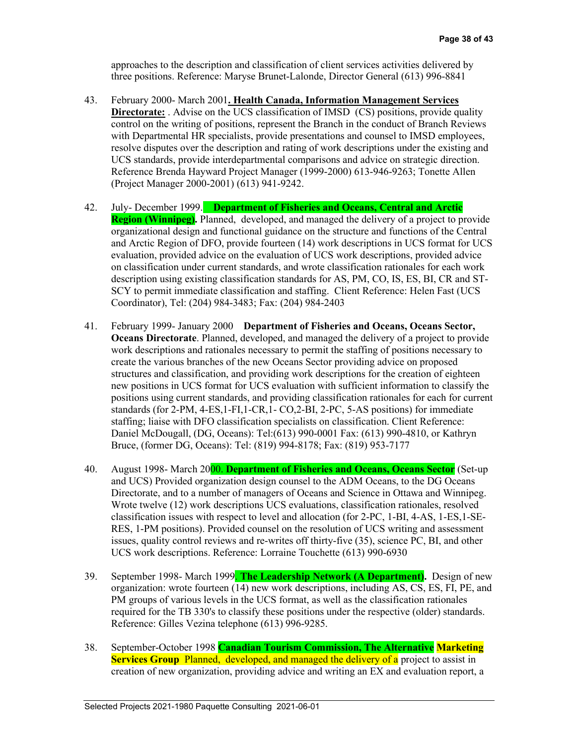approaches to the description and classification of client services activities delivered by three positions. Reference: Maryse Brunet-Lalonde, Director General (613) 996-8841

43. February 2000- March 2001**. Health Canada, Information Management Services Directorate:** . Advise on the UCS classification of IMSD (CS) positions, provide quality control on the writing of positions, represent the Branch in the conduct of Branch Reviews with Departmental HR specialists, provide presentations and counsel to IMSD employees, resolve disputes over the description and rating of work descriptions under the existing and UCS standards, provide interdepartmental comparisons and advice on strategic direction. Reference Brenda Hayward Project Manager (1999-2000) 613-946-9263; Tonette Allen (Project Manager 2000-2001) (613) 941-9242.

42. July- December 1999. **Department of Fisheries and Oceans, Central and Arctic Region (Winnipeg).** Planned, developed, and managed the delivery of a project to provide organizational design and functional guidance on the structure and functions of the Central and Arctic Region of DFO, provide fourteen (14) work descriptions in UCS format for UCS evaluation, provided advice on the evaluation of UCS work descriptions, provided advice on classification under current standards, and wrote classification rationales for each work description using existing classification standards for AS, PM, CO, IS, ES, BI, CR and ST-SCY to permit immediate classification and staffing. Client Reference: Helen Fast (UCS Coordinator), Tel: (204) 984-3483; Fax: (204) 984-2403

41. February 1999- January 2000 **Department of Fisheries and Oceans, Oceans Sector, Oceans Directorate**. Planned, developed, and managed the delivery of a project to provide work descriptions and rationales necessary to permit the staffing of positions necessary to create the various branches of the new Oceans Sector providing advice on proposed structures and classification, and providing work descriptions for the creation of eighteen new positions in UCS format for UCS evaluation with sufficient information to classify the positions using current standards, and providing classification rationales for each for current standards (for 2-PM, 4-ES,1-FI,1-CR,1- CO,2-BI, 2-PC, 5-AS positions) for immediate staffing; liaise with DFO classification specialists on classification. Client Reference: Daniel McDougall, (DG, Oceans): Tel:(613) 990-0001 Fax: (613) 990-4810, or Kathryn Bruce, (former DG, Oceans): Tel: (819) 994-8178; Fax: (819) 953-7177

40. August 1998- March 2000. **Department of Fisheries and Oceans, Oceans Sector** (Set-up and UCS) Provided organization design counsel to the ADM Oceans, to the DG Oceans Directorate, and to a number of managers of Oceans and Science in Ottawa and Winnipeg. Wrote twelve (12) work descriptions UCS evaluations, classification rationales, resolved classification issues with respect to level and allocation (for 2-PC, 1-BI, 4-AS, 1-ES,1-SE-RES, 1-PM positions). Provided counsel on the resolution of UCS writing and assessment issues, quality control reviews and re-writes off thirty-five (35), science PC, BI, and other UCS work descriptions. Reference: Lorraine Touchette (613) 990-6930

39. September 1998- March 1999**. The Leadership Network (A Department).** Design of new organization: wrote fourteen (14) new work descriptions, including AS, CS, ES, FI, PE, and PM groups of various levels in the UCS format, as well as the classification rationales required for the TB 330's to classify these positions under the respective (older) standards. Reference: Gilles Vezina telephone (613) 996-9285.

38. September-October 1998 **Canadian Tourism Commission, The Alternative Marketing Services Group** Planned, developed, and managed the delivery of a project to assist in creation of new organization, providing advice and writing an EX and evaluation report, a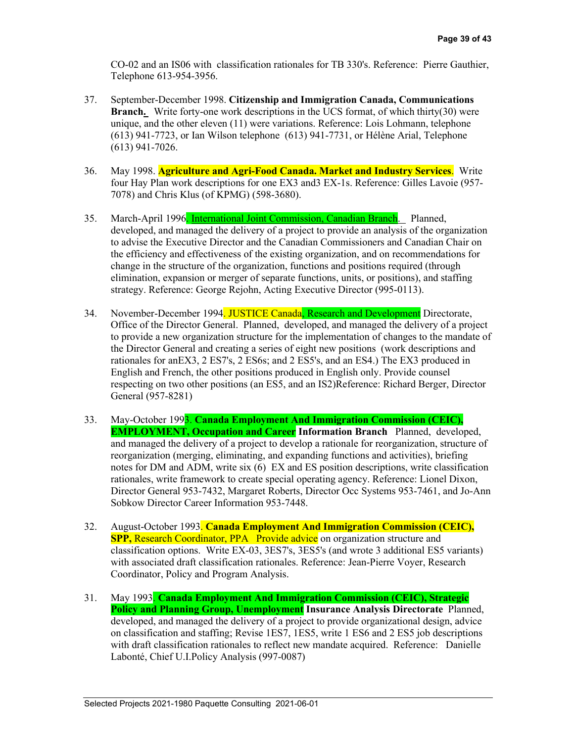CO-02 and an IS06 with classification rationales for TB 330's. Reference: Pierre Gauthier, Telephone 613-954-3956.

37. September-December 1998. **Citizenship and Immigration Canada, Communications Branch.** Write forty-one work descriptions in the UCS format, of which thirty(30) were unique, and the other eleven (11) were variations. Reference: Lois Lohmann, telephone (613) 941-7723, or Ian Wilson telephone (613) 941-7731, or Hélène Arial, Telephone (613) 941-7026.

36. May 1998. **Agriculture and Agri-Food Canada. Market and Industry Services**. Write four Hay Plan work descriptions for one EX3 and3 EX-1s. Reference: Gilles Lavoie (957-7078) and Chris Klus (of KPMG) (598-3680).

35. March-April 1996. International Joint Commission, Canadian Branch. Planned, developed, and managed the delivery of a project to provide an analysis of the organization to advise the Executive Director and the Canadian Commissioners and Canadian Chair on the efficiency and effectiveness of the existing organization, and on recommendations for change in the structure of the organization, functions and positions required (through elimination, expansion or merger of separate functions, units, or positions), and staffing strategy. Reference: George Rejohn, Acting Executive Director (995-0113).

34. November-December 1994. JUSTICE Canada, Research and Development Directorate, Office of the Director General. Planned, developed, and managed the delivery of a project to provide a new organization structure for the implementation of changes to the mandate of the Director General and creating a series of eight new positions (work descriptions and rationales for anEX3, 2 ES7's, 2 ES6s; and 2 ES5's, and an ES4.) The EX3 produced in English and French, the other positions produced in English only. Provide counsel respecting on two other positions (an ES5, and an IS2)Reference: Richard Berger, Director General (957-8281)

33. May-October 1993. **Canada Employment And Immigration Commission (CEIC), EMPLOYMENT, Occupation and Career Information Branch** Planned, developed, and managed the delivery of a project to develop a rationale for reorganization, structure of reorganization (merging, eliminating, and expanding functions and activities), briefing notes for DM and ADM, write six (6) EX and ES position descriptions, write classification rationales, write framework to create special operating agency. Reference: Lionel Dixon, Director General 953-7432, Margaret Roberts, Director Occ Systems 953-7461, and Jo-Ann Sobkow Director Career Information 953-7448.

32. August-October 1993. **Canada Employment And Immigration Commission (CEIC), SPP,** Research Coordinator, PPA Provide advice on organization structure and classification options. Write EX-03, 3ES7's, 3ES5's (and wrote 3 additional ES5 variants) with associated draft classification rationales. Reference: Jean-Pierre Voyer, Research Coordinator, Policy and Program Analysis.

31. May 1993. **Canada Employment And Immigration Commission (CEIC), Strategic Policy and Planning Group, Unemployment Insurance Analysis Directorate** Planned, developed, and managed the delivery of a project to provide organizational design, advice on classification and staffing; Revise 1ES7, 1ES5, write 1 ES6 and 2 ES5 job descriptions with draft classification rationales to reflect new mandate acquired. Reference: Danielle Labonté, Chief U.I.Policy Analysis (997-0087)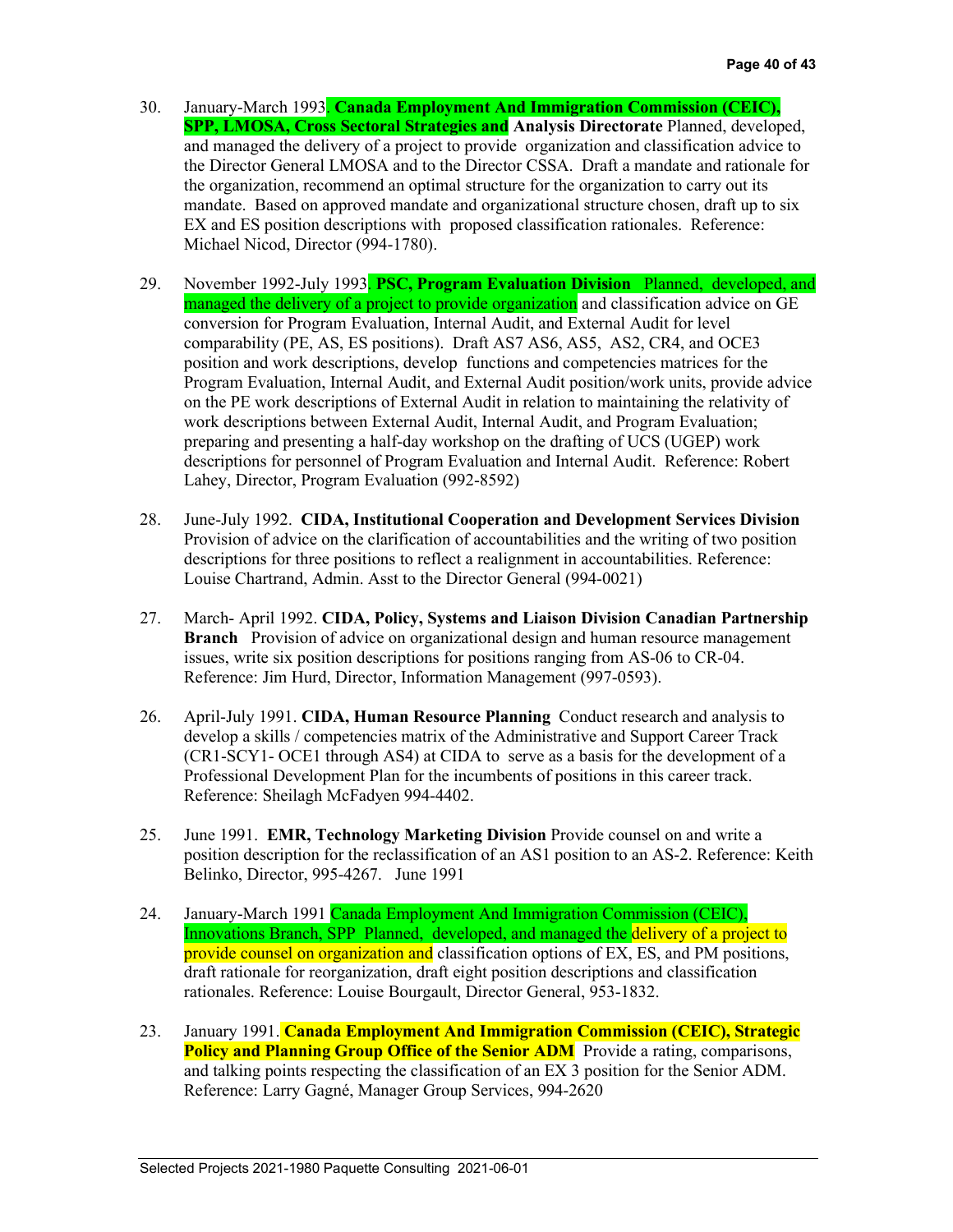30. January-March 1993. **Canada Employment And Immigration Commission (CEIC), SPP, LMOSA, Cross Sectoral Strategies and Analysis Directorate** Planned, developed, and managed the delivery of a project to provide organization and classification advice to the Director General LMOSA and to the Director CSSA. Draft a mandate and rationale for the organization, recommend an optimal structure for the organization to carry out its mandate. Based on approved mandate and organizational structure chosen, draft up to six EX and ES position descriptions with proposed classification rationales. Reference: Michael Nicod, Director (994-1780).

29. November 1992-July 1993. **PSC, Program Evaluation Division** Planned, developed, and managed the delivery of a project to provide organization and classification advice on GE conversion for Program Evaluation, Internal Audit, and External Audit for level comparability (PE, AS, ES positions). Draft AS7 AS6, AS5, AS2, CR4, and OCE3 position and work descriptions, develop functions and competencies matrices for the Program Evaluation, Internal Audit, and External Audit position/work units, provide advice on the PE work descriptions of External Audit in relation to maintaining the relativity of work descriptions between External Audit, Internal Audit, and Program Evaluation; preparing and presenting a half-day workshop on the drafting of UCS (UGEP) work descriptions for personnel of Program Evaluation and Internal Audit. Reference: Robert Lahey, Director, Program Evaluation (992-8592)

28. June-July 1992. **CIDA, Institutional Cooperation and Development Services Division** Provision of advice on the clarification of accountabilities and the writing of two position descriptions for three positions to reflect a realignment in accountabilities. Reference: Louise Chartrand, Admin. Asst to the Director General (994-0021)

27. March- April 1992. **CIDA, Policy, Systems and Liaison Division Canadian Partnership Branch** Provision of advice on organizational design and human resource management issues, write six position descriptions for positions ranging from AS-06 to CR-04. Reference: Jim Hurd, Director, Information Management (997-0593).

26. April-July 1991. **CIDA, Human Resource Planning** Conduct research and analysis to develop a skills / competencies matrix of the Administrative and Support Career Track (CR1-SCY1- OCE1 through AS4) at CIDA to serve as a basis for the development of a Professional Development Plan for the incumbents of positions in this career track. Reference: Sheilagh McFadyen 994-4402.

25. June 1991. **EMR, Technology Marketing Division** Provide counsel on and write a position description for the reclassification of an AS1 position to an AS-2. Reference: Keith Belinko, Director, 995-4267. June 1991

24. January-March 1991 Canada Employment And Immigration Commission (CEIC), Innovations Branch, SPP Planned, developed, and managed the delivery of a project to provide counsel on organization and classification options of EX, ES, and PM positions, draft rationale for reorganization, draft eight position descriptions and classification rationales. Reference: Louise Bourgault, Director General, 953-1832.

23. January 1991. **Canada Employment And Immigration Commission (CEIC), Strategic Policy and Planning Group Office of the Senior ADM** Provide a rating, comparisons, and talking points respecting the classification of an EX 3 position for the Senior ADM. Reference: Larry Gagné, Manager Group Services, 994-2620

Selected Projects 2021-1980 Paquette Consulting 2021-06-01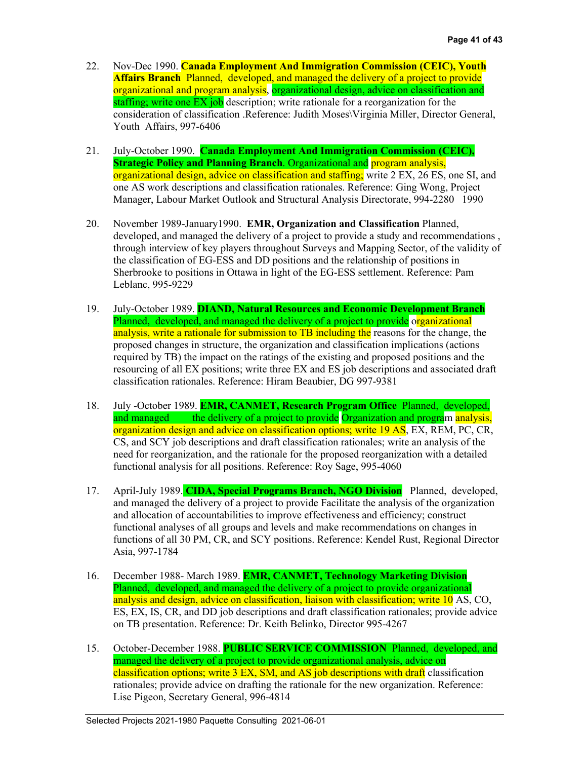22. Nov-Dec 1990. **Canada Employment And Immigration Commission (CEIC), Youth Affairs Branch** Planned, developed, and managed the delivery of a project to provide organizational and program analysis, organizational design, advice on classification and staffing; write one EX job description; write rationale for a reorganization for the consideration of classification .Reference: Judith Moses\Virginia Miller, Director General, Youth Affairs, 997-6406

21. July-October 1990. **Canada Employment And Immigration Commission (CEIC), Strategic Policy and Planning Branch**. Organizational and program analysis, organizational design, advice on classification and staffing; write 2 EX, 26 ES, one SI, and one AS work descriptions and classification rationales. Reference: Ging Wong, Project Manager, Labour Market Outlook and Structural Analysis Directorate, 994-2280 1990

20. November 1989-January1990. **EMR, Organization and Classification** Planned, developed, and managed the delivery of a project to provide a study and recommendations , through interview of key players throughout Surveys and Mapping Sector, of the validity of the classification of EG-ESS and DD positions and the relationship of positions in Sherbrooke to positions in Ottawa in light of the EG-ESS settlement. Reference: Pam Leblanc, 995-9229

19. July-October 1989. **DIAND, Natural Resources and Economic Development Branch** Planned, developed, and managed the delivery of a project to provide organizational analysis, write a rationale for submission to TB including the reasons for the change, the proposed changes in structure, the organization and classification implications (actions required by TB) the impact on the ratings of the existing and proposed positions and the resourcing of all EX positions; write three EX and ES job descriptions and associated draft classification rationales. Reference: Hiram Beaubier, DG 997-9381

18. July -October 1989. **EMR, CANMET, Research Program Office** Planned, developed, and managed the delivery of a project to provide Organization and program analysis, organization design and advice on classification options; write 19 AS, EX, REM, PC, CR, CS, and SCY job descriptions and draft classification rationales; write an analysis of the need for reorganization, and the rationale for the proposed reorganization with a detailed functional analysis for all positions. Reference: Roy Sage, 995-4060

17. April-July 1989. **CIDA, Special Programs Branch, NGO Division** Planned, developed, and managed the delivery of a project to provide Facilitate the analysis of the organization and allocation of accountabilities to improve effectiveness and efficiency; construct functional analyses of all groups and levels and make recommendations on changes in functions of all 30 PM, CR, and SCY positions. Reference: Kendel Rust, Regional Director Asia, 997-1784

16. December 1988- March 1989. **EMR, CANMET, Technology Marketing Division** Planned, developed, and managed the delivery of a project to provide organizational analysis and design, advice on classification, liaison with classification; write 10 AS, CO, ES, EX, IS, CR, and DD job descriptions and draft classification rationales; provide advice on TB presentation. Reference: Dr. Keith Belinko, Director 995-4267

15. October-December 1988. **PUBLIC SERVICE COMMISSION** Planned, developed, and managed the delivery of a project to provide organizational analysis, advice on classification options; write 3 EX, SM, and AS job descriptions with draft classification rationales; provide advice on drafting the rationale for the new organization. Reference: Lise Pigeon, Secretary General, 996-4814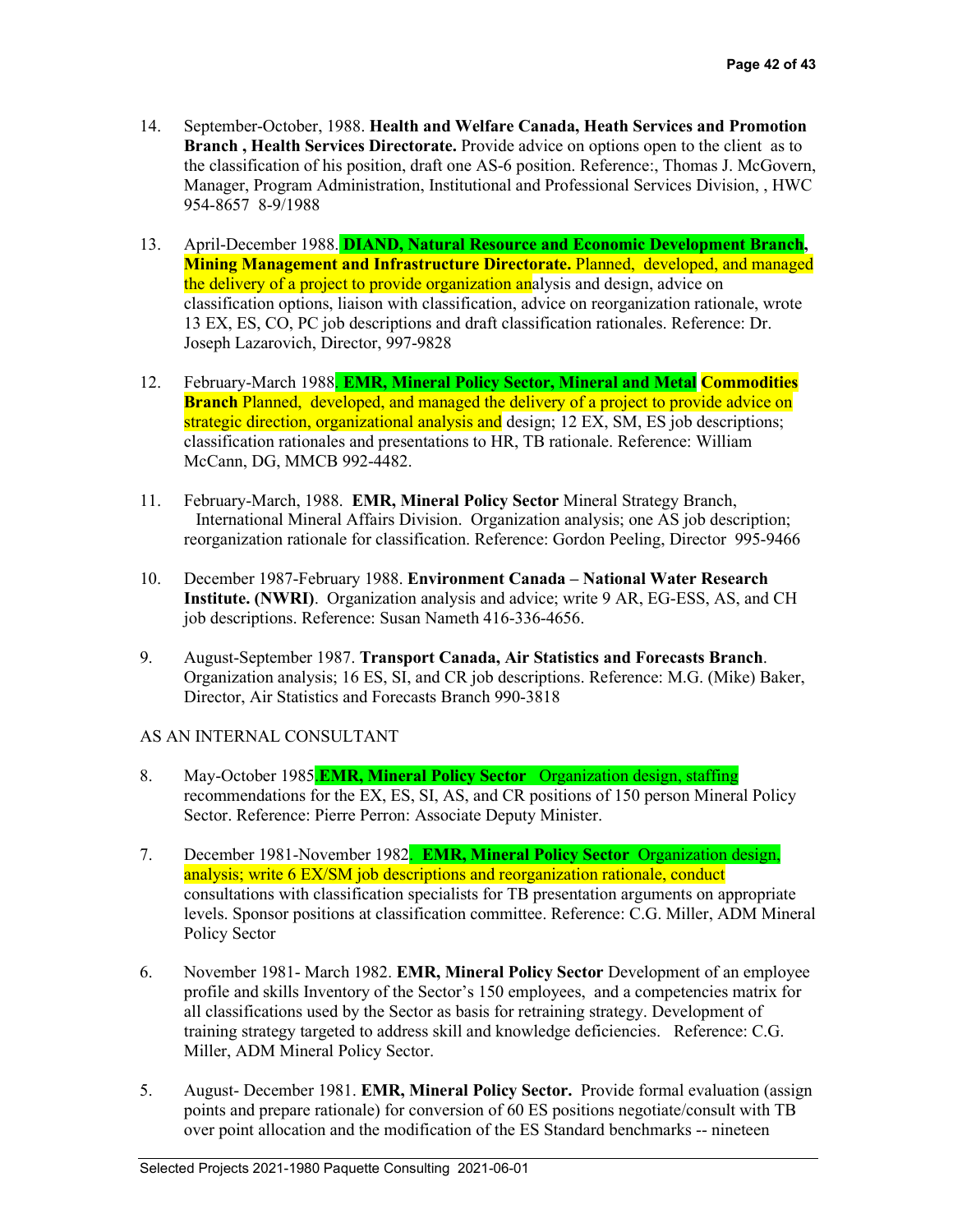14. September-October, 1988. **Health and Welfare Canada, Heath Services and Promotion Branch , Health Services Directorate.** Provide advice on options open to the client as to the classification of his position, draft one AS-6 position. Reference:, Thomas J. McGovern, Manager, Program Administration, Institutional and Professional Services Division, , HWC 954-8657 8-9/1988

13. April-December 1988. **DIAND, Natural Resource and Economic Development Branch, Mining Management and Infrastructure Directorate.** Planned, developed, and managed the delivery of a project to provide organization analysis and design, advice on classification options, liaison with classification, advice on reorganization rationale, wrote 13 EX, ES, CO, PC job descriptions and draft classification rationales. Reference: Dr. Joseph Lazarovich, Director, 997-9828

12. February-March 1988. **EMR, Mineral Policy Sector, Mineral and Metal Commodities Branch** Planned, developed, and managed the delivery of a project to provide advice on strategic direction, organizational analysis and design; 12 EX, SM, ES job descriptions; classification rationales and presentations to HR, TB rationale. Reference: William McCann, DG, MMCB 992-4482.

11. February-March, 1988. **EMR, Mineral Policy Sector** Mineral Strategy Branch, International Mineral Affairs Division. Organization analysis; one AS job description; reorganization rationale for classification. Reference: Gordon Peeling, Director 995-9466

10. December 1987-February 1988. **Environment Canada – National Water Research Institute. (NWRI)**. Organization analysis and advice; write 9 AR, EG-ESS, AS, and CH job descriptions. Reference: Susan Nameth 416-336-4656.

9. August-September 1987. **Transport Canada, Air Statistics and Forecasts Branch**. Organization analysis; 16 ES, SI, and CR job descriptions. Reference: M.G. (Mike) Baker, Director, Air Statistics and Forecasts Branch 990-3818

AS AN INTERNAL CONSULTANT

8. May-October 1985. **EMR, Mineral Policy Sector** Organization design, staffing recommendations for the EX, ES, SI, AS, and CR positions of 150 person Mineral Policy Sector. Reference: Pierre Perron: Associate Deputy Minister.

7. December 1981-November 1982. **EMR, Mineral Policy Sector** Organization design, analysis; write 6 EX/SM job descriptions and reorganization rationale, conduct consultations with classification specialists for TB presentation arguments on appropriate levels. Sponsor positions at classification committee. Reference: C.G. Miller, ADM Mineral Policy Sector

6. November 1981- March 1982. **EMR, Mineral Policy Sector** Development of an employee profile and skills Inventory of the Sector's 150 employees, and a competencies matrix for all classifications used by the Sector as basis for retraining strategy. Development of training strategy targeted to address skill and knowledge deficiencies. Reference: C.G. Miller, ADM Mineral Policy Sector.

5. August- December 1981. **EMR, Mineral Policy Sector.** Provide formal evaluation (assign points and prepare rationale) for conversion of 60 ES positions negotiate/consult with TB over point allocation and the modification of the ES Standard benchmarks -- nineteen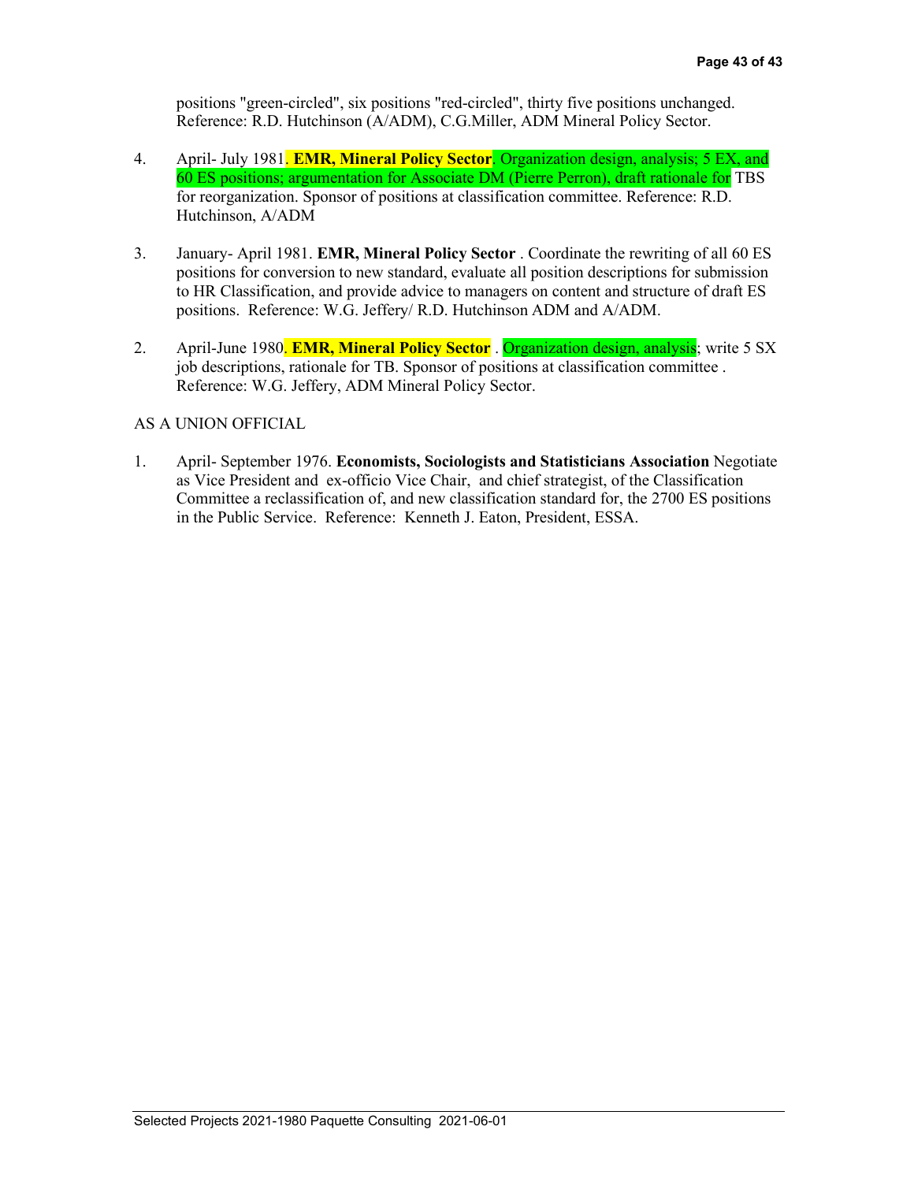positions "green-circled", six positions "red-circled", thirty five positions unchanged. Reference: R.D. Hutchinson (A/ADM), C.G.Miller, ADM Mineral Policy Sector.

4. April- July 1981. **EMR, Mineral Policy Sector**. Organization design, analysis; 5 EX, and 60 ES positions; argumentation for Associate DM (Pierre Perron), draft rationale for TBS for reorganization. Sponsor of positions at classification committee. Reference: R.D. Hutchinson, A/ADM

3. January- April 1981. **EMR, Mineral Policy Sector** . Coordinate the rewriting of all 60 ES positions for conversion to new standard, evaluate all position descriptions for submission to HR Classification, and provide advice to managers on content and structure of draft ES positions. Reference: W.G. Jeffery/ R.D. Hutchinson ADM and A/ADM.

2. April-June 1980. **EMR, Mineral Policy Sector** . Organization design, analysis; write 5 SX job descriptions, rationale for TB. Sponsor of positions at classification committee . Reference: W.G. Jeffery, ADM Mineral Policy Sector.

AS A UNION OFFICIAL

1. April- September 1976. **Economists, Sociologists and Statisticians Association** Negotiate as Vice President and ex-officio Vice Chair, and chief strategist, of the Classification Committee a reclassification of, and new classification standard for, the 2700 ES positions in the Public Service. Reference: Kenneth J. Eaton, President, ESSA.